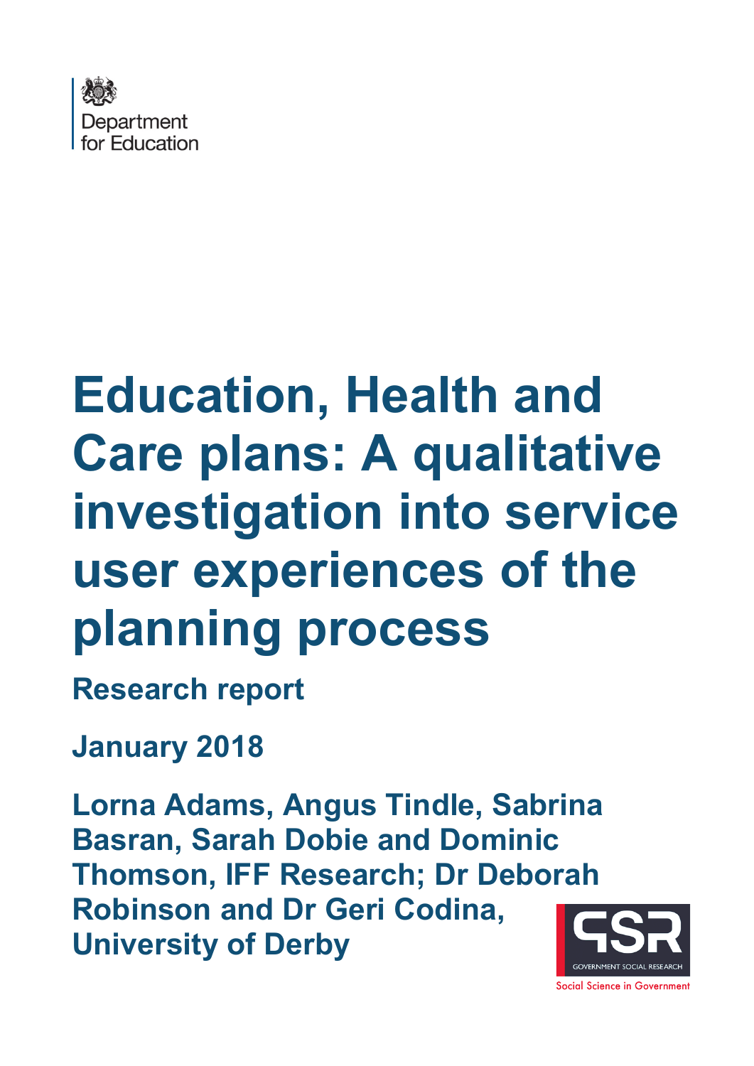Department for Education

# Education, Health and Care plans: A qualitative investigation into service user experiences of the planning process

## Research report

## January 2018

**Lorna Adams, Angus Tindle, Sabrina Basran, Sarah Dobie and Dominic Thomson, IFF Research; Dr Deborah Robinson and Dr Geri Codina, University of Derby**

GSR GOVERNMENT SOCIAL RESEARCH

Social Science in Government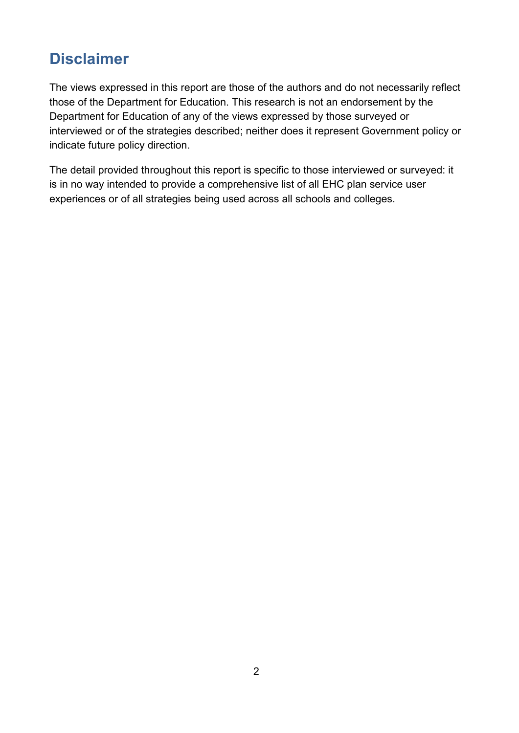## Disclaimer

The views expressed in this report are those of the authors and do not necessarily reflect those of the Department for Education. This research is not an endorsement by the Department for Education of any of the views expressed by those surveyed or interviewed or of the strategies described; neither does it represent Government policy or indicate future policy direction.

The detail provided throughout this report is specific to those interviewed or surveyed: it is in no way intended to provide a comprehensive list of all EHC plan service user experiences or of all strategies being used across all schools and colleges.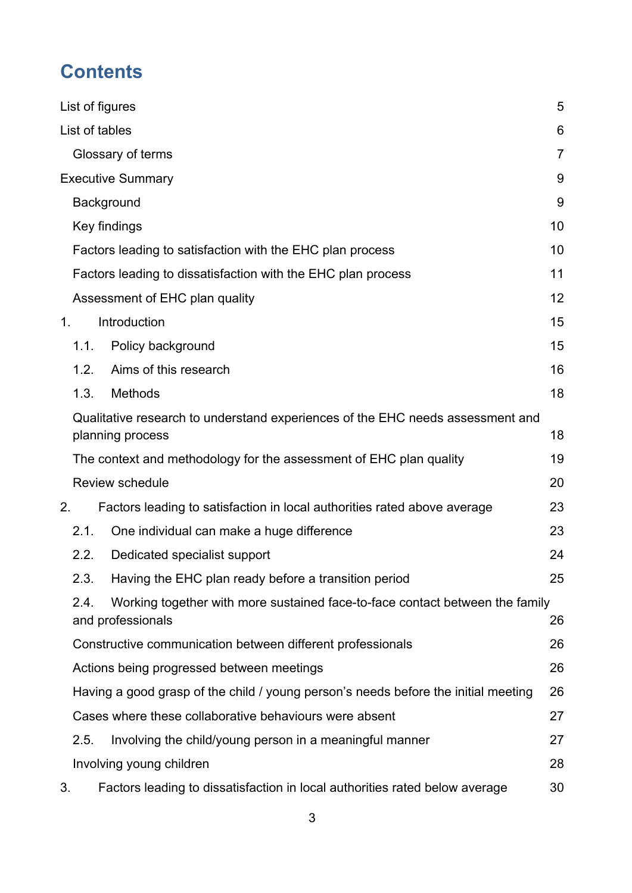# Contents

List of figures 5

List of tables 6

Glossary of terms 7

Executive Summary 9

Background 9

Key findings 10

Factors leading to satisfaction with the EHC plan process 10

Factors leading to dissatisfaction with the EHC plan process 11

Assessment of EHC plan quality 12

1. Introduction 15

1.1. Policy background 15

1.2. Aims of this research 16

1.3. Methods 18

Qualitative research to understand experiences of the EHC needs assessment and planning process 18

The context and methodology for the assessment of EHC plan quality 19

Review schedule 20

2. Factors leading to satisfaction in local authorities rated above average 23

2.1. One individual can make a huge difference 23

2.2. Dedicated specialist support 24

2.3. Having the EHC plan ready before a transition period 25

2.4. Working together with more sustained face-to-face contact between the family and professionals 26

Constructive communication between different professionals 26

Actions being progressed between meetings 26

Having a good grasp of the child / young person's needs before the initial meeting 26

Cases where these collaborative behaviours were absent 27

2.5. Involving the child/young person in a meaningful manner 27

Involving young children 28

3. Factors leading to dissatisfaction in local authorities rated below average 30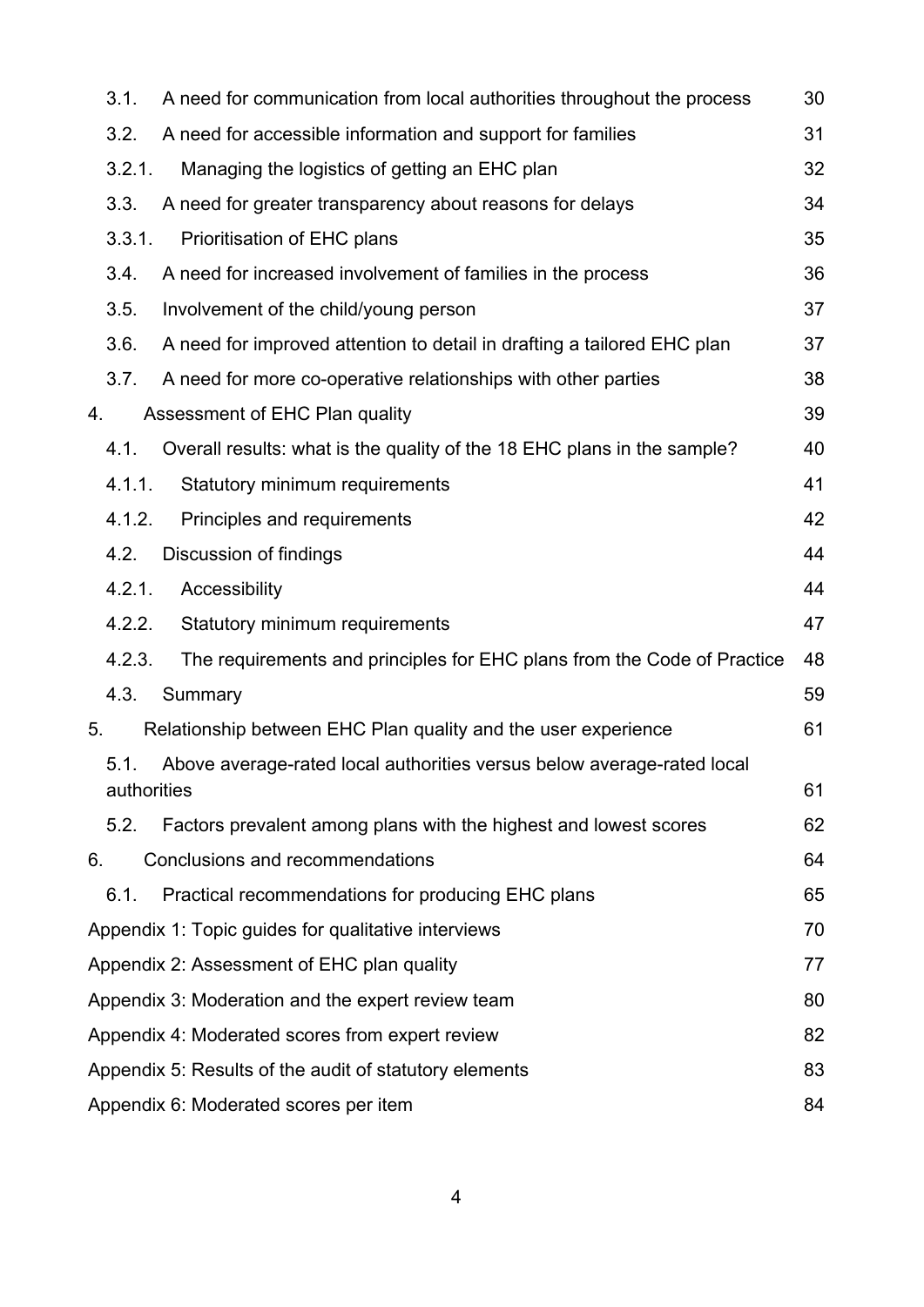3.1. A need for communication from local authorities throughout the process 30

3.2. A need for accessible information and support for families 31

3.2.1. Managing the logistics of getting an EHC plan 32

3.3. A need for greater transparency about reasons for delays 34

3.3.1. Prioritisation of EHC plans 35

3.4. A need for increased involvement of families in the process 36

3.5. Involvement of the child/young person 37

3.6. A need for improved attention to detail in drafting a tailored EHC plan 37

3.7. A need for more co-operative relationships with other parties 38

4. Assessment of EHC Plan quality 39

4.1. Overall results: what is the quality of the 18 EHC plans in the sample? 40

4.1.1. Statutory minimum requirements 41

4.1.2. Principles and requirements 42

4.2. Discussion of findings 44

4.2.1. Accessibility 44

4.2.2. Statutory minimum requirements 47

4.2.3. The requirements and principles for EHC plans from the Code of Practice 48

4.3. Summary 59

5. Relationship between EHC Plan quality and the user experience 61

5.1. Above average-rated local authorities versus below average-rated local authorities 61

5.2. Factors prevalent among plans with the highest and lowest scores 62

6. Conclusions and recommendations 64

6.1. Practical recommendations for producing EHC plans 65

Appendix 1: Topic guides for qualitative interviews 70

Appendix 2: Assessment of EHC plan quality 77

Appendix 3: Moderation and the expert review team 80

Appendix 4: Moderated scores from expert review 82

Appendix 5: Results of the audit of statutory elements 83

Appendix 6: Moderated scores per item 84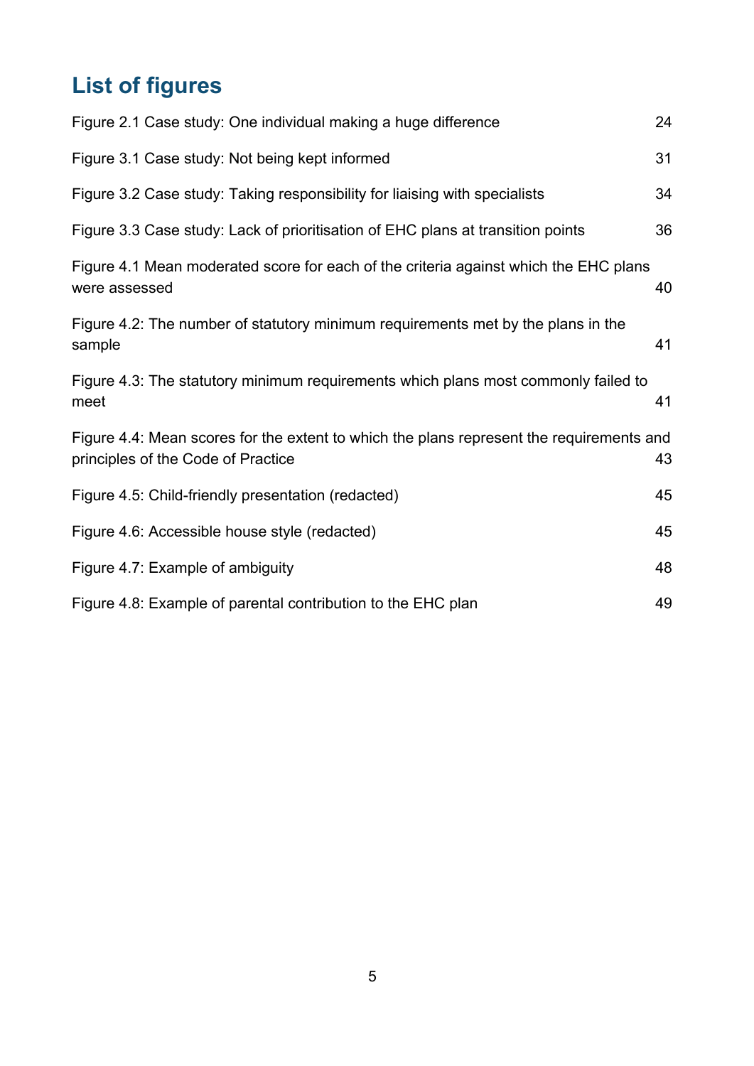## List of figures

Figure 2.1 Case study: One individual making a huge difference 24

Figure 3.1 Case study: Not being kept informed 31

Figure 3.2 Case study: Taking responsibility for liaising with specialists 34

Figure 3.3 Case study: Lack of prioritisation of EHC plans at transition points 36

Figure 4.1 Mean moderated score for each of the criteria against which the EHC plans were assessed 40

Figure 4.2: The number of statutory minimum requirements met by the plans in the sample 41

Figure 4.3: The statutory minimum requirements which plans most commonly failed to meet 41

Figure 4.4: Mean scores for the extent to which the plans represent the requirements and principles of the Code of Practice 43

Figure 4.5: Child-friendly presentation (redacted) 45

Figure 4.6: Accessible house style (redacted) 45

Figure 4.7: Example of ambiguity 48

Figure 4.8: Example of parental contribution to the EHC plan 49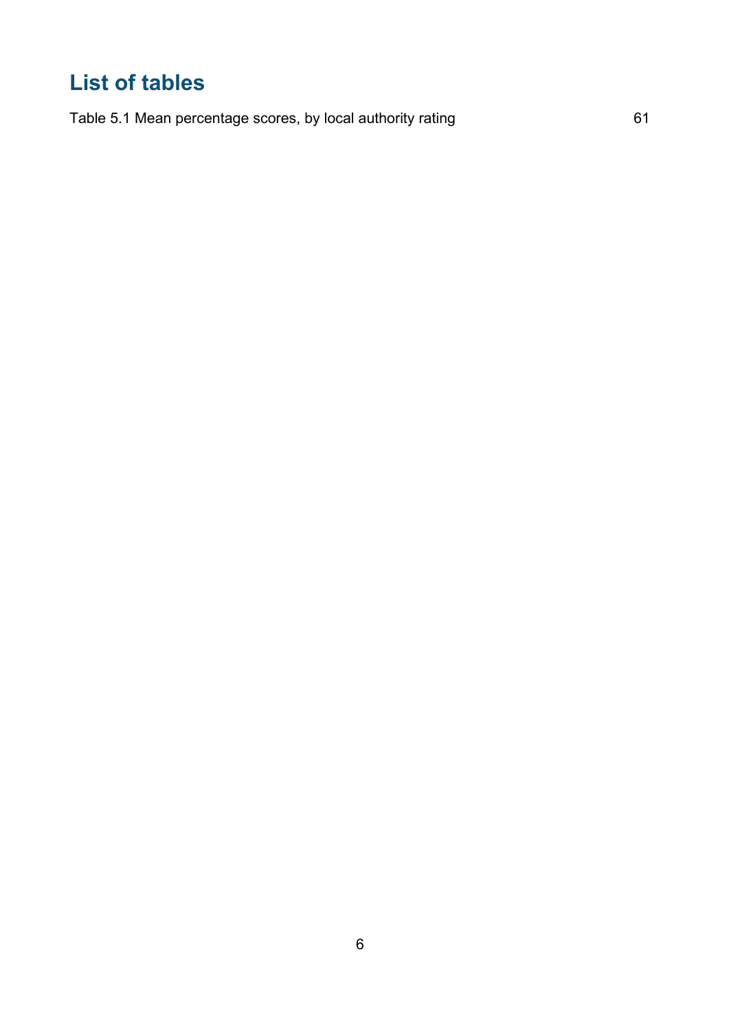# List of tables

Table 5.1 Mean percentage scores, by local authority rating 61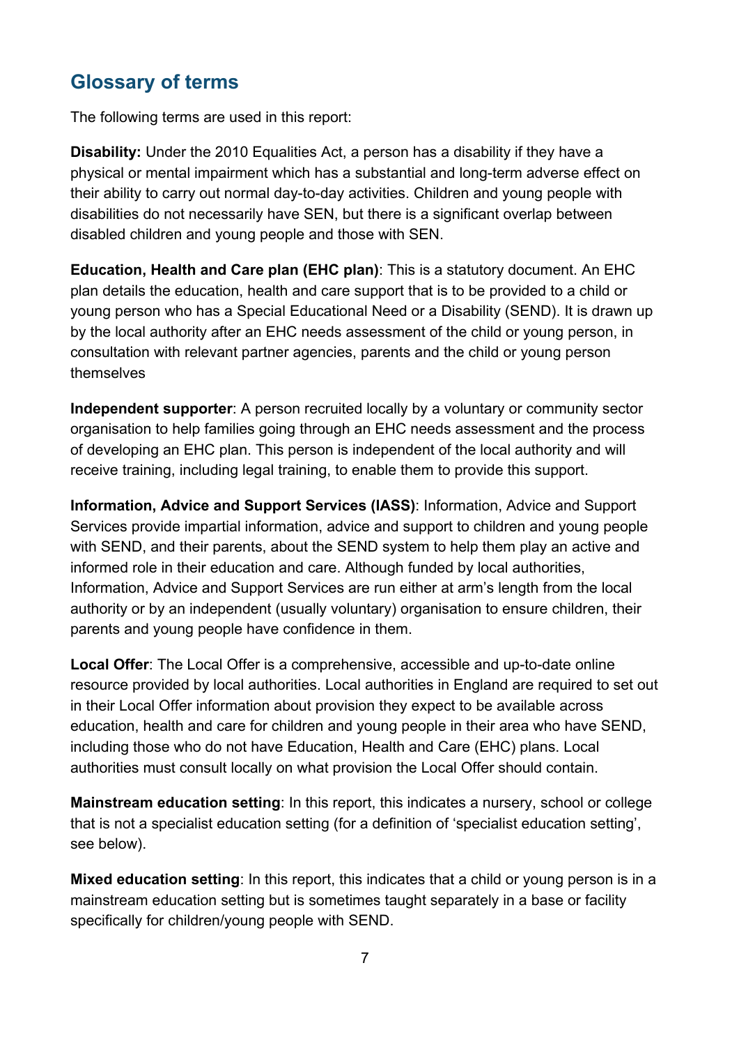## Glossary of terms

The following terms are used in this report:

**Disability:** Under the 2010 Equalities Act, a person has a disability if they have a physical or mental impairment which has a substantial and long-term adverse effect on their ability to carry out normal day-to-day activities. Children and young people with disabilities do not necessarily have SEN, but there is a significant overlap between disabled children and young people and those with SEN.

**Education, Health and Care plan (EHC plan)**: This is a statutory document. An EHC plan details the education, health and care support that is to be provided to a child or young person who has a Special Educational Need or a Disability (SEND). It is drawn up by the local authority after an EHC needs assessment of the child or young person, in consultation with relevant partner agencies, parents and the child or young person themselves

**Independent supporter**: A person recruited locally by a voluntary or community sector organisation to help families going through an EHC needs assessment and the process of developing an EHC plan. This person is independent of the local authority and will receive training, including legal training, to enable them to provide this support.

**Information, Advice and Support Services (IASS)**: Information, Advice and Support Services provide impartial information, advice and support to children and young people with SEND, and their parents, about the SEND system to help them play an active and informed role in their education and care. Although funded by local authorities, Information, Advice and Support Services are run either at arm's length from the local authority or by an independent (usually voluntary) organisation to ensure children, their parents and young people have confidence in them.

**Local Offer**: The Local Offer is a comprehensive, accessible and up-to-date online resource provided by local authorities. Local authorities in England are required to set out in their Local Offer information about provision they expect to be available across education, health and care for children and young people in their area who have SEND, including those who do not have Education, Health and Care (EHC) plans. Local authorities must consult locally on what provision the Local Offer should contain.

**Mainstream education setting**: In this report, this indicates a nursery, school or college that is not a specialist education setting (for a definition of 'specialist education setting', see below).

**Mixed education setting**: In this report, this indicates that a child or young person is in a mainstream education setting but is sometimes taught separately in a base or facility specifically for children/young people with SEND.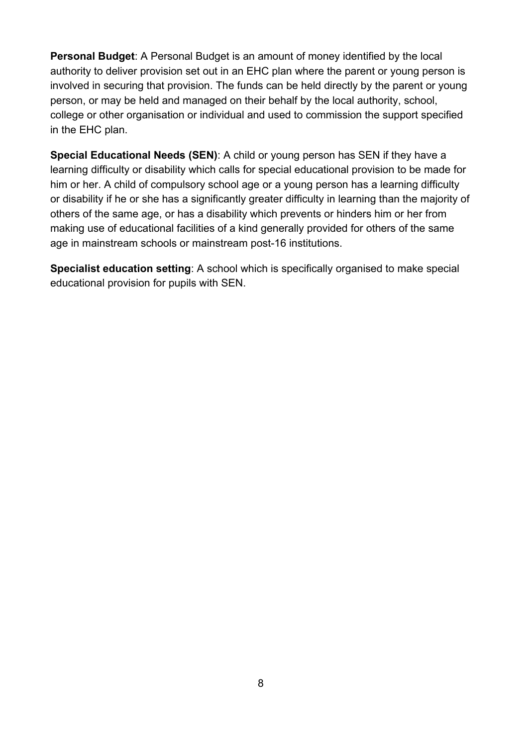**Personal Budget**: A Personal Budget is an amount of money identified by the local authority to deliver provision set out in an EHC plan where the parent or young person is involved in securing that provision. The funds can be held directly by the parent or young person, or may be held and managed on their behalf by the local authority, school, college or other organisation or individual and used to commission the support specified in the EHC plan.

**Special Educational Needs (SEN)**: A child or young person has SEN if they have a learning difficulty or disability which calls for special educational provision to be made for him or her. A child of compulsory school age or a young person has a learning difficulty or disability if he or she has a significantly greater difficulty in learning than the majority of others of the same age, or has a disability which prevents or hinders him or her from making use of educational facilities of a kind generally provided for others of the same age in mainstream schools or mainstream post-16 institutions.

**Specialist education setting**: A school which is specifically organised to make special educational provision for pupils with SEN.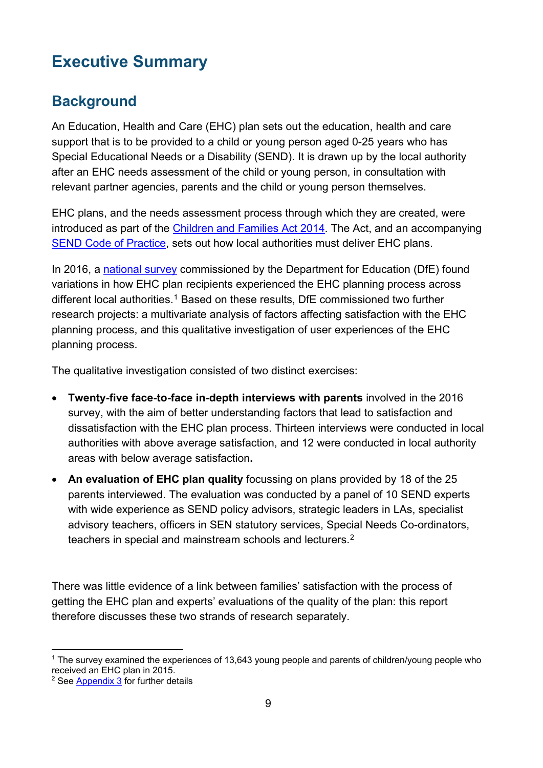# Executive Summary

## Background

An Education, Health and Care (EHC) plan sets out the education, health and care support that is to be provided to a child or young person aged 0-25 years who has Special Educational Needs or a Disability (SEND). It is drawn up by the local authority after an EHC needs assessment of the child or young person, in consultation with relevant partner agencies, parents and the child or young person themselves.

EHC plans, and the needs assessment process through which they are created, were introduced as part of the Children and Families Act 2014. The Act, and an accompanying SEND Code of Practice, sets out how local authorities must deliver EHC plans.

In 2016, a national survey commissioned by the Department for Education (DfE) found variations in how EHC plan recipients experienced the EHC planning process across different local authorities.[1] Based on these results, DfE commissioned two further research projects: a multivariate analysis of factors affecting satisfaction with the EHC planning process, and this qualitative investigation of user experiences of the EHC planning process.

The qualitative investigation consisted of two distinct exercises:

- **Twenty-five face-to-face in-depth interviews with parents** involved in the 2016 survey, with the aim of better understanding factors that lead to satisfaction and dissatisfaction with the EHC plan process. Thirteen interviews were conducted in local authorities with above average satisfaction, and 12 were conducted in local authority areas with below average satisfaction**.**
- **An evaluation of EHC plan quality** focussing on plans provided by 18 of the 25 parents interviewed. The evaluation was conducted by a panel of 10 SEND experts with wide experience as SEND policy advisors, strategic leaders in LAs, specialist advisory teachers, officers in SEN statutory services, Special Needs Co-ordinators, teachers in special and mainstream schools and lecturers.[2]

There was little evidence of a link between families' satisfaction with the process of getting the EHC plan and experts' evaluations of the quality of the plan: this report therefore discusses these two strands of research separately.

[1] The survey examined the experiences of 13,643 young people and parents of children/young people who received an EHC plan in 2015.
[2] See Appendix 3 for further details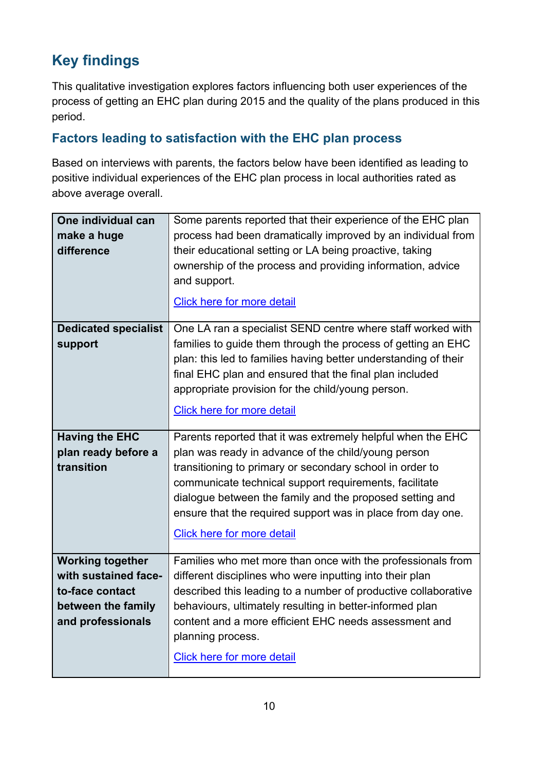## Key findings

This qualitative investigation explores factors influencing both user experiences of the process of getting an EHC plan during 2015 and the quality of the plans produced in this period.

### Factors leading to satisfaction with the EHC plan process

Based on interviews with parents, the factors below have been identified as leading to positive individual experiences of the EHC plan process in local authorities rated as above average overall.

| | |
|---|---|
| **One individual can make a huge difference** | Some parents reported that their experience of the EHC plan process had been dramatically improved by an individual from their educational setting or LA being proactive, taking ownership of the process and providing information, advice and support.<br><br>Click here for more detail |
| **Dedicated specialist support** | One LA ran a specialist SEND centre where staff worked with families to guide them through the process of getting an EHC plan: this led to families having better understanding of their final EHC plan and ensured that the final plan included appropriate provision for the child/young person.<br><br>Click here for more detail |
| **Having the EHC plan ready before a transition** | Parents reported that it was extremely helpful when the EHC plan was ready in advance of the child/young person transitioning to primary or secondary school in order to communicate technical support requirements, facilitate dialogue between the family and the proposed setting and ensure that the required support was in place from day one.<br><br>Click here for more detail |
| **Working together with sustained face-to-face contact between the family and professionals** | Families who met more than once with the professionals from different disciplines who were inputting into their plan described this leading to a number of productive collaborative behaviours, ultimately resulting in better-informed plan content and a more efficient EHC needs assessment and planning process.<br><br>Click here for more detail |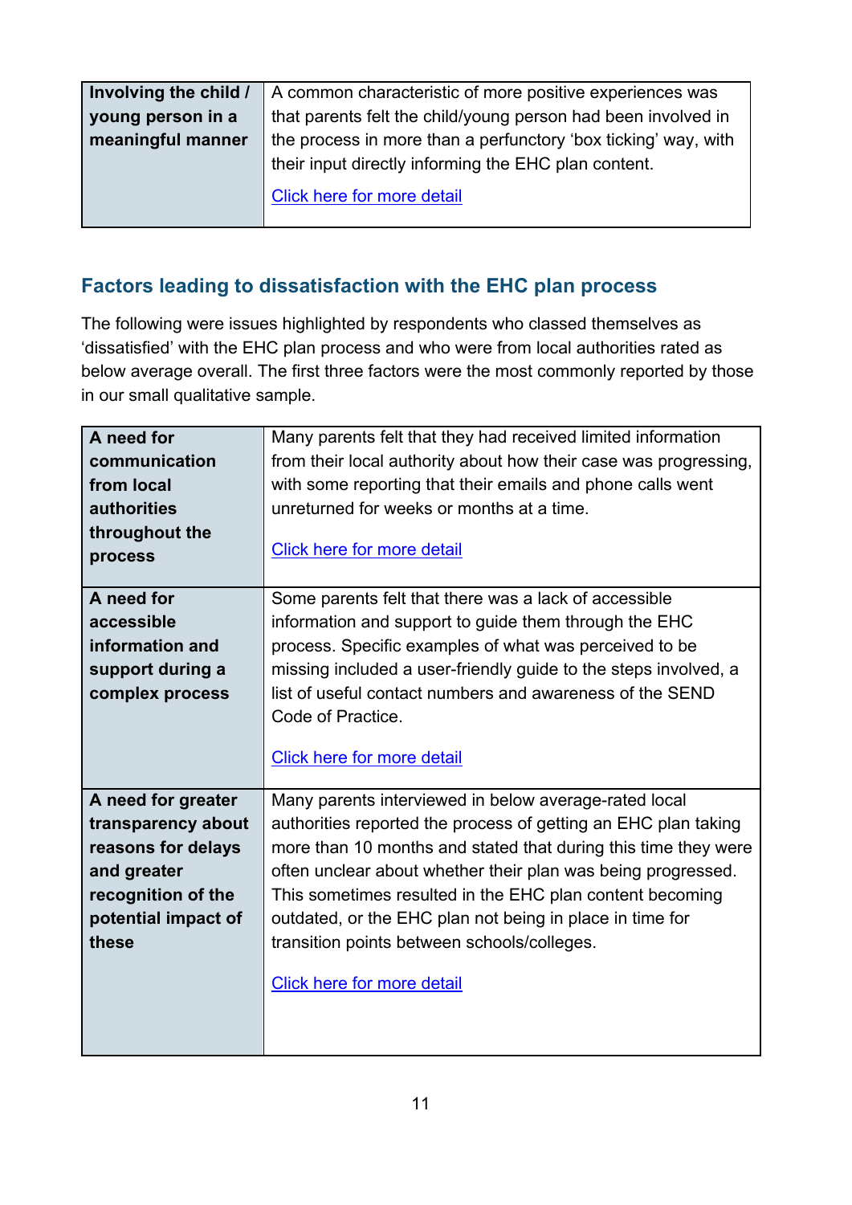| **Involving the child / young person in a meaningful manner** | A common characteristic of more positive experiences was that parents felt the child/young person had been involved in the process in more than a perfunctory 'box ticking' way, with their input directly informing the EHC plan content.<br><br>Click here for more detail |
|---|---|

## Factors leading to dissatisfaction with the EHC plan process

The following were issues highlighted by respondents who classed themselves as 'dissatisfied' with the EHC plan process and who were from local authorities rated as below average overall. The first three factors were the most commonly reported by those in our small qualitative sample.

| **A need for communication from local authorities throughout the process** | Many parents felt that they had received limited information from their local authority about how their case was progressing, with some reporting that their emails and phone calls went unreturned for weeks or months at a time.<br><br>Click here for more detail |
|---|---|
| **A need for accessible information and support during a complex process** | Some parents felt that there was a lack of accessible information and support to guide them through the EHC process. Specific examples of what was perceived to be missing included a user-friendly guide to the steps involved, a list of useful contact numbers and awareness of the SEND Code of Practice.<br><br>Click here for more detail |
| **A need for greater transparency about reasons for delays and greater recognition of the potential impact of these** | Many parents interviewed in below average-rated local authorities reported the process of getting an EHC plan taking more than 10 months and stated that during this time they were often unclear about whether their plan was being progressed. This sometimes resulted in the EHC plan content becoming outdated, or the EHC plan not being in place in time for transition points between schools/colleges.<br><br>Click here for more detail |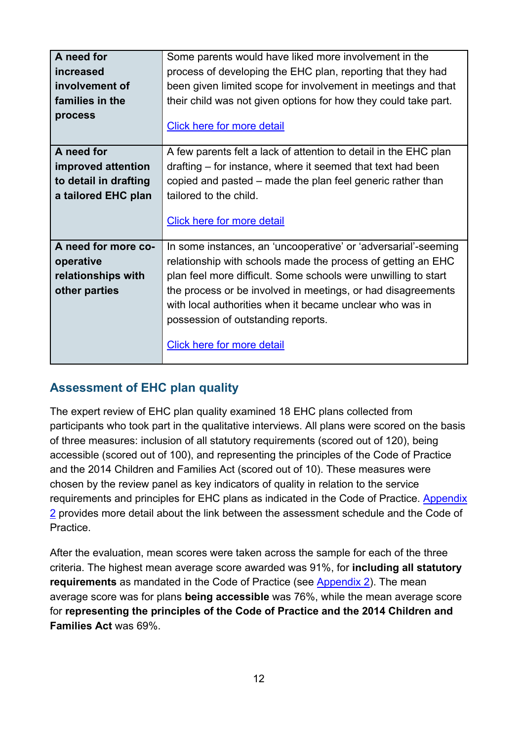| | |
|---|---|
| **A need for increased involvement of families in the process** | Some parents would have liked more involvement in the process of developing the EHC plan, reporting that they had been given limited scope for involvement in meetings and that their child was not given options for how they could take part.<br><br>Click here for more detail |
| **A need for improved attention to detail in drafting a tailored EHC plan** | A few parents felt a lack of attention to detail in the EHC plan drafting – for instance, where it seemed that text had been copied and pasted – made the plan feel generic rather than tailored to the child.<br><br>Click here for more detail |
| **A need for more co-operative relationships with other parties** | In some instances, an 'uncooperative' or 'adversarial'-seeming relationship with schools made the process of getting an EHC plan feel more difficult. Some schools were unwilling to start the process or be involved in meetings, or had disagreements with local authorities when it became unclear who was in possession of outstanding reports.<br><br>Click here for more detail |

## Assessment of EHC plan quality

The expert review of EHC plan quality examined 18 EHC plans collected from participants who took part in the qualitative interviews. All plans were scored on the basis of three measures: inclusion of all statutory requirements (scored out of 120), being accessible (scored out of 100), and representing the principles of the Code of Practice and the 2014 Children and Families Act (scored out of 10). These measures were chosen by the review panel as key indicators of quality in relation to the service requirements and principles for EHC plans as indicated in the Code of Practice. Appendix 2 provides more detail about the link between the assessment schedule and the Code of Practice.

After the evaluation, mean scores were taken across the sample for each of the three criteria. The highest mean average score awarded was 91%, for **including all statutory requirements** as mandated in the Code of Practice (see Appendix 2). The mean average score was for plans **being accessible** was 76%, while the mean average score for **representing the principles of the Code of Practice and the 2014 Children and Families Act** was 69%.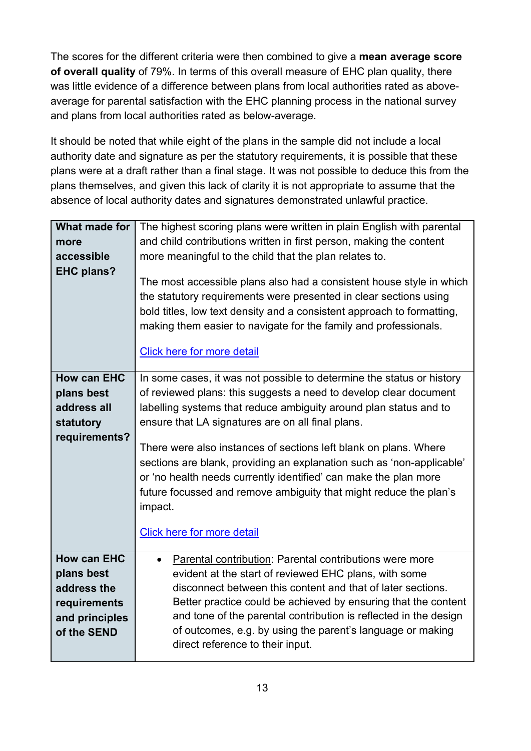The scores for the different criteria were then combined to give a **mean average score of overall quality** of 79%. In terms of this overall measure of EHC plan quality, there was little evidence of a difference between plans from local authorities rated as above-average for parental satisfaction with the EHC planning process in the national survey and plans from local authorities rated as below-average.

It should be noted that while eight of the plans in the sample did not include a local authority date and signature as per the statutory requirements, it is possible that these plans were at a draft rather than a final stage. It was not possible to deduce this from the plans themselves, and given this lack of clarity it is not appropriate to assume that the absence of local authority dates and signatures demonstrated unlawful practice.

| | |
|---|---|
| **What made for more accessible EHC plans?** | The highest scoring plans were written in plain English with parental and child contributions written in first person, making the content more meaningful to the child that the plan relates to.<br><br>The most accessible plans also had a consistent house style in which the statutory requirements were presented in clear sections using bold titles, low text density and a consistent approach to formatting, making them easier to navigate for the family and professionals.<br><br>[Click here for more detail] |
| **How can EHC plans best address all statutory requirements?** | In some cases, it was not possible to determine the status or history of reviewed plans: this suggests a need to develop clear document labelling systems that reduce ambiguity around plan status and to ensure that LA signatures are on all final plans.<br><br>There were also instances of sections left blank on plans. Where sections are blank, providing an explanation such as 'non-applicable' or 'no health needs currently identified' can make the plan more future focussed and remove ambiguity that might reduce the plan's impact.<br><br>[Click here for more detail] |
| **How can EHC plans best address the requirements and principles of the SEND** | • Parental contribution: Parental contributions were more evident at the start of reviewed EHC plans, with some disconnect between this content and that of later sections. Better practice could be achieved by ensuring that the content and tone of the parental contribution is reflected in the design of outcomes, e.g. by using the parent's language or making direct reference to their input. |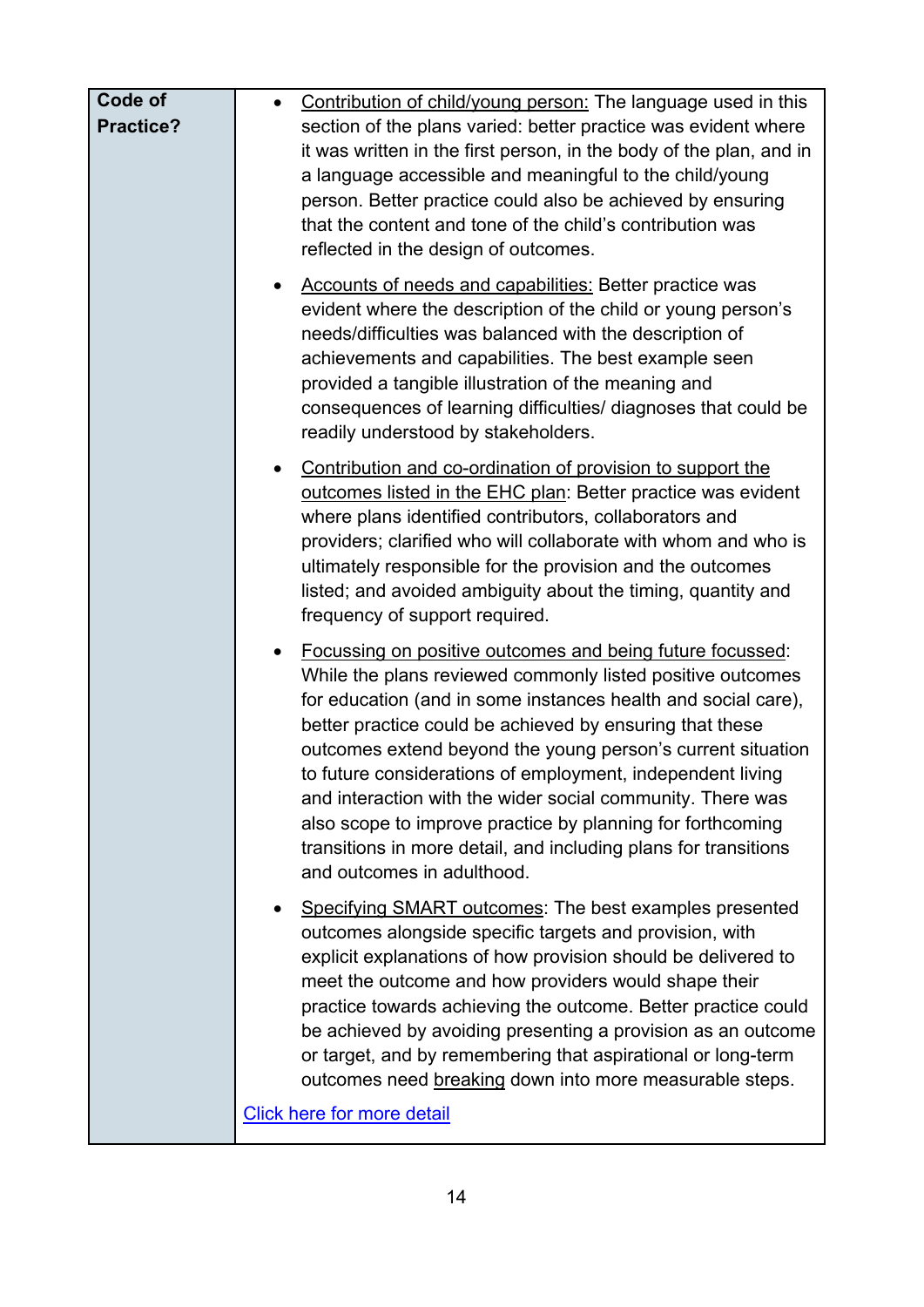| Code of Practice? | <ul><li><u>Contribution of child/young person:</u> The language used in this section of the plans varied: better practice was evident where it was written in the first person, in the body of the plan, and in a language accessible and meaningful to the child/young person. Better practice could also be achieved by ensuring that the content and tone of the child's contribution was reflected in the design of outcomes.</li><li><u>Accounts of needs and capabilities:</u> Better practice was evident where the description of the child or young person's needs/difficulties was balanced with the description of achievements and capabilities. The best example seen provided a tangible illustration of the meaning and consequences of learning difficulties/ diagnoses that could be readily understood by stakeholders.</li><li><u>Contribution and co-ordination of provision to support the outcomes listed in the EHC plan</u>: Better practice was evident where plans identified contributors, collaborators and providers; clarified who will collaborate with whom and who is ultimately responsible for the provision and the outcomes listed; and avoided ambiguity about the timing, quantity and frequency of support required.</li><li><u>Focussing on positive outcomes and being future focussed</u>: While the plans reviewed commonly listed positive outcomes for education (and in some instances health and social care), better practice could be achieved by ensuring that these outcomes extend beyond the young person's current situation to future considerations of employment, independent living and interaction with the wider social community. There was also scope to improve practice by planning for forthcoming transitions in more detail, and including plans for transitions and outcomes in adulthood.</li><li><u>Specifying SMART outcomes</u>: The best examples presented outcomes alongside specific targets and provision, with explicit explanations of how provision should be delivered to meet the outcome and how providers would shape their practice towards achieving the outcome. Better practice could be achieved by avoiding presenting a provision as an outcome or target, and by remembering that aspirational or long-term outcomes need <u>breaking</u> down into more measurable steps.</li></ul>[Click here for more detail] |
|---|---|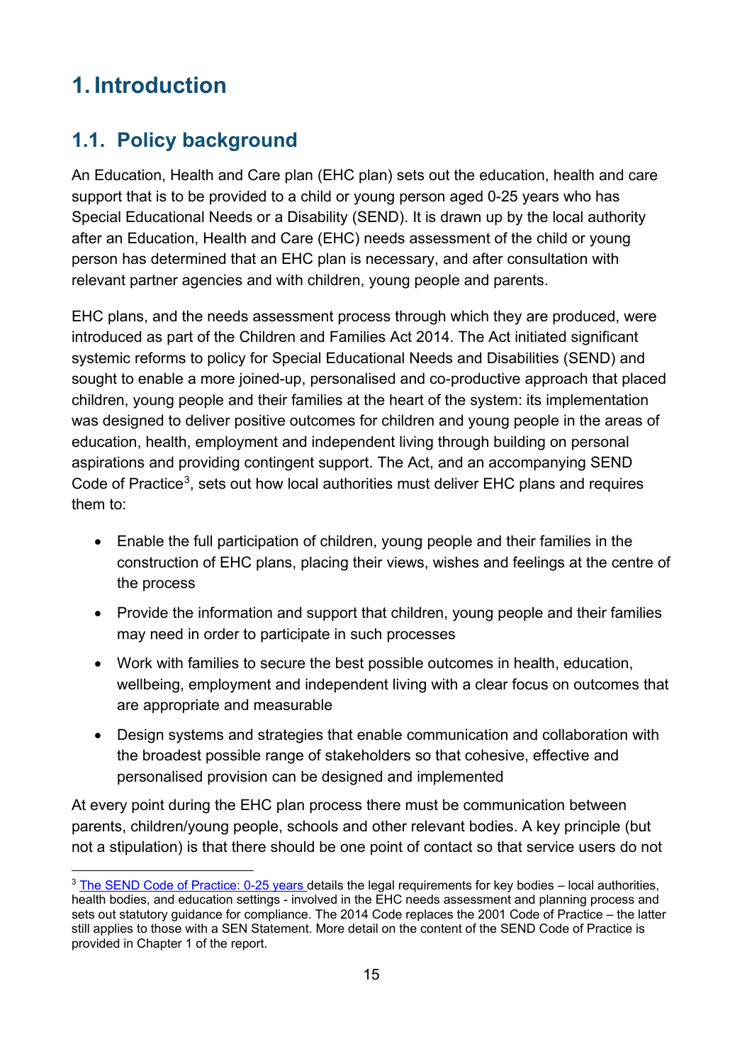# 1. Introduction

## 1.1. Policy background

An Education, Health and Care plan (EHC plan) sets out the education, health and care support that is to be provided to a child or young person aged 0-25 years who has Special Educational Needs or a Disability (SEND). It is drawn up by the local authority after an Education, Health and Care (EHC) needs assessment of the child or young person has determined that an EHC plan is necessary, and after consultation with relevant partner agencies and with children, young people and parents.

EHC plans, and the needs assessment process through which they are produced, were introduced as part of the Children and Families Act 2014. The Act initiated significant systemic reforms to policy for Special Educational Needs and Disabilities (SEND) and sought to enable a more joined-up, personalised and co-productive approach that placed children, young people and their families at the heart of the system: its implementation was designed to deliver positive outcomes for children and young people in the areas of education, health, employment and independent living through building on personal aspirations and providing contingent support. The Act, and an accompanying SEND Code of Practice[3], sets out how local authorities must deliver EHC plans and requires them to:

- Enable the full participation of children, young people and their families in the construction of EHC plans, placing their views, wishes and feelings at the centre of the process
- Provide the information and support that children, young people and their families may need in order to participate in such processes
- Work with families to secure the best possible outcomes in health, education, wellbeing, employment and independent living with a clear focus on outcomes that are appropriate and measurable
- Design systems and strategies that enable communication and collaboration with the broadest possible range of stakeholders so that cohesive, effective and personalised provision can be designed and implemented

At every point during the EHC plan process there must be communication between parents, children/young people, schools and other relevant bodies. A key principle (but not a stipulation) is that there should be one point of contact so that service users do not

[3] The SEND Code of Practice: 0-25 years details the legal requirements for key bodies – local authorities, health bodies, and education settings - involved in the EHC needs assessment and planning process and sets out statutory guidance for compliance. The 2014 Code replaces the 2001 Code of Practice – the latter still applies to those with a SEN Statement. More detail on the content of the SEND Code of Practice is provided in Chapter 1 of the report.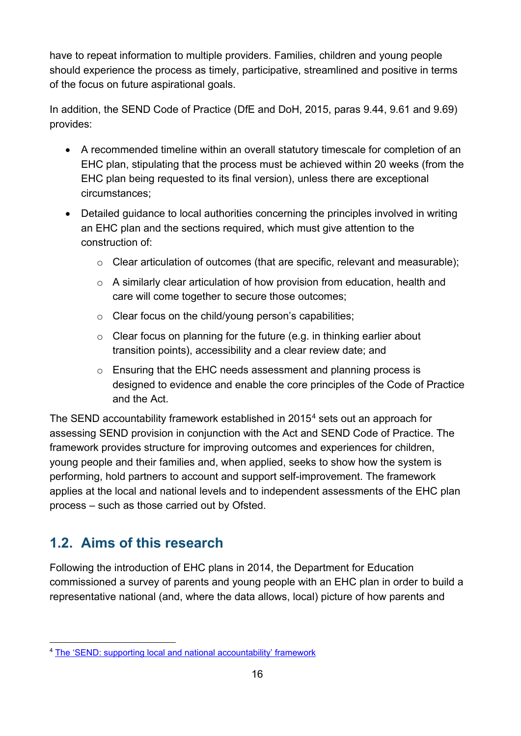have to repeat information to multiple providers. Families, children and young people should experience the process as timely, participative, streamlined and positive in terms of the focus on future aspirational goals.

In addition, the SEND Code of Practice (DfE and DoH, 2015, paras 9.44, 9.61 and 9.69) provides:

- A recommended timeline within an overall statutory timescale for completion of an EHC plan, stipulating that the process must be achieved within 20 weeks (from the EHC plan being requested to its final version), unless there are exceptional circumstances;
- Detailed guidance to local authorities concerning the principles involved in writing an EHC plan and the sections required, which must give attention to the construction of:
  - Clear articulation of outcomes (that are specific, relevant and measurable);
  - A similarly clear articulation of how provision from education, health and care will come together to secure those outcomes;
  - Clear focus on the child/young person's capabilities;
  - Clear focus on planning for the future (e.g. in thinking earlier about transition points), accessibility and a clear review date; and
  - Ensuring that the EHC needs assessment and planning process is designed to evidence and enable the core principles of the Code of Practice and the Act.

The SEND accountability framework established in 2015[4] sets out an approach for assessing SEND provision in conjunction with the Act and SEND Code of Practice. The framework provides structure for improving outcomes and experiences for children, young people and their families and, when applied, seeks to show how the system is performing, hold partners to account and support self-improvement. The framework applies at the local and national levels and to independent assessments of the EHC plan process – such as those carried out by Ofsted.

## 1.2. Aims of this research

Following the introduction of EHC plans in 2014, the Department for Education commissioned a survey of parents and young people with an EHC plan in order to build a representative national (and, where the data allows, local) picture of how parents and

[4] The 'SEND: supporting local and national accountability' framework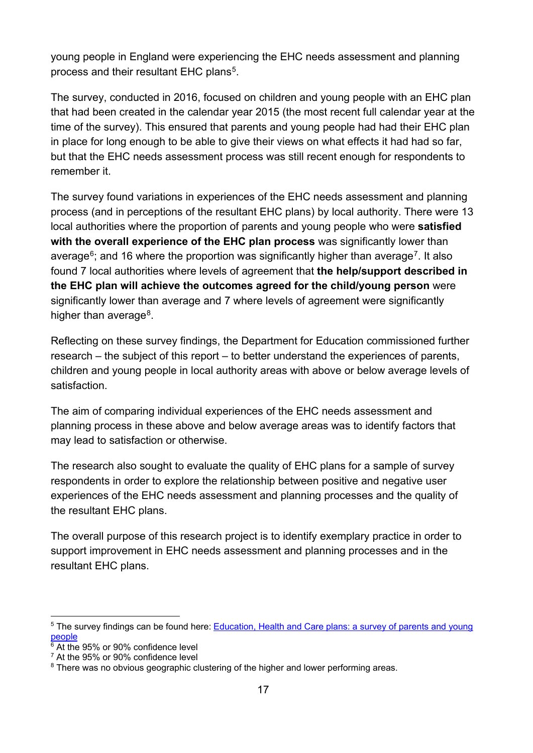young people in England were experiencing the EHC needs assessment and planning process and their resultant EHC plans[5].

The survey, conducted in 2016, focused on children and young people with an EHC plan that had been created in the calendar year 2015 (the most recent full calendar year at the time of the survey). This ensured that parents and young people had had their EHC plan in place for long enough to be able to give their views on what effects it had had so far, but that the EHC needs assessment process was still recent enough for respondents to remember it.

The survey found variations in experiences of the EHC needs assessment and planning process (and in perceptions of the resultant EHC plans) by local authority. There were 13 local authorities where the proportion of parents and young people who were **satisfied with the overall experience of the EHC plan process** was significantly lower than average[6]; and 16 where the proportion was significantly higher than average[7]. It also found 7 local authorities where levels of agreement that **the help/support described in the EHC plan will achieve the outcomes agreed for the child/young person** were significantly lower than average and 7 where levels of agreement were significantly higher than average[8].

Reflecting on these survey findings, the Department for Education commissioned further research – the subject of this report – to better understand the experiences of parents, children and young people in local authority areas with above or below average levels of satisfaction.

The aim of comparing individual experiences of the EHC needs assessment and planning process in these above and below average areas was to identify factors that may lead to satisfaction or otherwise.

The research also sought to evaluate the quality of EHC plans for a sample of survey respondents in order to explore the relationship between positive and negative user experiences of the EHC needs assessment and planning processes and the quality of the resultant EHC plans.

The overall purpose of this research project is to identify exemplary practice in order to support improvement in EHC needs assessment and planning processes and in the resultant EHC plans.

---

[5] The survey findings can be found here: Education, Health and Care plans: a survey of parents and young people

[6] At the 95% or 90% confidence level

[7] At the 95% or 90% confidence level

[8] There was no obvious geographic clustering of the higher and lower performing areas.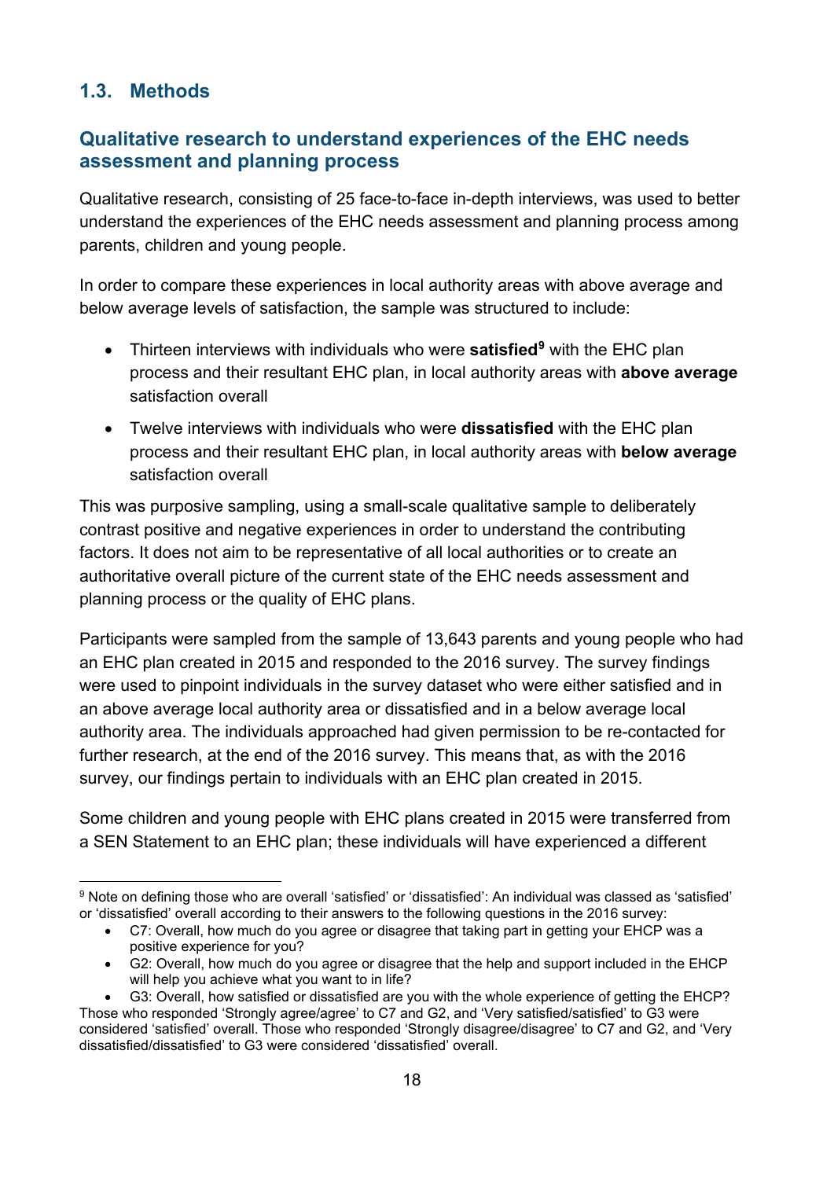## 1.3. Methods

### Qualitative research to understand experiences of the EHC needs assessment and planning process

Qualitative research, consisting of 25 face-to-face in-depth interviews, was used to better understand the experiences of the EHC needs assessment and planning process among parents, children and young people.

In order to compare these experiences in local authority areas with above average and below average levels of satisfaction, the sample was structured to include:

- Thirteen interviews with individuals who were **satisfied**[9] with the EHC plan process and their resultant EHC plan, in local authority areas with **above average** satisfaction overall
- Twelve interviews with individuals who were **dissatisfied** with the EHC plan process and their resultant EHC plan, in local authority areas with **below average** satisfaction overall

This was purposive sampling, using a small-scale qualitative sample to deliberately contrast positive and negative experiences in order to understand the contributing factors. It does not aim to be representative of all local authorities or to create an authoritative overall picture of the current state of the EHC needs assessment and planning process or the quality of EHC plans.

Participants were sampled from the sample of 13,643 parents and young people who had an EHC plan created in 2015 and responded to the 2016 survey. The survey findings were used to pinpoint individuals in the survey dataset who were either satisfied and in an above average local authority area or dissatisfied and in a below average local authority area. The individuals approached had given permission to be re-contacted for further research, at the end of the 2016 survey. This means that, as with the 2016 survey, our findings pertain to individuals with an EHC plan created in 2015.

Some children and young people with EHC plans created in 2015 were transferred from a SEN Statement to an EHC plan; these individuals will have experienced a different

---

[9] Note on defining those who are overall 'satisfied' or 'dissatisfied': An individual was classed as 'satisfied' or 'dissatisfied' overall according to their answers to the following questions in the 2016 survey:

- C7: Overall, how much do you agree or disagree that taking part in getting your EHCP was a positive experience for you?
- G2: Overall, how much do you agree or disagree that the help and support included in the EHCP will help you achieve what you want to in life?
- G3: Overall, how satisfied or dissatisfied are you with the whole experience of getting the EHCP?

Those who responded 'Strongly agree/agree' to C7 and G2, and 'Very satisfied/satisfied' to G3 were considered 'satisfied' overall. Those who responded 'Strongly disagree/disagree' to C7 and G2, and 'Very dissatisfied/dissatisfied' to G3 were considered 'dissatisfied' overall.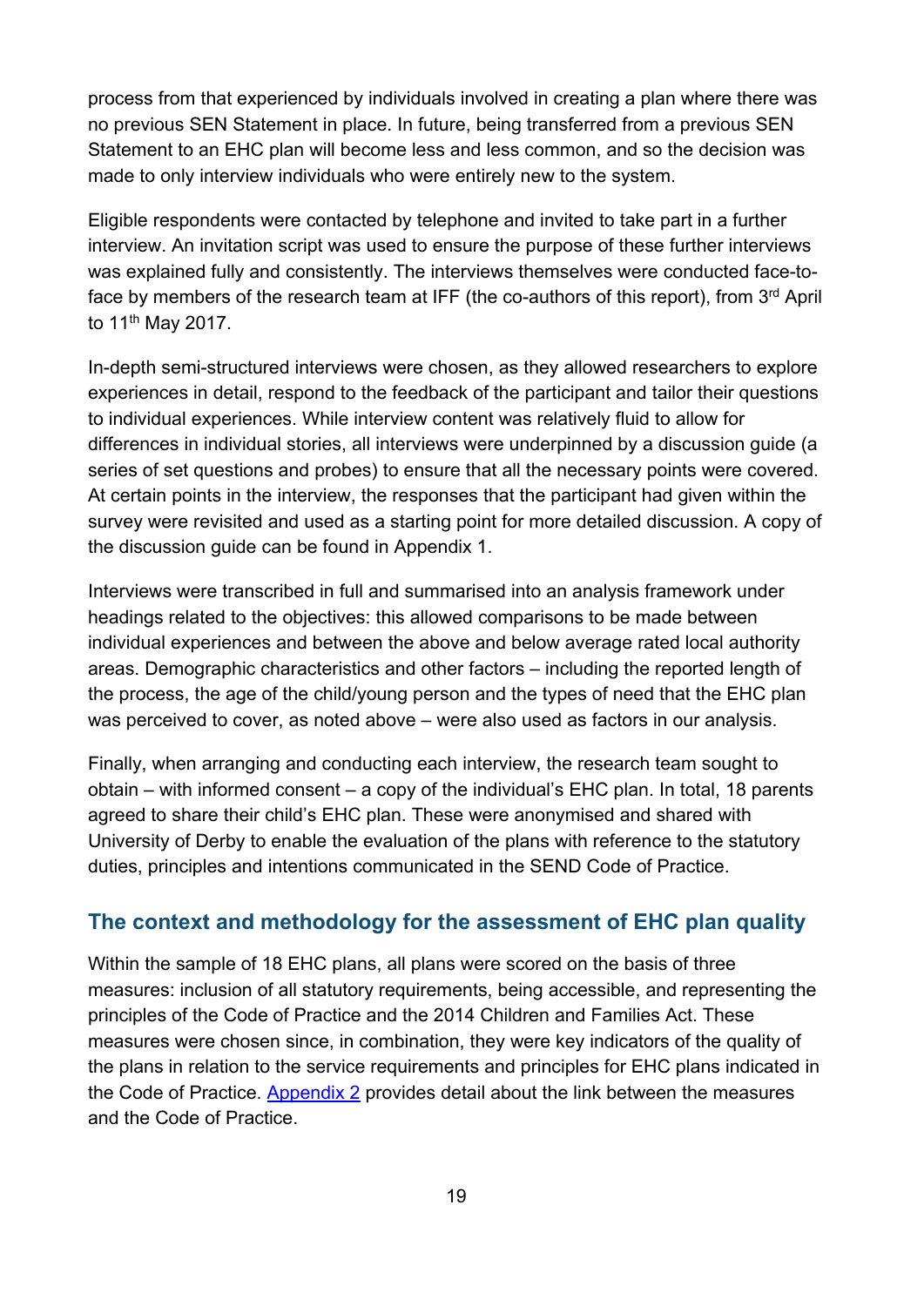process from that experienced by individuals involved in creating a plan where there was no previous SEN Statement in place. In future, being transferred from a previous SEN Statement to an EHC plan will become less and less common, and so the decision was made to only interview individuals who were entirely new to the system.

Eligible respondents were contacted by telephone and invited to take part in a further interview. An invitation script was used to ensure the purpose of these further interviews was explained fully and consistently. The interviews themselves were conducted face-to-face by members of the research team at IFF (the co-authors of this report), from 3rd April to 11th May 2017.

In-depth semi-structured interviews were chosen, as they allowed researchers to explore experiences in detail, respond to the feedback of the participant and tailor their questions to individual experiences. While interview content was relatively fluid to allow for differences in individual stories, all interviews were underpinned by a discussion guide (a series of set questions and probes) to ensure that all the necessary points were covered. At certain points in the interview, the responses that the participant had given within the survey were revisited and used as a starting point for more detailed discussion. A copy of the discussion guide can be found in Appendix 1.

Interviews were transcribed in full and summarised into an analysis framework under headings related to the objectives: this allowed comparisons to be made between individual experiences and between the above and below average rated local authority areas. Demographic characteristics and other factors – including the reported length of the process, the age of the child/young person and the types of need that the EHC plan was perceived to cover, as noted above – were also used as factors in our analysis.

Finally, when arranging and conducting each interview, the research team sought to obtain – with informed consent – a copy of the individual's EHC plan. In total, 18 parents agreed to share their child's EHC plan. These were anonymised and shared with University of Derby to enable the evaluation of the plans with reference to the statutory duties, principles and intentions communicated in the SEND Code of Practice.

## The context and methodology for the assessment of EHC plan quality

Within the sample of 18 EHC plans, all plans were scored on the basis of three measures: inclusion of all statutory requirements, being accessible, and representing the principles of the Code of Practice and the 2014 Children and Families Act. These measures were chosen since, in combination, they were key indicators of the quality of the plans in relation to the service requirements and principles for EHC plans indicated in the Code of Practice. Appendix 2 provides detail about the link between the measures and the Code of Practice.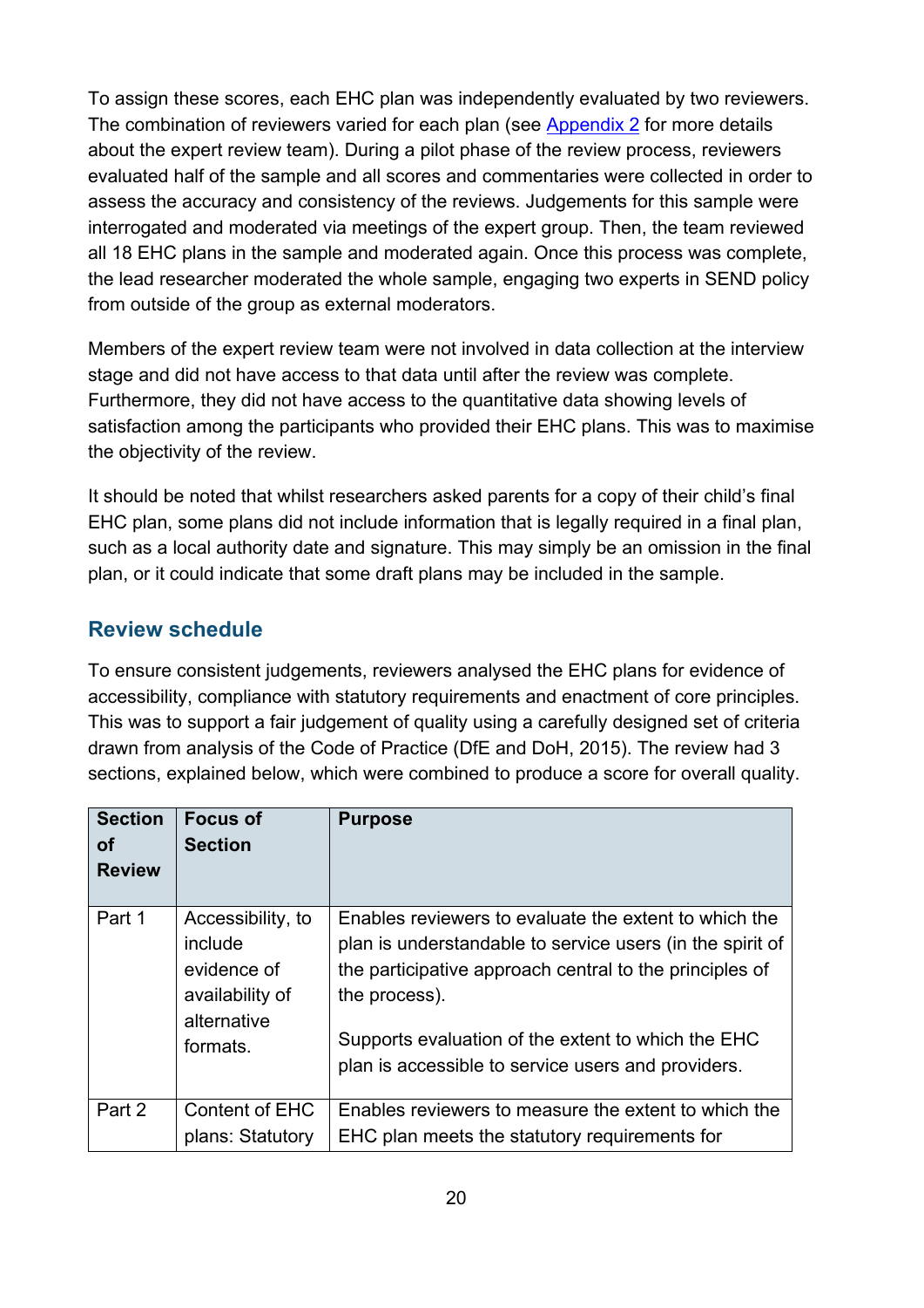To assign these scores, each EHC plan was independently evaluated by two reviewers. The combination of reviewers varied for each plan (see Appendix 2 for more details about the expert review team). During a pilot phase of the review process, reviewers evaluated half of the sample and all scores and commentaries were collected in order to assess the accuracy and consistency of the reviews. Judgements for this sample were interrogated and moderated via meetings of the expert group. Then, the team reviewed all 18 EHC plans in the sample and moderated again. Once this process was complete, the lead researcher moderated the whole sample, engaging two experts in SEND policy from outside of the group as external moderators.

Members of the expert review team were not involved in data collection at the interview stage and did not have access to that data until after the review was complete. Furthermore, they did not have access to the quantitative data showing levels of satisfaction among the participants who provided their EHC plans. This was to maximise the objectivity of the review.

It should be noted that whilst researchers asked parents for a copy of their child's final EHC plan, some plans did not include information that is legally required in a final plan, such as a local authority date and signature. This may simply be an omission in the final plan, or it could indicate that some draft plans may be included in the sample.

## Review schedule

To ensure consistent judgements, reviewers analysed the EHC plans for evidence of accessibility, compliance with statutory requirements and enactment of core principles. This was to support a fair judgement of quality using a carefully designed set of criteria drawn from analysis of the Code of Practice (DfE and DoH, 2015). The review had 3 sections, explained below, which were combined to produce a score for overall quality.

| Section of Review | Focus of Section | Purpose |
|---|---|---|
| Part 1 | Accessibility, to include evidence of availability of alternative formats. | Enables reviewers to evaluate the extent to which the plan is understandable to service users (in the spirit of the participative approach central to the principles of the process).<br><br>Supports evaluation of the extent to which the EHC plan is accessible to service users and providers. |
| Part 2 | Content of EHC plans: Statutory | Enables reviewers to measure the extent to which the EHC plan meets the statutory requirements for |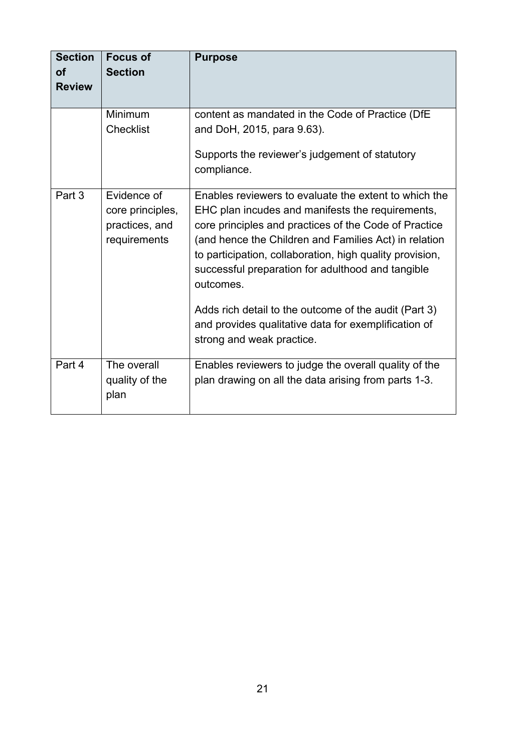| Section of Review | Focus of Section | Purpose |
|---|---|---|
| | Minimum Checklist | content as mandated in the Code of Practice (DfE and DoH, 2015, para 9.63).<br><br>Supports the reviewer's judgement of statutory compliance. |
| Part 3 | Evidence of core principles, practices, and requirements | Enables reviewers to evaluate the extent to which the EHC plan incudes and manifests the requirements, core principles and practices of the Code of Practice (and hence the Children and Families Act) in relation to participation, collaboration, high quality provision, successful preparation for adulthood and tangible outcomes.<br><br>Adds rich detail to the outcome of the audit (Part 3) and provides qualitative data for exemplification of strong and weak practice. |
| Part 4 | The overall quality of the plan | Enables reviewers to judge the overall quality of the plan drawing on all the data arising from parts 1-3. |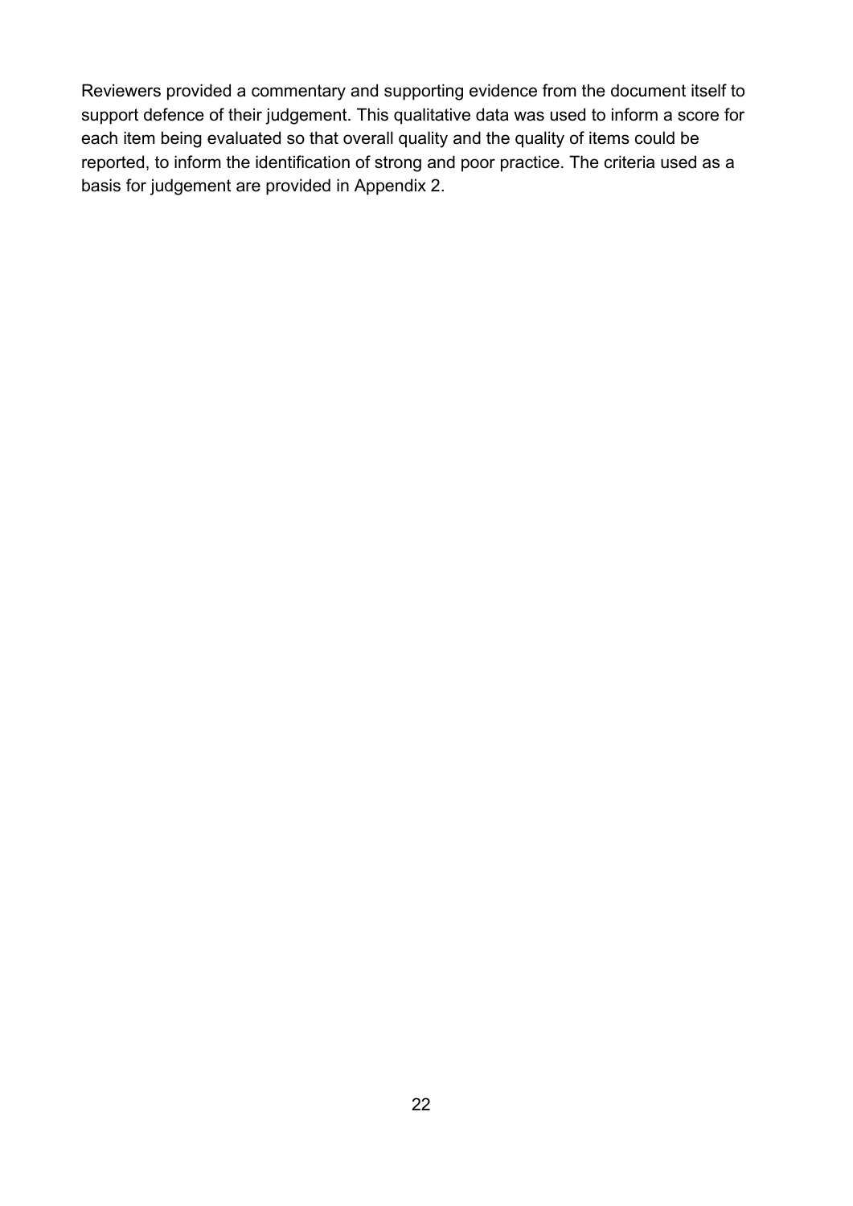Reviewers provided a commentary and supporting evidence from the document itself to support defence of their judgement. This qualitative data was used to inform a score for each item being evaluated so that overall quality and the quality of items could be reported, to inform the identification of strong and poor practice. The criteria used as a basis for judgement are provided in Appendix 2.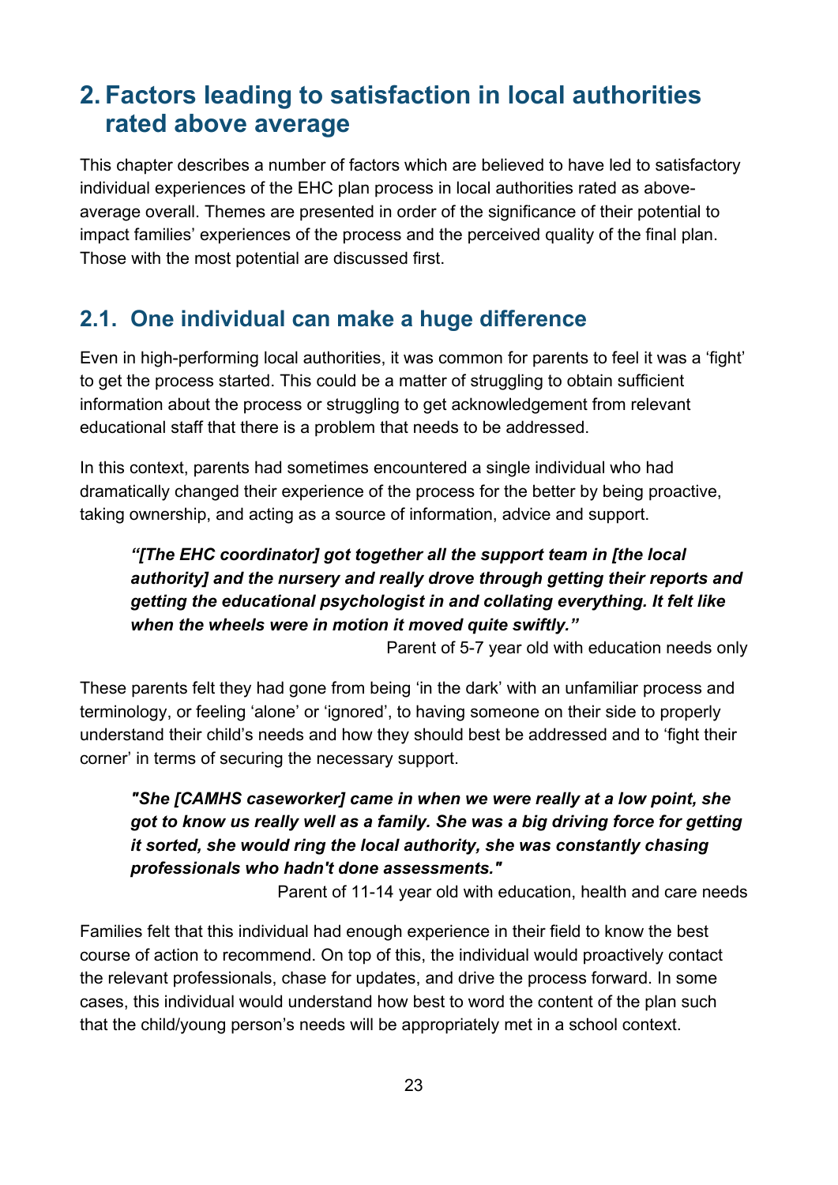# 2. Factors leading to satisfaction in local authorities rated above average

This chapter describes a number of factors which are believed to have led to satisfactory individual experiences of the EHC plan process in local authorities rated as above-average overall. Themes are presented in order of the significance of their potential to impact families' experiences of the process and the perceived quality of the final plan. Those with the most potential are discussed first.

## 2.1. One individual can make a huge difference

Even in high-performing local authorities, it was common for parents to feel it was a 'fight' to get the process started. This could be a matter of struggling to obtain sufficient information about the process or struggling to get acknowledgement from relevant educational staff that there is a problem that needs to be addressed.

In this context, parents had sometimes encountered a single individual who had dramatically changed their experience of the process for the better by being proactive, taking ownership, and acting as a source of information, advice and support.

> ***"[The EHC coordinator] got together all the support team in [the local authority] and the nursery and really drove through getting their reports and getting the educational psychologist in and collating everything. It felt like when the wheels were in motion it moved quite swiftly."***
>
> Parent of 5-7 year old with education needs only

These parents felt they had gone from being 'in the dark' with an unfamiliar process and terminology, or feeling 'alone' or 'ignored', to having someone on their side to properly understand their child's needs and how they should best be addressed and to 'fight their corner' in terms of securing the necessary support.

> ***"She [CAMHS caseworker] came in when we were really at a low point, she got to know us really well as a family. She was a big driving force for getting it sorted, she would ring the local authority, she was constantly chasing professionals who hadn't done assessments."***
>
> Parent of 11-14 year old with education, health and care needs

Families felt that this individual had enough experience in their field to know the best course of action to recommend. On top of this, the individual would proactively contact the relevant professionals, chase for updates, and drive the process forward. In some cases, this individual would understand how best to word the content of the plan such that the child/young person's needs will be appropriately met in a school context.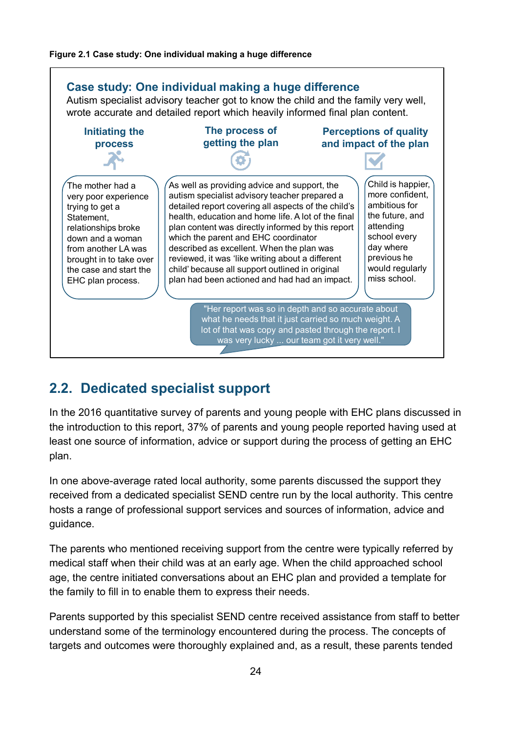**Figure 2.1 Case study: One individual making a huge difference**

### Case study: One individual making a huge difference

Autism specialist advisory teacher got to know the child and the family very well, wrote accurate and detailed report which heavily informed final plan content.

**Initiating the process**

The mother had a very poor experience trying to get a Statement, relationships broke down and a woman from another LA was brought in to take over the case and start the EHC plan process.

**The process of getting the plan**

As well as providing advice and support, the autism specialist advisory teacher prepared a detailed report covering all aspects of the child's health, education and home life. A lot of the final plan content was directly informed by this report which the parent and EHC coordinator described as excellent. When the plan was reviewed, it was 'like writing about a different child' because all support outlined in original plan had been actioned and had had an impact.

"Her report was so in depth and so accurate about what he needs that it just carried so much weight. A lot of that was copy and pasted through the report. I was very lucky ... our team got it very well."

**Perceptions of quality and impact of the plan**

Child is happier, more confident, ambitious for the future, and attending school every day where previous he would regularly miss school.

## 2.2. Dedicated specialist support

In the 2016 quantitative survey of parents and young people with EHC plans discussed in the introduction to this report, 37% of parents and young people reported having used at least one source of information, advice or support during the process of getting an EHC plan.

In one above-average rated local authority, some parents discussed the support they received from a dedicated specialist SEND centre run by the local authority. This centre hosts a range of professional support services and sources of information, advice and guidance.

The parents who mentioned receiving support from the centre were typically referred by medical staff when their child was at an early age. When the child approached school age, the centre initiated conversations about an EHC plan and provided a template for the family to fill in to enable them to express their needs.

Parents supported by this specialist SEND centre received assistance from staff to better understand some of the terminology encountered during the process. The concepts of targets and outcomes were thoroughly explained and, as a result, these parents tended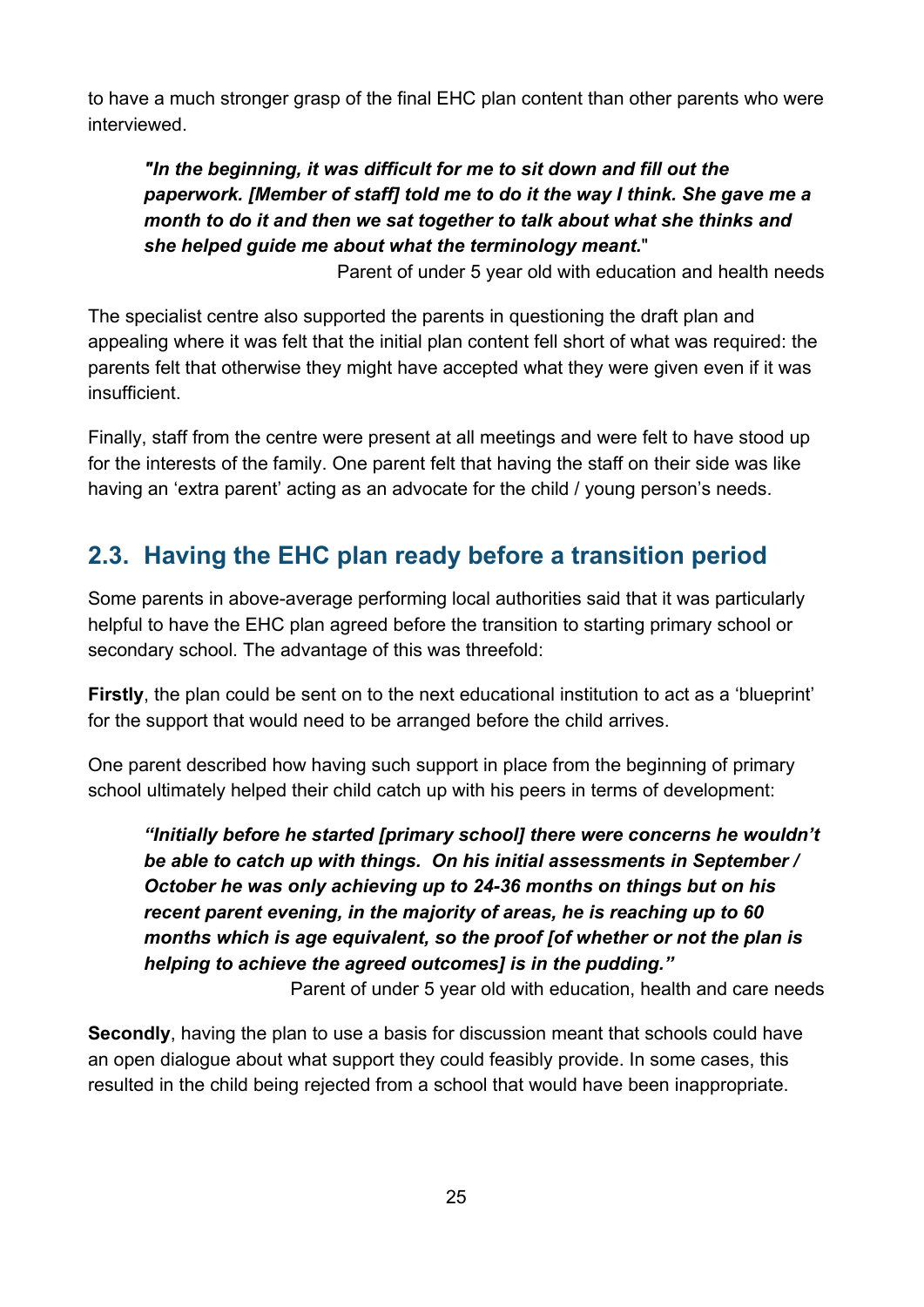to have a much stronger grasp of the final EHC plan content than other parents who were interviewed.

> ***"In the beginning, it was difficult for me to sit down and fill out the paperwork. [Member of staff] told me to do it the way I think. She gave me a month to do it and then we sat together to talk about what she thinks and she helped guide me about what the terminology meant."***
>
> Parent of under 5 year old with education and health needs

The specialist centre also supported the parents in questioning the draft plan and appealing where it was felt that the initial plan content fell short of what was required: the parents felt that otherwise they might have accepted what they were given even if it was insufficient.

Finally, staff from the centre were present at all meetings and were felt to have stood up for the interests of the family. One parent felt that having the staff on their side was like having an 'extra parent' acting as an advocate for the child / young person's needs.

## 2.3. Having the EHC plan ready before a transition period

Some parents in above-average performing local authorities said that it was particularly helpful to have the EHC plan agreed before the transition to starting primary school or secondary school. The advantage of this was threefold:

**Firstly**, the plan could be sent on to the next educational institution to act as a 'blueprint' for the support that would need to be arranged before the child arrives.

One parent described how having such support in place from the beginning of primary school ultimately helped their child catch up with his peers in terms of development:

> ***"Initially before he started [primary school] there were concerns he wouldn't be able to catch up with things. On his initial assessments in September / October he was only achieving up to 24-36 months on things but on his recent parent evening, in the majority of areas, he is reaching up to 60 months which is age equivalent, so the proof [of whether or not the plan is helping to achieve the agreed outcomes] is in the pudding."***
>
> Parent of under 5 year old with education, health and care needs

**Secondly**, having the plan to use a basis for discussion meant that schools could have an open dialogue about what support they could feasibly provide. In some cases, this resulted in the child being rejected from a school that would have been inappropriate.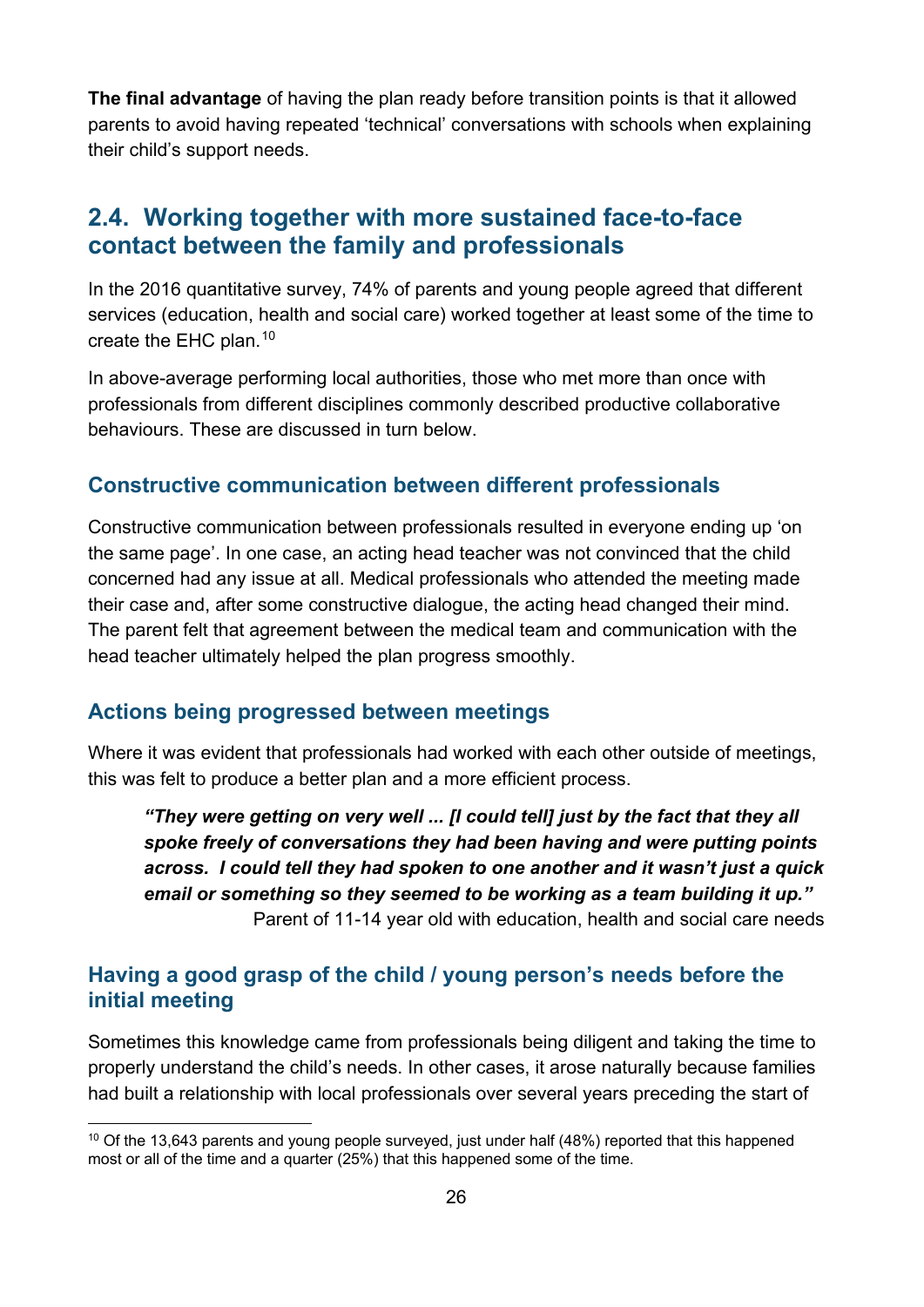**The final advantage** of having the plan ready before transition points is that it allowed parents to avoid having repeated 'technical' conversations with schools when explaining their child's support needs.

## 2.4. Working together with more sustained face-to-face contact between the family and professionals

In the 2016 quantitative survey, 74% of parents and young people agreed that different services (education, health and social care) worked together at least some of the time to create the EHC plan.[10]

In above-average performing local authorities, those who met more than once with professionals from different disciplines commonly described productive collaborative behaviours. These are discussed in turn below.

### Constructive communication between different professionals

Constructive communication between professionals resulted in everyone ending up 'on the same page'. In one case, an acting head teacher was not convinced that the child concerned had any issue at all. Medical professionals who attended the meeting made their case and, after some constructive dialogue, the acting head changed their mind. The parent felt that agreement between the medical team and communication with the head teacher ultimately helped the plan progress smoothly.

### Actions being progressed between meetings

Where it was evident that professionals had worked with each other outside of meetings, this was felt to produce a better plan and a more efficient process.

> ***"They were getting on very well ... [I could tell] just by the fact that they all spoke freely of conversations they had been having and were putting points across. I could tell they had spoken to one another and it wasn't just a quick email or something so they seemed to be working as a team building it up."***
> Parent of 11-14 year old with education, health and social care needs

### Having a good grasp of the child / young person's needs before the initial meeting

Sometimes this knowledge came from professionals being diligent and taking the time to properly understand the child's needs. In other cases, it arose naturally because families had built a relationship with local professionals over several years preceding the start of

---

[10] Of the 13,643 parents and young people surveyed, just under half (48%) reported that this happened most or all of the time and a quarter (25%) that this happened some of the time.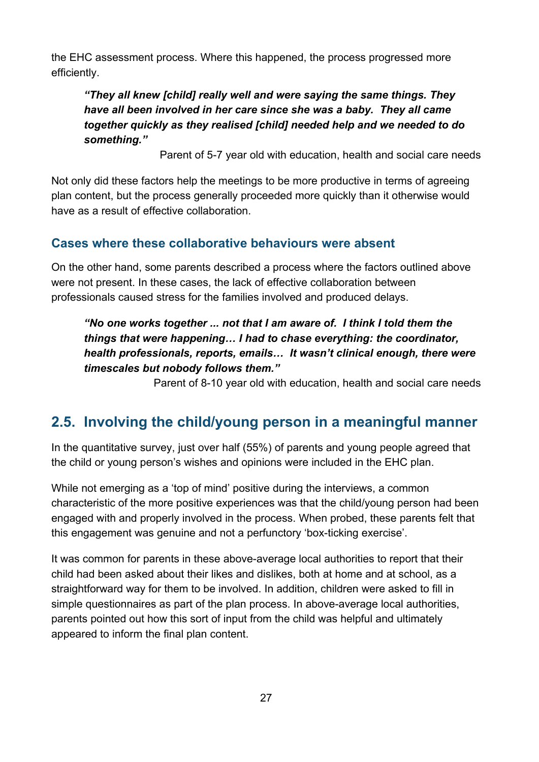the EHC assessment process. Where this happened, the process progressed more efficiently.

> ***"They all knew [child] really well and were saying the same things. They have all been involved in her care since she was a baby. They all came together quickly as they realised [child] needed help and we needed to do something."***
>
> Parent of 5-7 year old with education, health and social care needs

Not only did these factors help the meetings to be more productive in terms of agreeing plan content, but the process generally proceeded more quickly than it otherwise would have as a result of effective collaboration.

### Cases where these collaborative behaviours were absent

On the other hand, some parents described a process where the factors outlined above were not present. In these cases, the lack of effective collaboration between professionals caused stress for the families involved and produced delays.

> ***"No one works together ... not that I am aware of. I think I told them the things that were happening… I had to chase everything: the coordinator, health professionals, reports, emails… It wasn't clinical enough, there were timescales but nobody follows them."***
>
> Parent of 8-10 year old with education, health and social care needs

## 2.5. Involving the child/young person in a meaningful manner

In the quantitative survey, just over half (55%) of parents and young people agreed that the child or young person's wishes and opinions were included in the EHC plan.

While not emerging as a 'top of mind' positive during the interviews, a common characteristic of the more positive experiences was that the child/young person had been engaged with and properly involved in the process. When probed, these parents felt that this engagement was genuine and not a perfunctory 'box-ticking exercise'.

It was common for parents in these above-average local authorities to report that their child had been asked about their likes and dislikes, both at home and at school, as a straightforward way for them to be involved. In addition, children were asked to fill in simple questionnaires as part of the plan process. In above-average local authorities, parents pointed out how this sort of input from the child was helpful and ultimately appeared to inform the final plan content.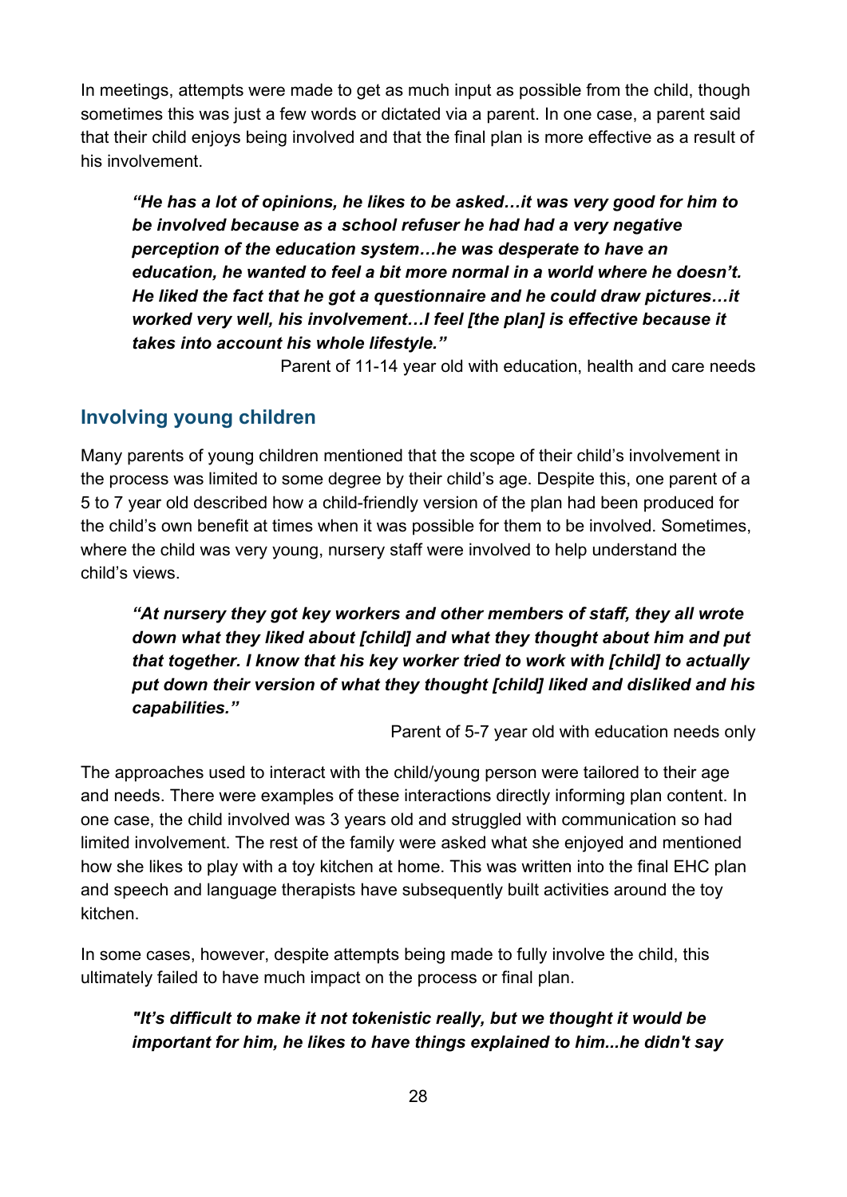In meetings, attempts were made to get as much input as possible from the child, though sometimes this was just a few words or dictated via a parent. In one case, a parent said that their child enjoys being involved and that the final plan is more effective as a result of his involvement.

> ***"He has a lot of opinions, he likes to be asked…it was very good for him to be involved because as a school refuser he had had a very negative perception of the education system…he was desperate to have an education, he wanted to feel a bit more normal in a world where he doesn't. He liked the fact that he got a questionnaire and he could draw pictures…it worked very well, his involvement…I feel [the plan] is effective because it takes into account his whole lifestyle."***
>
> Parent of 11-14 year old with education, health and care needs

## Involving young children

Many parents of young children mentioned that the scope of their child's involvement in the process was limited to some degree by their child's age. Despite this, one parent of a 5 to 7 year old described how a child-friendly version of the plan had been produced for the child's own benefit at times when it was possible for them to be involved. Sometimes, where the child was very young, nursery staff were involved to help understand the child's views.

> ***"At nursery they got key workers and other members of staff, they all wrote down what they liked about [child] and what they thought about him and put that together. I know that his key worker tried to work with [child] to actually put down their version of what they thought [child] liked and disliked and his capabilities."***
>
> Parent of 5-7 year old with education needs only

The approaches used to interact with the child/young person were tailored to their age and needs. There were examples of these interactions directly informing plan content. In one case, the child involved was 3 years old and struggled with communication so had limited involvement. The rest of the family were asked what she enjoyed and mentioned how she likes to play with a toy kitchen at home. This was written into the final EHC plan and speech and language therapists have subsequently built activities around the toy kitchen.

In some cases, however, despite attempts being made to fully involve the child, this ultimately failed to have much impact on the process or final plan.

> ***"It's difficult to make it not tokenistic really, but we thought it would be important for him, he likes to have things explained to him...he didn't say***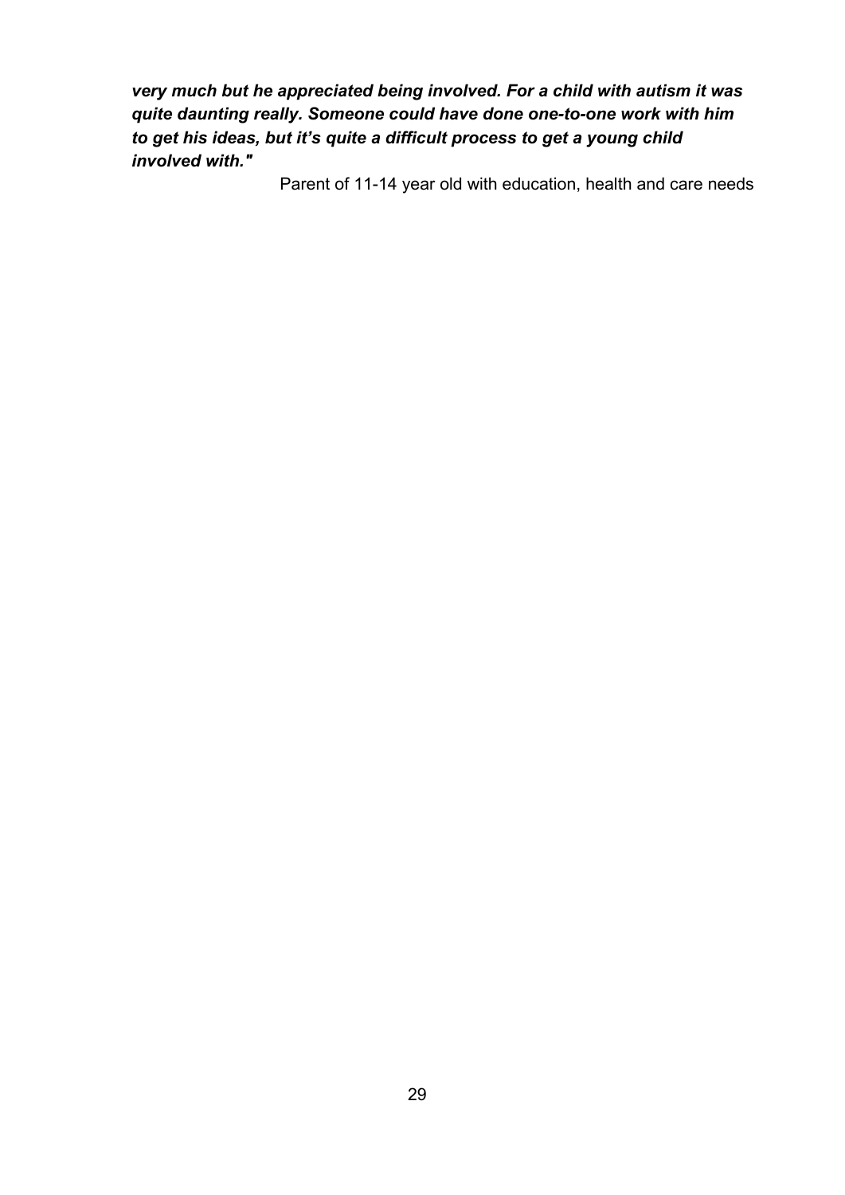***very much but he appreciated being involved. For a child with autism it was quite daunting really. Someone could have done one-to-one work with him to get his ideas, but it's quite a difficult process to get a young child involved with."***

Parent of 11-14 year old with education, health and care needs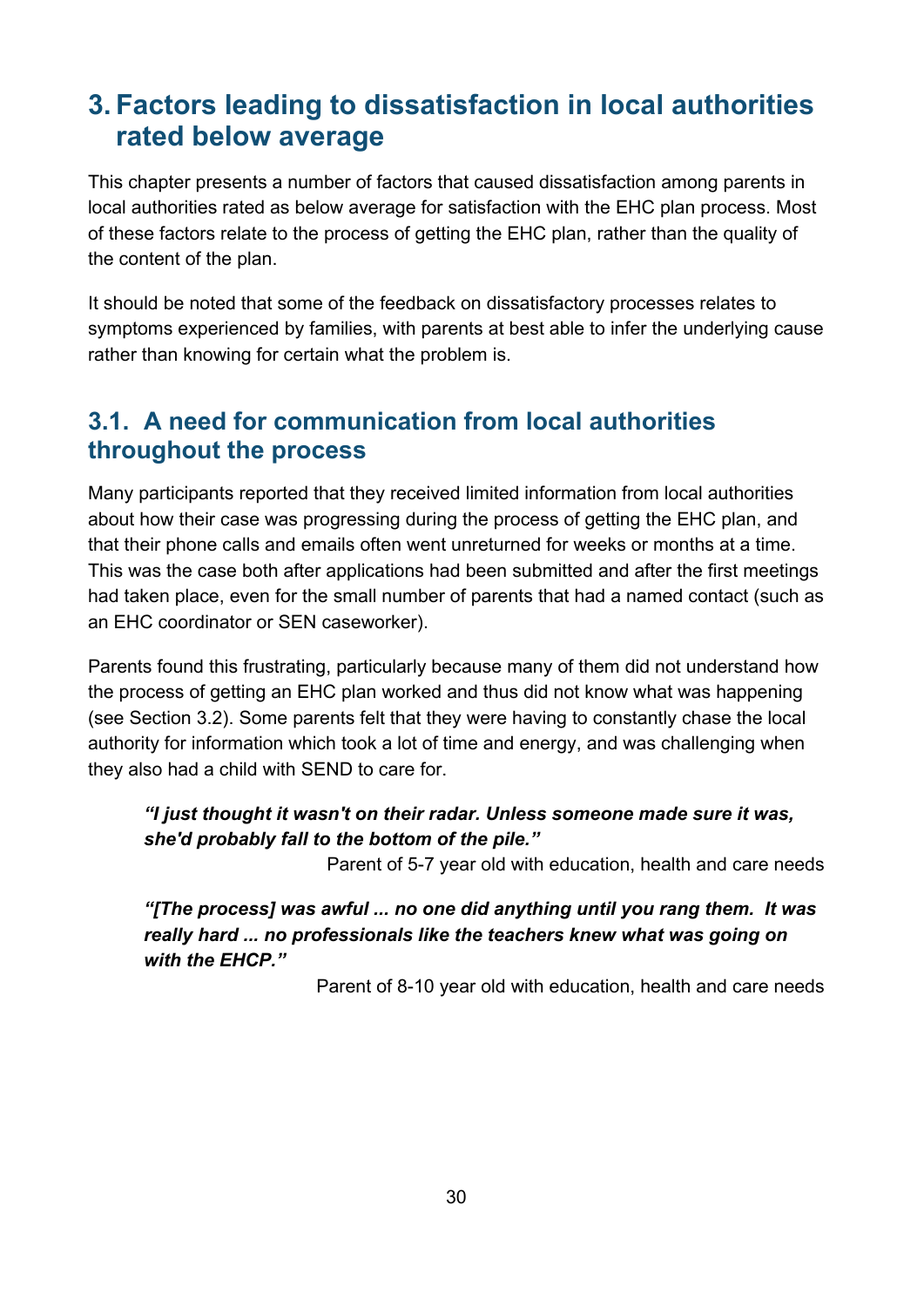# 3. Factors leading to dissatisfaction in local authorities rated below average

This chapter presents a number of factors that caused dissatisfaction among parents in local authorities rated as below average for satisfaction with the EHC plan process. Most of these factors relate to the process of getting the EHC plan, rather than the quality of the content of the plan.

It should be noted that some of the feedback on dissatisfactory processes relates to symptoms experienced by families, with parents at best able to infer the underlying cause rather than knowing for certain what the problem is.

## 3.1. A need for communication from local authorities throughout the process

Many participants reported that they received limited information from local authorities about how their case was progressing during the process of getting the EHC plan, and that their phone calls and emails often went unreturned for weeks or months at a time. This was the case both after applications had been submitted and after the first meetings had taken place, even for the small number of parents that had a named contact (such as an EHC coordinator or SEN caseworker).

Parents found this frustrating, particularly because many of them did not understand how the process of getting an EHC plan worked and thus did not know what was happening (see Section 3.2). Some parents felt that they were having to constantly chase the local authority for information which took a lot of time and energy, and was challenging when they also had a child with SEND to care for.

> ***"I just thought it wasn't on their radar. Unless someone made sure it was, she'd probably fall to the bottom of the pile."***
>
> Parent of 5-7 year old with education, health and care needs

> ***"[The process] was awful ... no one did anything until you rang them. It was really hard ... no professionals like the teachers knew what was going on with the EHCP."***
>
> Parent of 8-10 year old with education, health and care needs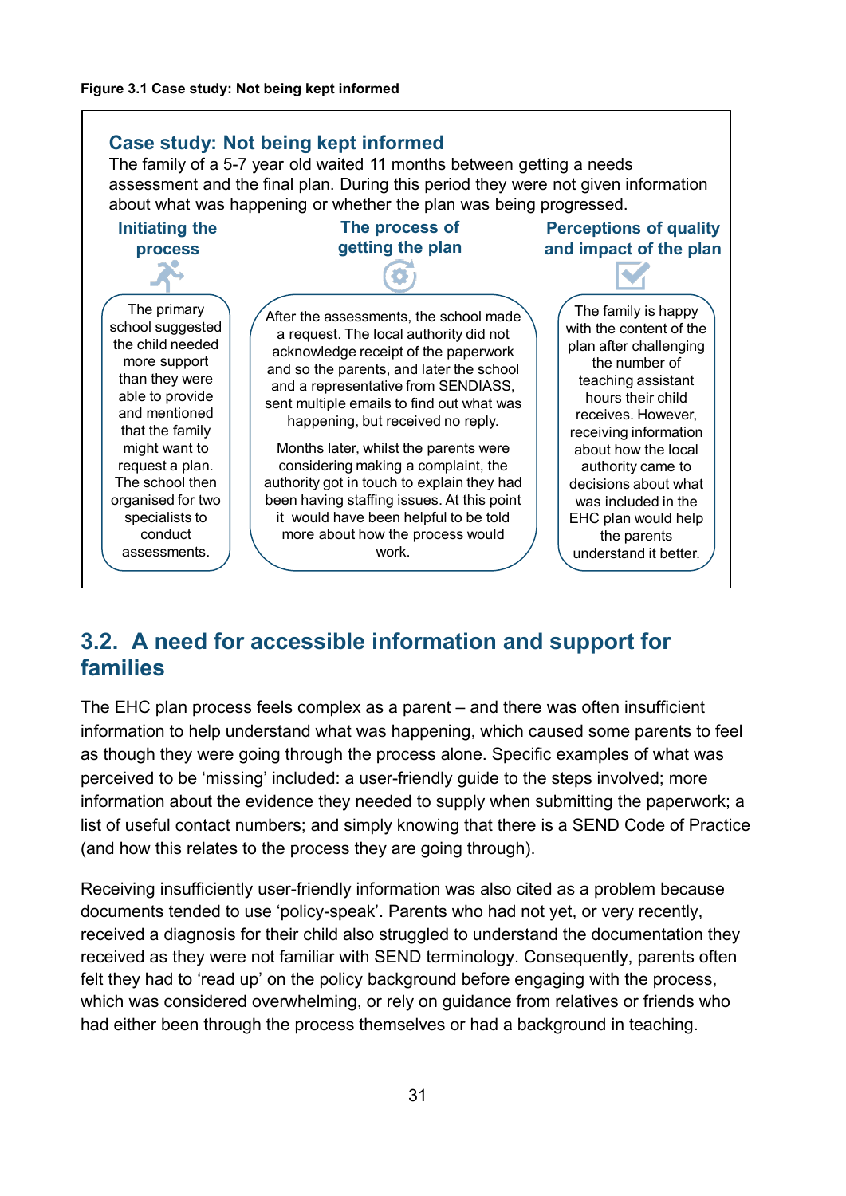**Figure 3.1 Case study: Not being kept informed**

### Case study: Not being kept informed

The family of a 5-7 year old waited 11 months between getting a needs assessment and the final plan. During this period they were not given information about what was happening or whether the plan was being progressed.

**Initiating the process**

The primary school suggested the child needed more support than they were able to provide and mentioned that the family might want to request a plan. The school then organised for two specialists to conduct assessments.

**The process of getting the plan**

After the assessments, the school made a request. The local authority did not acknowledge receipt of the paperwork and so the parents, and later the school and a representative from SENDIASS, sent multiple emails to find out what was happening, but received no reply.

Months later, whilst the parents were considering making a complaint, the authority got in touch to explain they had been having staffing issues. At this point it would have been helpful to be told more about how the process would work.

**Perceptions of quality and impact of the plan**

The family is happy with the content of the plan after challenging the number of teaching assistant hours their child receives. However, receiving information about how the local authority came to decisions about what was included in the EHC plan would help the parents understand it better.

## 3.2. A need for accessible information and support for families

The EHC plan process feels complex as a parent – and there was often insufficient information to help understand what was happening, which caused some parents to feel as though they were going through the process alone. Specific examples of what was perceived to be 'missing' included: a user-friendly guide to the steps involved; more information about the evidence they needed to supply when submitting the paperwork; a list of useful contact numbers; and simply knowing that there is a SEND Code of Practice (and how this relates to the process they are going through).

Receiving insufficiently user-friendly information was also cited as a problem because documents tended to use 'policy-speak'. Parents who had not yet, or very recently, received a diagnosis for their child also struggled to understand the documentation they received as they were not familiar with SEND terminology. Consequently, parents often felt they had to 'read up' on the policy background before engaging with the process, which was considered overwhelming, or rely on guidance from relatives or friends who had either been through the process themselves or had a background in teaching.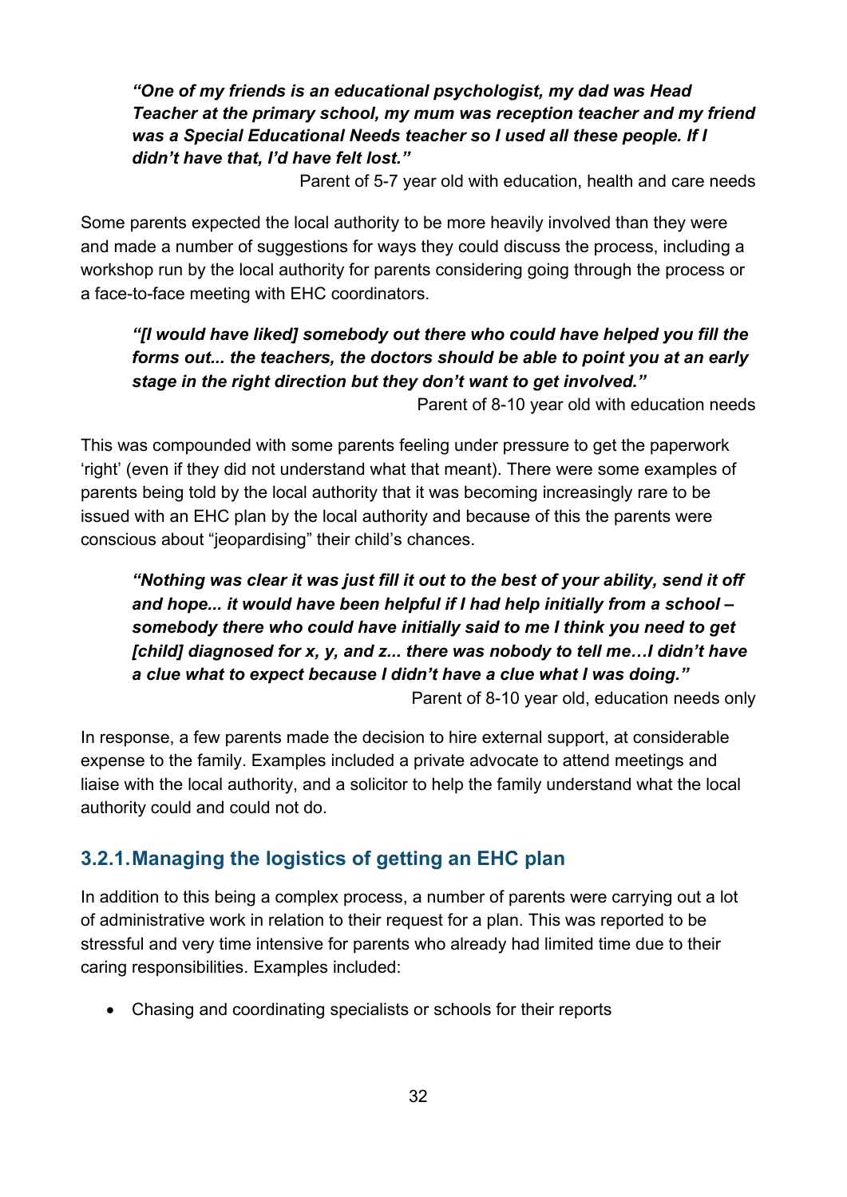> ***"One of my friends is an educational psychologist, my dad was Head Teacher at the primary school, my mum was reception teacher and my friend was a Special Educational Needs teacher so I used all these people. If I didn't have that, I'd have felt lost."***
>
> Parent of 5-7 year old with education, health and care needs

Some parents expected the local authority to be more heavily involved than they were and made a number of suggestions for ways they could discuss the process, including a workshop run by the local authority for parents considering going through the process or a face-to-face meeting with EHC coordinators.

> ***"[I would have liked] somebody out there who could have helped you fill the forms out... the teachers, the doctors should be able to point you at an early stage in the right direction but they don't want to get involved."***
>
> Parent of 8-10 year old with education needs

This was compounded with some parents feeling under pressure to get the paperwork 'right' (even if they did not understand what that meant). There were some examples of parents being told by the local authority that it was becoming increasingly rare to be issued with an EHC plan by the local authority and because of this the parents were conscious about "jeopardising" their child's chances.

> ***"Nothing was clear it was just fill it out to the best of your ability, send it off and hope... it would have been helpful if I had help initially from a school – somebody there who could have initially said to me I think you need to get [child] diagnosed for x, y, and z... there was nobody to tell me…I didn't have a clue what to expect because I didn't have a clue what I was doing."***
>
> Parent of 8-10 year old, education needs only

In response, a few parents made the decision to hire external support, at considerable expense to the family. Examples included a private advocate to attend meetings and liaise with the local authority, and a solicitor to help the family understand what the local authority could and could not do.

### 3.2.1. Managing the logistics of getting an EHC plan

In addition to this being a complex process, a number of parents were carrying out a lot of administrative work in relation to their request for a plan. This was reported to be stressful and very time intensive for parents who already had limited time due to their caring responsibilities. Examples included:

- Chasing and coordinating specialists or schools for their reports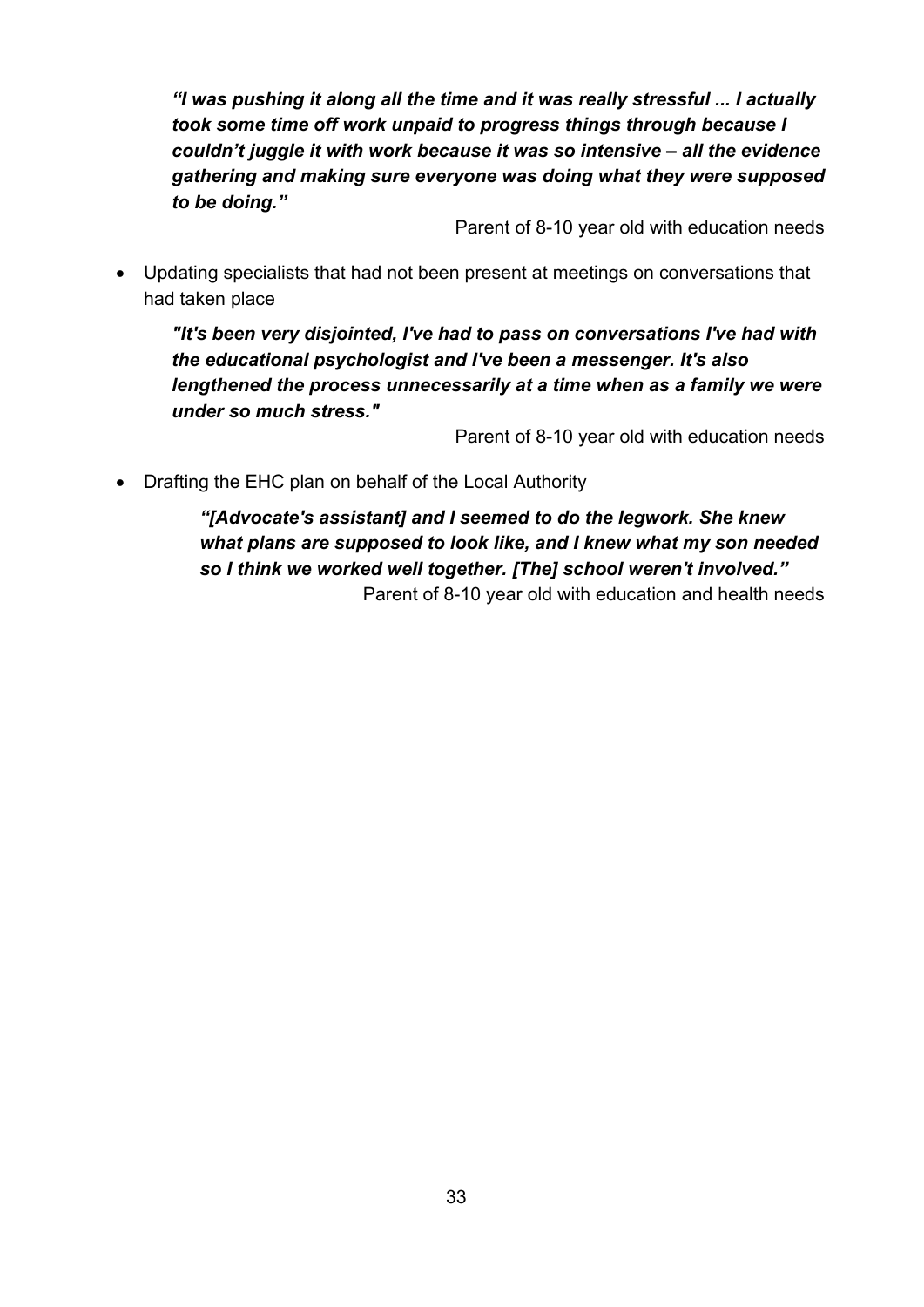***"I was pushing it along all the time and it was really stressful ... I actually took some time off work unpaid to progress things through because I couldn't juggle it with work because it was so intensive – all the evidence gathering and making sure everyone was doing what they were supposed to be doing."***

Parent of 8-10 year old with education needs

- Updating specialists that had not been present at meetings on conversations that had taken place

***"It's been very disjointed, I've had to pass on conversations I've had with the educational psychologist and I've been a messenger. It's also lengthened the process unnecessarily at a time when as a family we were under so much stress."***

Parent of 8-10 year old with education needs

- Drafting the EHC plan on behalf of the Local Authority

***"[Advocate's assistant] and I seemed to do the legwork. She knew what plans are supposed to look like, and I knew what my son needed so I think we worked well together. [The] school weren't involved."***

Parent of 8-10 year old with education and health needs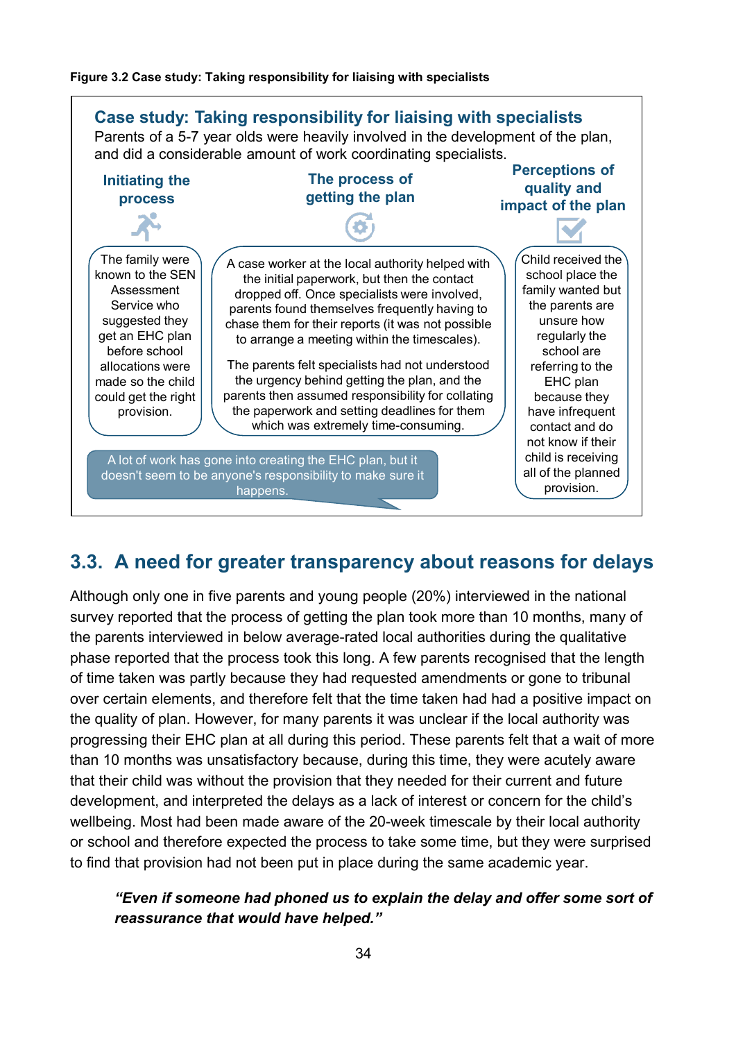**Figure 3.2 Case study: Taking responsibility for liaising with specialists**

### Case study: Taking responsibility for liaising with specialists

Parents of a 5-7 year olds were heavily involved in the development of the plan, and did a considerable amount of work coordinating specialists.

**Initiating the process**

The family were known to the SEN Assessment Service who suggested they get an EHC plan before school allocations were made so the child could get the right provision.

**The process of getting the plan**

A case worker at the local authority helped with the initial paperwork, but then the contact dropped off. Once specialists were involved, parents found themselves frequently having to chase them for their reports (it was not possible to arrange a meeting within the timescales).

The parents felt specialists had not understood the urgency behind getting the plan, and the parents then assumed responsibility for collating the paperwork and setting deadlines for them which was extremely time-consuming.

**Perceptions of quality and impact of the plan**

Child received the school place the family wanted but the parents are unsure how regularly the school are referring to the EHC plan because they have infrequent contact and do not know if their child is receiving all of the planned provision.

A lot of work has gone into creating the EHC plan, but it doesn't seem to be anyone's responsibility to make sure it happens.

## 3.3. A need for greater transparency about reasons for delays

Although only one in five parents and young people (20%) interviewed in the national survey reported that the process of getting the plan took more than 10 months, many of the parents interviewed in below average-rated local authorities during the qualitative phase reported that the process took this long. A few parents recognised that the length of time taken was partly because they had requested amendments or gone to tribunal over certain elements, and therefore felt that the time taken had had a positive impact on the quality of plan. However, for many parents it was unclear if the local authority was progressing their EHC plan at all during this period. These parents felt that a wait of more than 10 months was unsatisfactory because, during this time, they were acutely aware that their child was without the provision that they needed for their current and future development, and interpreted the delays as a lack of interest or concern for the child's wellbeing. Most had been made aware of the 20-week timescale by their local authority or school and therefore expected the process to take some time, but they were surprised to find that provision had not been put in place during the same academic year.

> ***"Even if someone had phoned us to explain the delay and offer some sort of reassurance that would have helped."***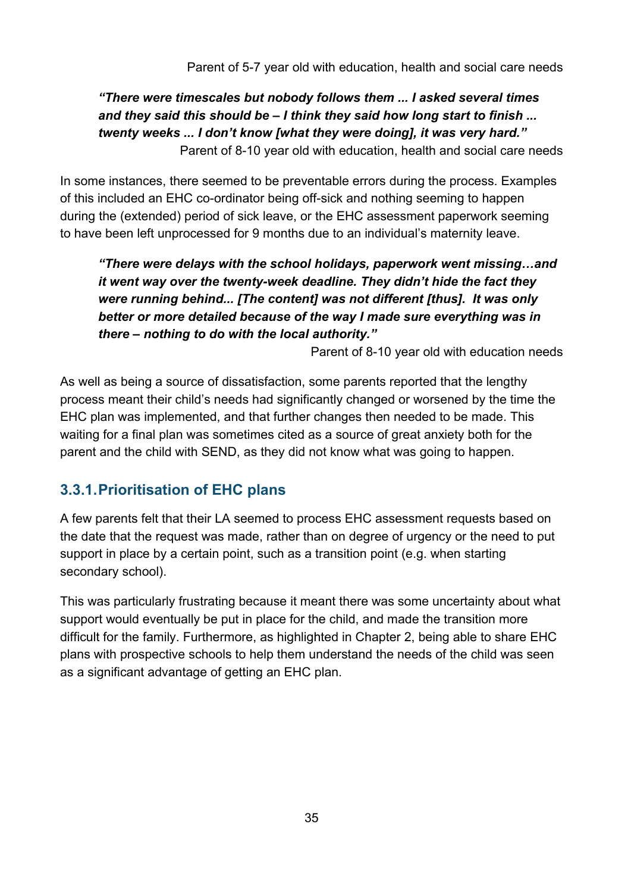Parent of 5-7 year old with education, health and social care needs

> ***"There were timescales but nobody follows them ... I asked several times and they said this should be – I think they said how long start to finish ... twenty weeks ... I don't know [what they were doing], it was very hard."***
>
> Parent of 8-10 year old with education, health and social care needs

In some instances, there seemed to be preventable errors during the process. Examples of this included an EHC co-ordinator being off-sick and nothing seeming to happen during the (extended) period of sick leave, or the EHC assessment paperwork seeming to have been left unprocessed for 9 months due to an individual's maternity leave.

> ***"There were delays with the school holidays, paperwork went missing…and it went way over the twenty-week deadline. They didn't hide the fact they were running behind... [The content] was not different [thus]. It was only better or more detailed because of the way I made sure everything was in there – nothing to do with the local authority."***
>
> Parent of 8-10 year old with education needs

As well as being a source of dissatisfaction, some parents reported that the lengthy process meant their child's needs had significantly changed or worsened by the time the EHC plan was implemented, and that further changes then needed to be made. This waiting for a final plan was sometimes cited as a source of great anxiety both for the parent and the child with SEND, as they did not know what was going to happen.

### 3.3.1. Prioritisation of EHC plans

A few parents felt that their LA seemed to process EHC assessment requests based on the date that the request was made, rather than on degree of urgency or the need to put support in place by a certain point, such as a transition point (e.g. when starting secondary school).

This was particularly frustrating because it meant there was some uncertainty about what support would eventually be put in place for the child, and made the transition more difficult for the family. Furthermore, as highlighted in Chapter 2, being able to share EHC plans with prospective schools to help them understand the needs of the child was seen as a significant advantage of getting an EHC plan.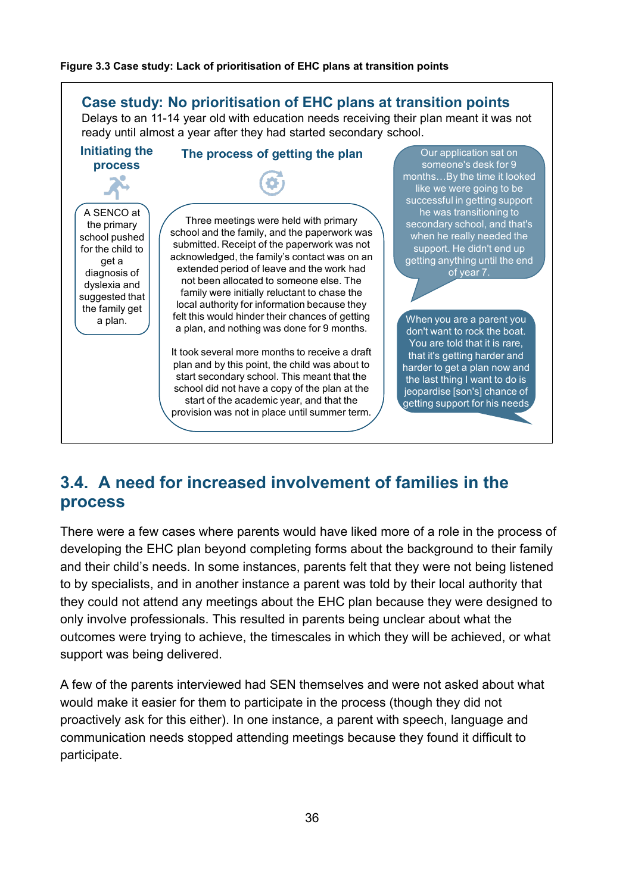**Figure 3.3 Case study: Lack of prioritisation of EHC plans at transition points**

### Case study: No prioritisation of EHC plans at transition points

Delays to an 11-14 year old with education needs receiving their plan meant it was not ready until almost a year after they had started secondary school.

**Initiating the process**

A SENCO at the primary school pushed for the child to get a diagnosis of dyslexia and suggested that the family get a plan.

**The process of getting the plan**

Three meetings were held with primary school and the family, and the paperwork was submitted. Receipt of the paperwork was not acknowledged, the family's contact was on an extended period of leave and the work had not been allocated to someone else. The family were initially reluctant to chase the local authority for information because they felt this would hinder their chances of getting a plan, and nothing was done for 9 months.

It took several more months to receive a draft plan and by this point, the child was about to start secondary school. This meant that the school did not have a copy of the plan at the start of the academic year, and that the provision was not in place until summer term.

> Our application sat on someone's desk for 9 months…By the time it looked like we were going to be successful in getting support he was transitioning to secondary school, and that's when he really needed the support. He didn't end up getting anything until the end of year 7.

> When you are a parent you don't want to rock the boat. You are told that it is rare, that it's getting harder and harder to get a plan now and the last thing I want to do is jeopardise [son's] chance of getting support for his needs

## 3.4. A need for increased involvement of families in the process

There were a few cases where parents would have liked more of a role in the process of developing the EHC plan beyond completing forms about the background to their family and their child's needs. In some instances, parents felt that they were not being listened to by specialists, and in another instance a parent was told by their local authority that they could not attend any meetings about the EHC plan because they were designed to only involve professionals. This resulted in parents being unclear about what the outcomes were trying to achieve, the timescales in which they will be achieved, or what support was being delivered.

A few of the parents interviewed had SEN themselves and were not asked about what would make it easier for them to participate in the process (though they did not proactively ask for this either). In one instance, a parent with speech, language and communication needs stopped attending meetings because they found it difficult to participate.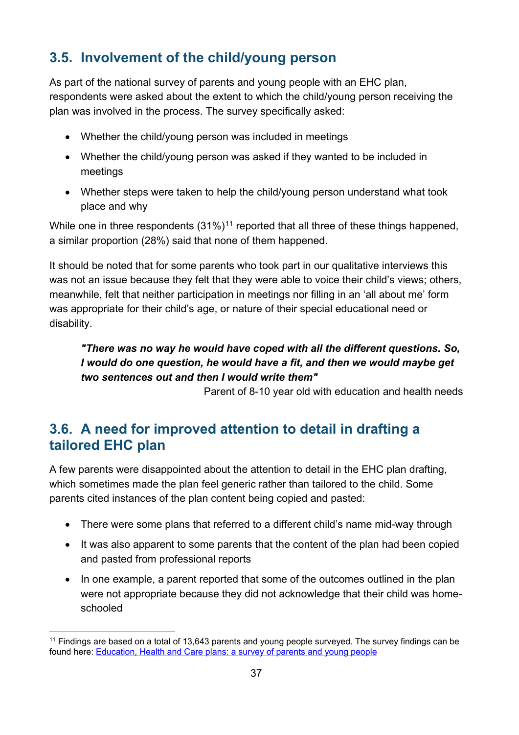## 3.5. Involvement of the child/young person

As part of the national survey of parents and young people with an EHC plan, respondents were asked about the extent to which the child/young person receiving the plan was involved in the process. The survey specifically asked:

- Whether the child/young person was included in meetings
- Whether the child/young person was asked if they wanted to be included in meetings
- Whether steps were taken to help the child/young person understand what took place and why

While one in three respondents (31%)[11] reported that all three of these things happened, a similar proportion (28%) said that none of them happened.

It should be noted that for some parents who took part in our qualitative interviews this was not an issue because they felt that they were able to voice their child's views; others, meanwhile, felt that neither participation in meetings nor filling in an 'all about me' form was appropriate for their child's age, or nature of their special educational need or disability.

> ***"There was no way he would have coped with all the different questions. So, I would do one question, he would have a fit, and then we would maybe get two sentences out and then I would write them"***
>
> Parent of 8-10 year old with education and health needs

## 3.6. A need for improved attention to detail in drafting a tailored EHC plan

A few parents were disappointed about the attention to detail in the EHC plan drafting, which sometimes made the plan feel generic rather than tailored to the child. Some parents cited instances of the plan content being copied and pasted:

- There were some plans that referred to a different child's name mid-way through
- It was also apparent to some parents that the content of the plan had been copied and pasted from professional reports
- In one example, a parent reported that some of the outcomes outlined in the plan were not appropriate because they did not acknowledge that their child was home-schooled

[11] Findings are based on a total of 13,643 parents and young people surveyed. The survey findings can be found here: [Education, Health and Care plans: a survey of parents and young people](#)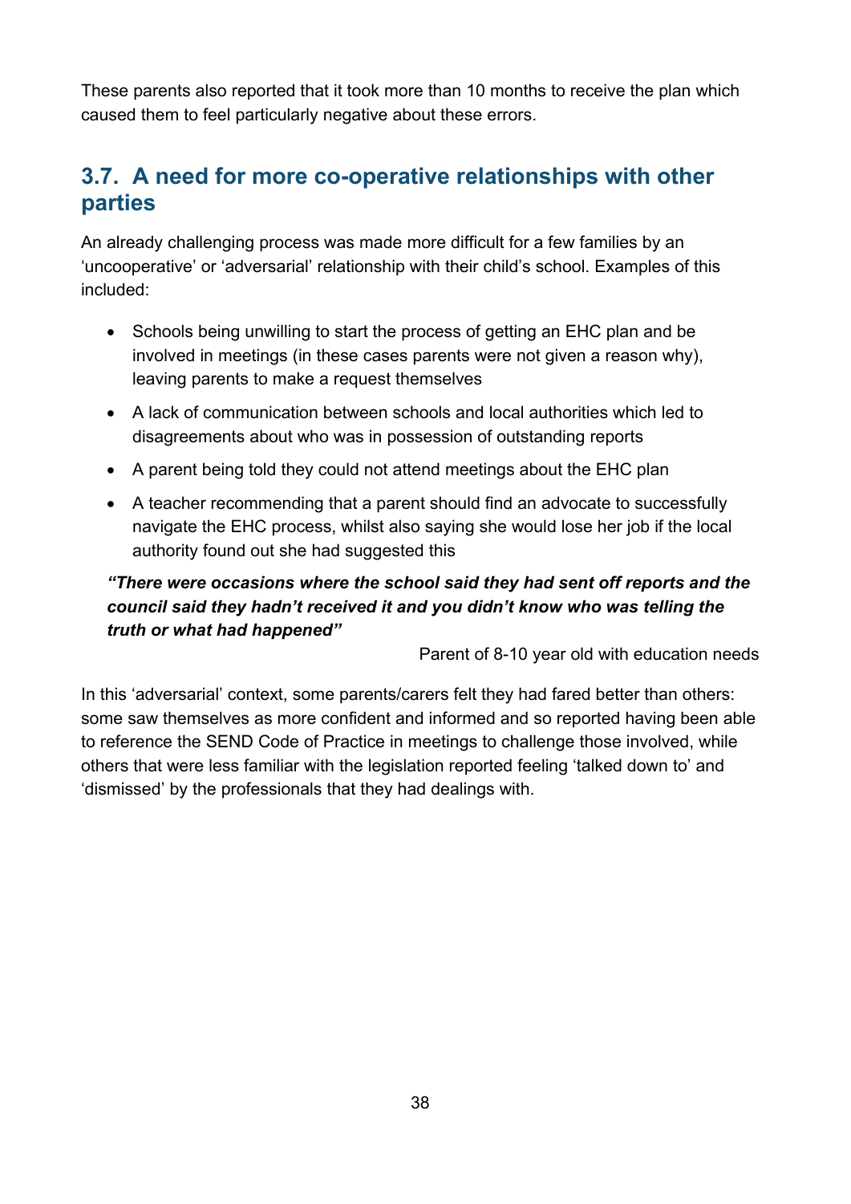These parents also reported that it took more than 10 months to receive the plan which caused them to feel particularly negative about these errors.

## 3.7. A need for more co-operative relationships with other parties

An already challenging process was made more difficult for a few families by an 'uncooperative' or 'adversarial' relationship with their child's school. Examples of this included:

- Schools being unwilling to start the process of getting an EHC plan and be involved in meetings (in these cases parents were not given a reason why), leaving parents to make a request themselves
- A lack of communication between schools and local authorities which led to disagreements about who was in possession of outstanding reports
- A parent being told they could not attend meetings about the EHC plan
- A teacher recommending that a parent should find an advocate to successfully navigate the EHC process, whilst also saying she would lose her job if the local authority found out she had suggested this

> ***"There were occasions where the school said they had sent off reports and the council said they hadn't received it and you didn't know who was telling the truth or what had happened"***
>
> Parent of 8-10 year old with education needs

In this 'adversarial' context, some parents/carers felt they had fared better than others: some saw themselves as more confident and informed and so reported having been able to reference the SEND Code of Practice in meetings to challenge those involved, while others that were less familiar with the legislation reported feeling 'talked down to' and 'dismissed' by the professionals that they had dealings with.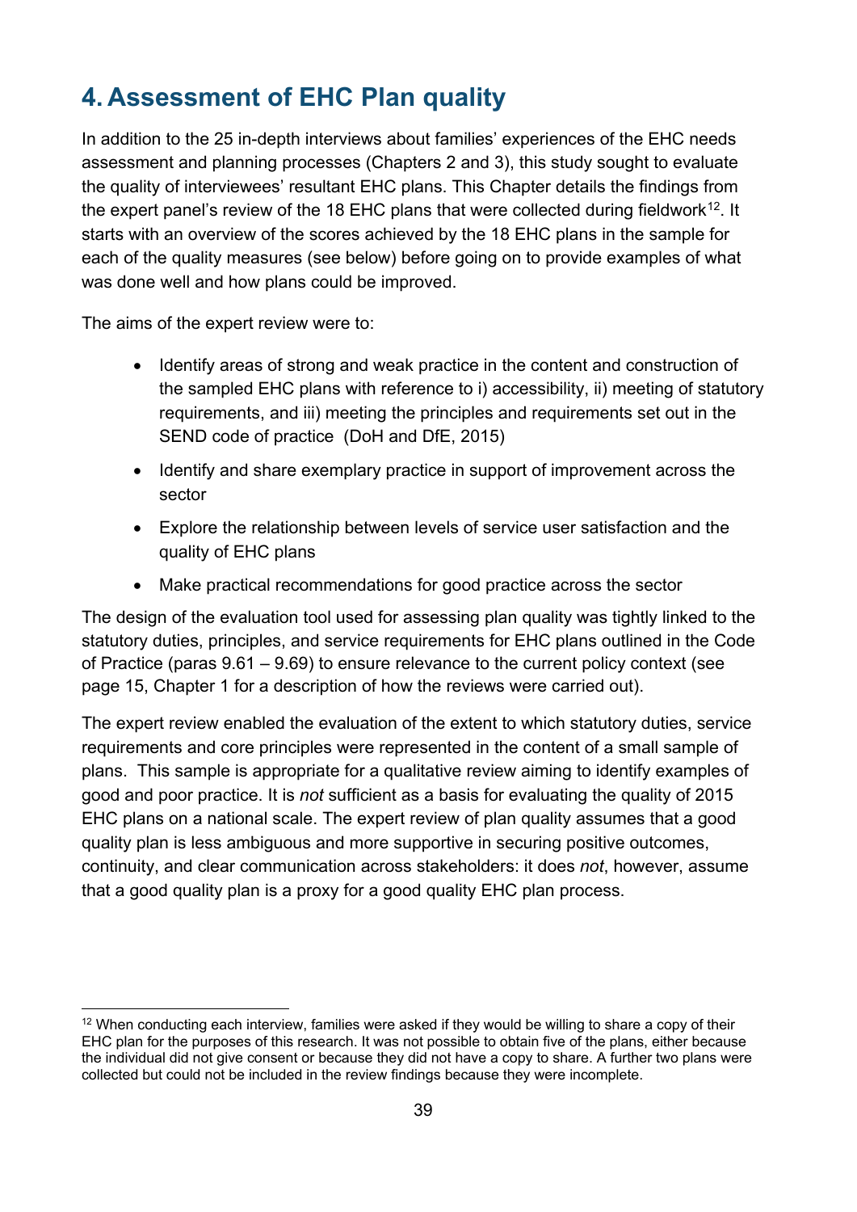# 4. Assessment of EHC Plan quality

In addition to the 25 in-depth interviews about families' experiences of the EHC needs assessment and planning processes (Chapters 2 and 3), this study sought to evaluate the quality of interviewees' resultant EHC plans. This Chapter details the findings from the expert panel's review of the 18 EHC plans that were collected during fieldwork[12]. It starts with an overview of the scores achieved by the 18 EHC plans in the sample for each of the quality measures (see below) before going on to provide examples of what was done well and how plans could be improved.

The aims of the expert review were to:

- Identify areas of strong and weak practice in the content and construction of the sampled EHC plans with reference to i) accessibility, ii) meeting of statutory requirements, and iii) meeting the principles and requirements set out in the SEND code of practice (DoH and DfE, 2015)
- Identify and share exemplary practice in support of improvement across the sector
- Explore the relationship between levels of service user satisfaction and the quality of EHC plans
- Make practical recommendations for good practice across the sector

The design of the evaluation tool used for assessing plan quality was tightly linked to the statutory duties, principles, and service requirements for EHC plans outlined in the Code of Practice (paras 9.61 – 9.69) to ensure relevance to the current policy context (see page 15, Chapter 1 for a description of how the reviews were carried out).

The expert review enabled the evaluation of the extent to which statutory duties, service requirements and core principles were represented in the content of a small sample of plans. This sample is appropriate for a qualitative review aiming to identify examples of good and poor practice. It is *not* sufficient as a basis for evaluating the quality of 2015 EHC plans on a national scale. The expert review of plan quality assumes that a good quality plan is less ambiguous and more supportive in securing positive outcomes, continuity, and clear communication across stakeholders: it does *not*, however, assume that a good quality plan is a proxy for a good quality EHC plan process.

---

[12] When conducting each interview, families were asked if they would be willing to share a copy of their EHC plan for the purposes of this research. It was not possible to obtain five of the plans, either because the individual did not give consent or because they did not have a copy to share. A further two plans were collected but could not be included in the review findings because they were incomplete.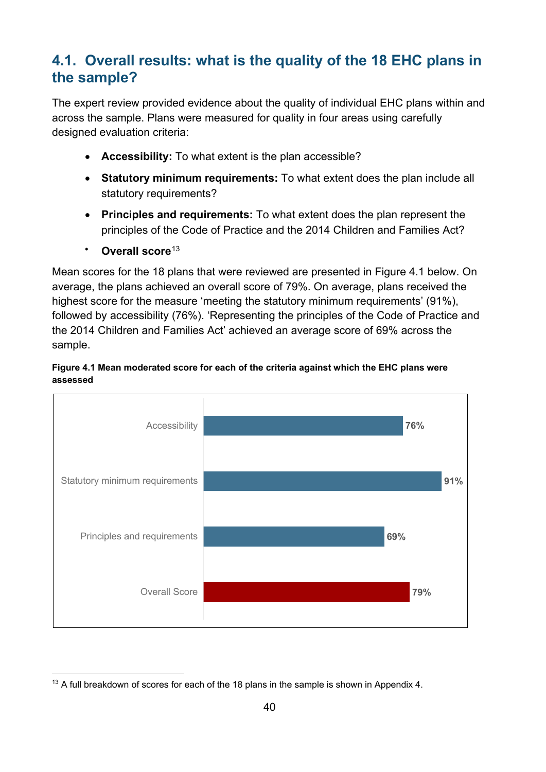## 4.1. Overall results: what is the quality of the 18 EHC plans in the sample?

The expert review provided evidence about the quality of individual EHC plans within and across the sample. Plans were measured for quality in four areas using carefully designed evaluation criteria:

- **Accessibility:** To what extent is the plan accessible?
- **Statutory minimum requirements:** To what extent does the plan include all statutory requirements?
- **Principles and requirements:** To what extent does the plan represent the principles of the Code of Practice and the 2014 Children and Families Act?
- **Overall score**[13]

Mean scores for the 18 plans that were reviewed are presented in Figure 4.1 below. On average, the plans achieved an overall score of 79%. On average, plans received the highest score for the measure 'meeting the statutory minimum requirements' (91%), followed by accessibility (76%). 'Representing the principles of the Code of Practice and the 2014 Children and Families Act' achieved an average score of 69% across the sample.

**Figure 4.1 Mean moderated score for each of the criteria against which the EHC plans were assessed**

| Criteria | Score |
|---|---|
| Accessibility | 76% |
| Statutory minimum requirements | 91% |
| Principles and requirements | 69% |
| Overall Score | 79% |

[13] A full breakdown of scores for each of the 18 plans in the sample is shown in Appendix 4.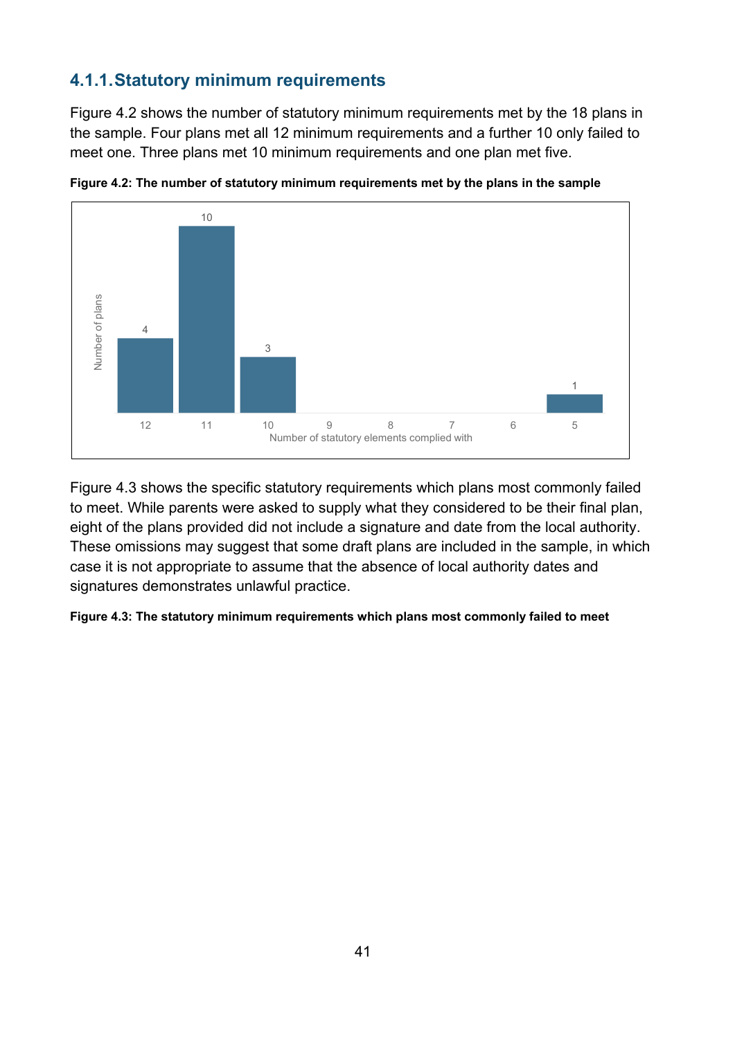### 4.1.1. Statutory minimum requirements

Figure 4.2 shows the number of statutory minimum requirements met by the 18 plans in the sample. Four plans met all 12 minimum requirements and a further 10 only failed to meet one. Three plans met 10 minimum requirements and one plan met five.

**Figure 4.2: The number of statutory minimum requirements met by the plans in the sample**

| Number of statutory elements complied with | Number of plans |
|---|---|
| 12 | 4 |
| 11 | 10 |
| 10 | 3 |
| 9 | |
| 8 | |
| 7 | |
| 6 | |
| 5 | 1 |

Figure 4.3 shows the specific statutory requirements which plans most commonly failed to meet. While parents were asked to supply what they considered to be their final plan, eight of the plans provided did not include a signature and date from the local authority. These omissions may suggest that some draft plans are included in the sample, in which case it is not appropriate to assume that the absence of local authority dates and signatures demonstrates unlawful practice.

**Figure 4.3: The statutory minimum requirements which plans most commonly failed to meet**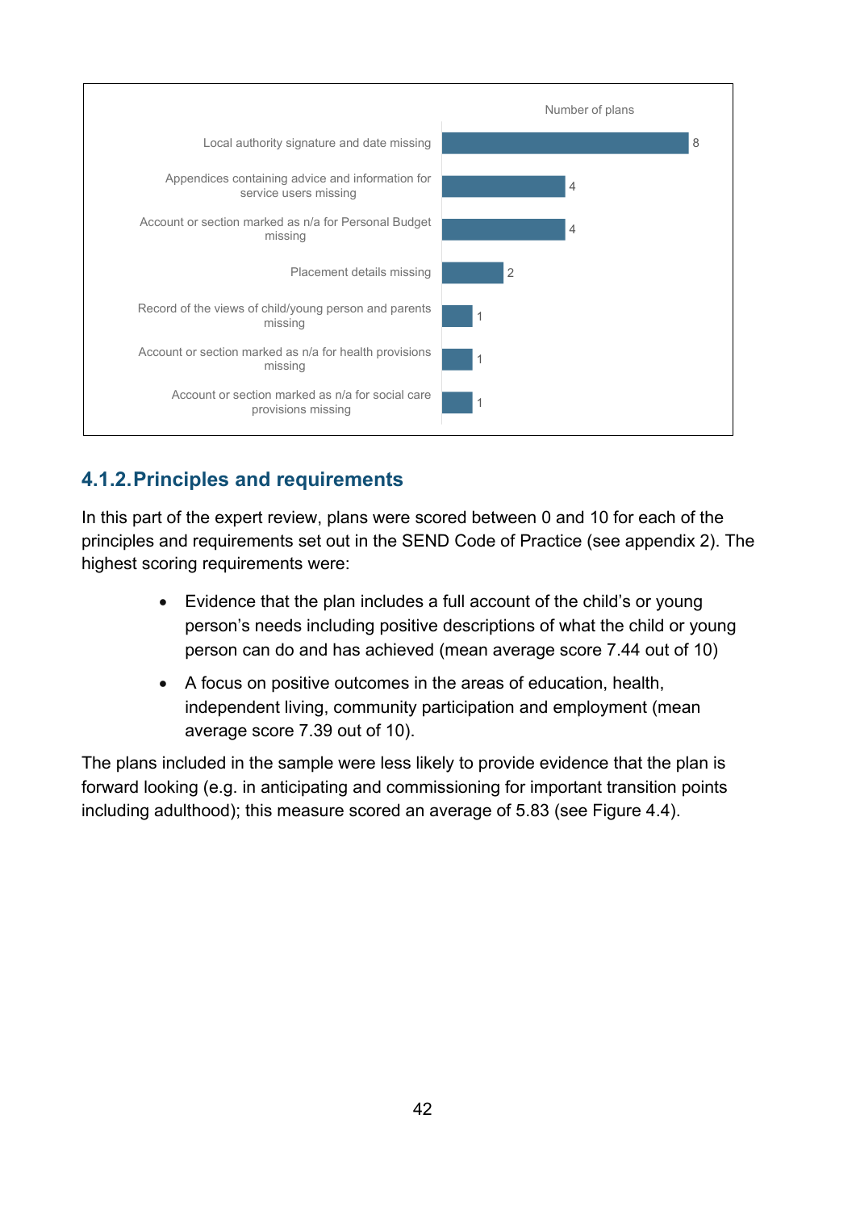| | Number of plans |
|---|---|
| Local authority signature and date missing | 8 |
| Appendices containing advice and information for service users missing | 4 |
| Account or section marked as n/a for Personal Budget missing | 4 |
| Placement details missing | 2 |
| Record of the views of child/young person and parents missing | 1 |
| Account or section marked as n/a for health provisions missing | 1 |
| Account or section marked as n/a for social care provisions missing | 1 |

### 4.1.2. Principles and requirements

In this part of the expert review, plans were scored between 0 and 10 for each of the principles and requirements set out in the SEND Code of Practice (see appendix 2). The highest scoring requirements were:

- Evidence that the plan includes a full account of the child's or young person's needs including positive descriptions of what the child or young person can do and has achieved (mean average score 7.44 out of 10)
- A focus on positive outcomes in the areas of education, health, independent living, community participation and employment (mean average score 7.39 out of 10).

The plans included in the sample were less likely to provide evidence that the plan is forward looking (e.g. in anticipating and commissioning for important transition points including adulthood); this measure scored an average of 5.83 (see Figure 4.4).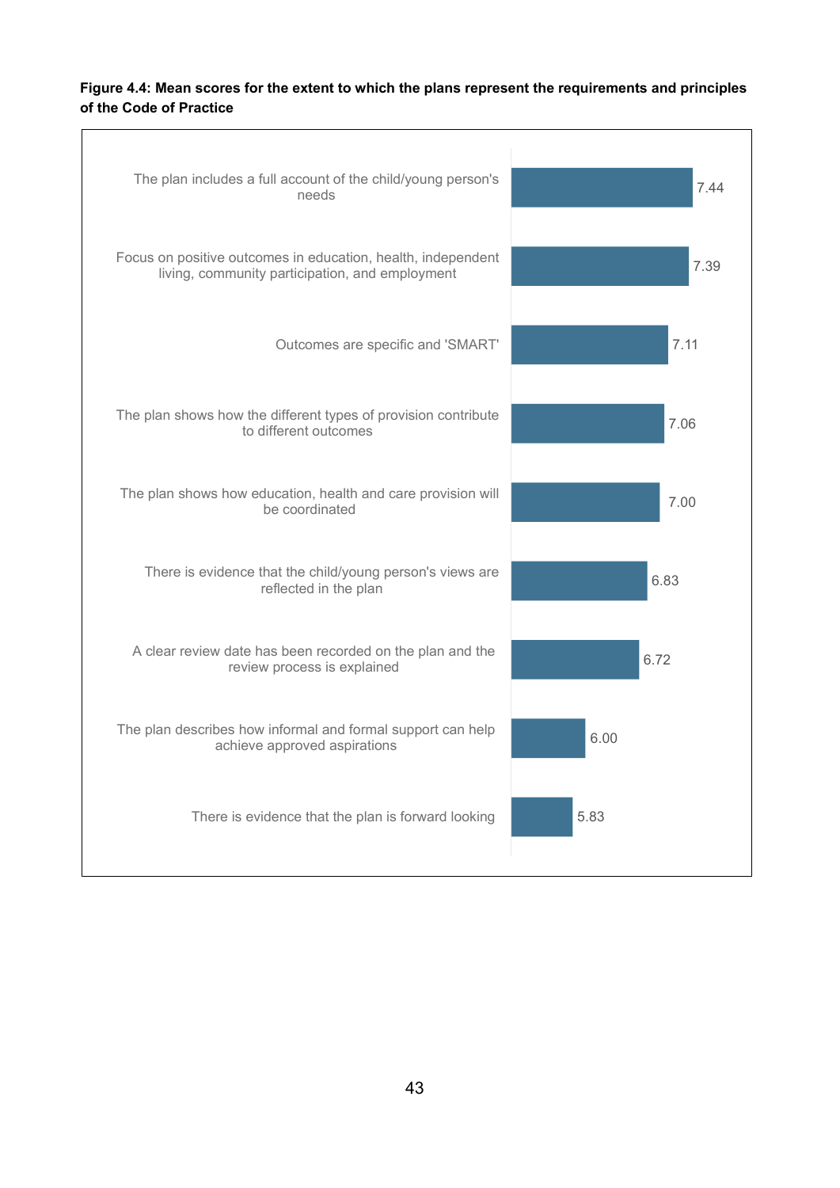**Figure 4.4: Mean scores for the extent to which the plans represent the requirements and principles of the Code of Practice**

| Item | Mean score |
|---|---|
| The plan includes a full account of the child/young person's needs | 7.44 |
| Focus on positive outcomes in education, health, independent living, community participation, and employment | 7.39 |
| Outcomes are specific and 'SMART' | 7.11 |
| The plan shows how the different types of provision contribute to different outcomes | 7.06 |
| The plan shows how education, health and care provision will be coordinated | 7.00 |
| There is evidence that the child/young person's views are reflected in the plan | 6.83 |
| A clear review date has been recorded on the plan and the review process is explained | 6.72 |
| The plan describes how informal and formal support can help achieve approved aspirations | 6.00 |
| There is evidence that the plan is forward looking | 5.83 |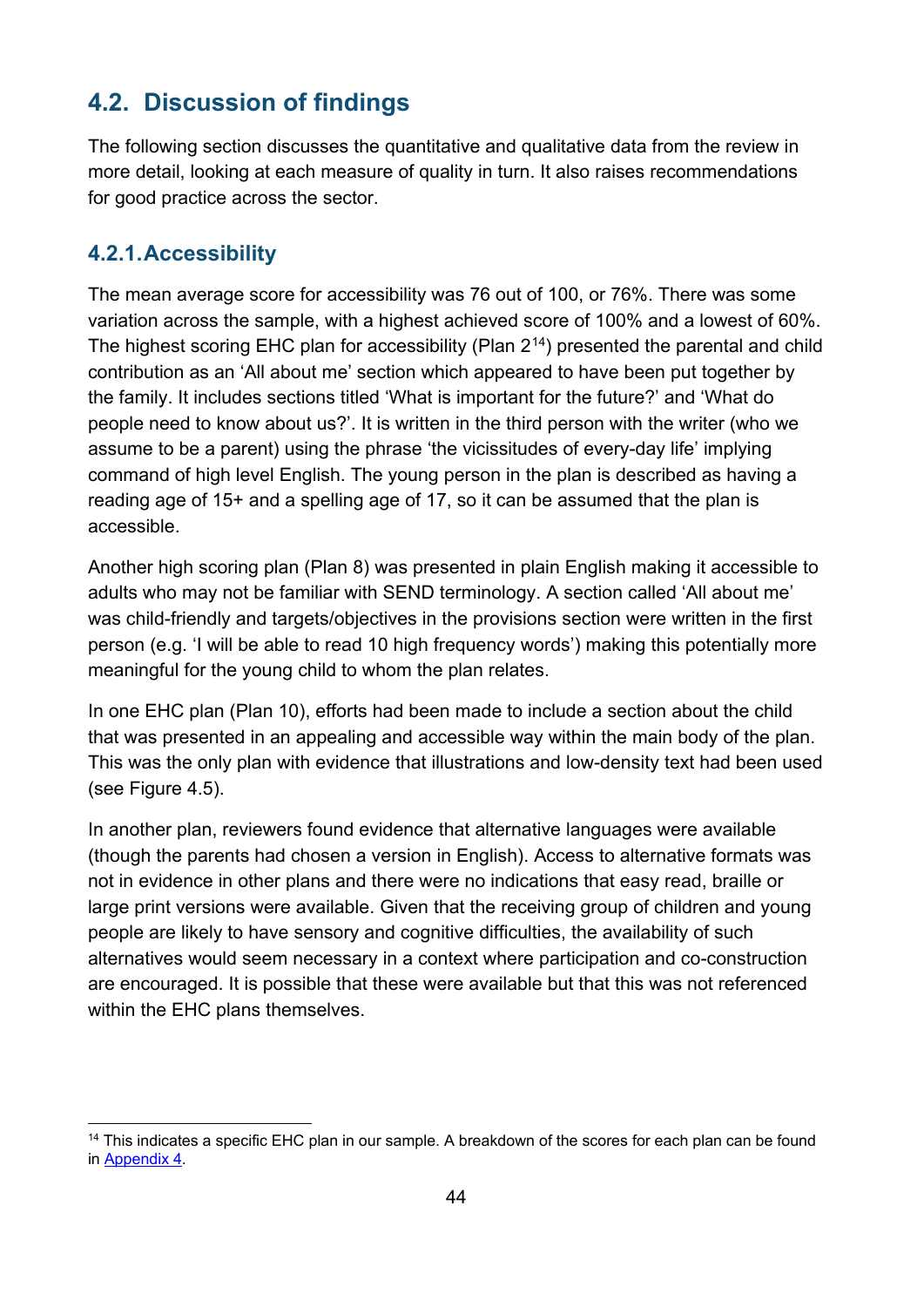## 4.2. Discussion of findings

The following section discusses the quantitative and qualitative data from the review in more detail, looking at each measure of quality in turn. It also raises recommendations for good practice across the sector.

### 4.2.1. Accessibility

The mean average score for accessibility was 76 out of 100, or 76%. There was some variation across the sample, with a highest achieved score of 100% and a lowest of 60%. The highest scoring EHC plan for accessibility (Plan 2[14]) presented the parental and child contribution as an 'All about me' section which appeared to have been put together by the family. It includes sections titled 'What is important for the future?' and 'What do people need to know about us?'. It is written in the third person with the writer (who we assume to be a parent) using the phrase 'the vicissitudes of every-day life' implying command of high level English. The young person in the plan is described as having a reading age of 15+ and a spelling age of 17, so it can be assumed that the plan is accessible.

Another high scoring plan (Plan 8) was presented in plain English making it accessible to adults who may not be familiar with SEND terminology. A section called 'All about me' was child-friendly and targets/objectives in the provisions section were written in the first person (e.g. 'I will be able to read 10 high frequency words') making this potentially more meaningful for the young child to whom the plan relates.

In one EHC plan (Plan 10), efforts had been made to include a section about the child that was presented in an appealing and accessible way within the main body of the plan. This was the only plan with evidence that illustrations and low-density text had been used (see Figure 4.5).

In another plan, reviewers found evidence that alternative languages were available (though the parents had chosen a version in English). Access to alternative formats was not in evidence in other plans and there were no indications that easy read, braille or large print versions were available. Given that the receiving group of children and young people are likely to have sensory and cognitive difficulties, the availability of such alternatives would seem necessary in a context where participation and co-construction are encouraged. It is possible that these were available but that this was not referenced within the EHC plans themselves.

---

[14] This indicates a specific EHC plan in our sample. A breakdown of the scores for each plan can be found in Appendix 4.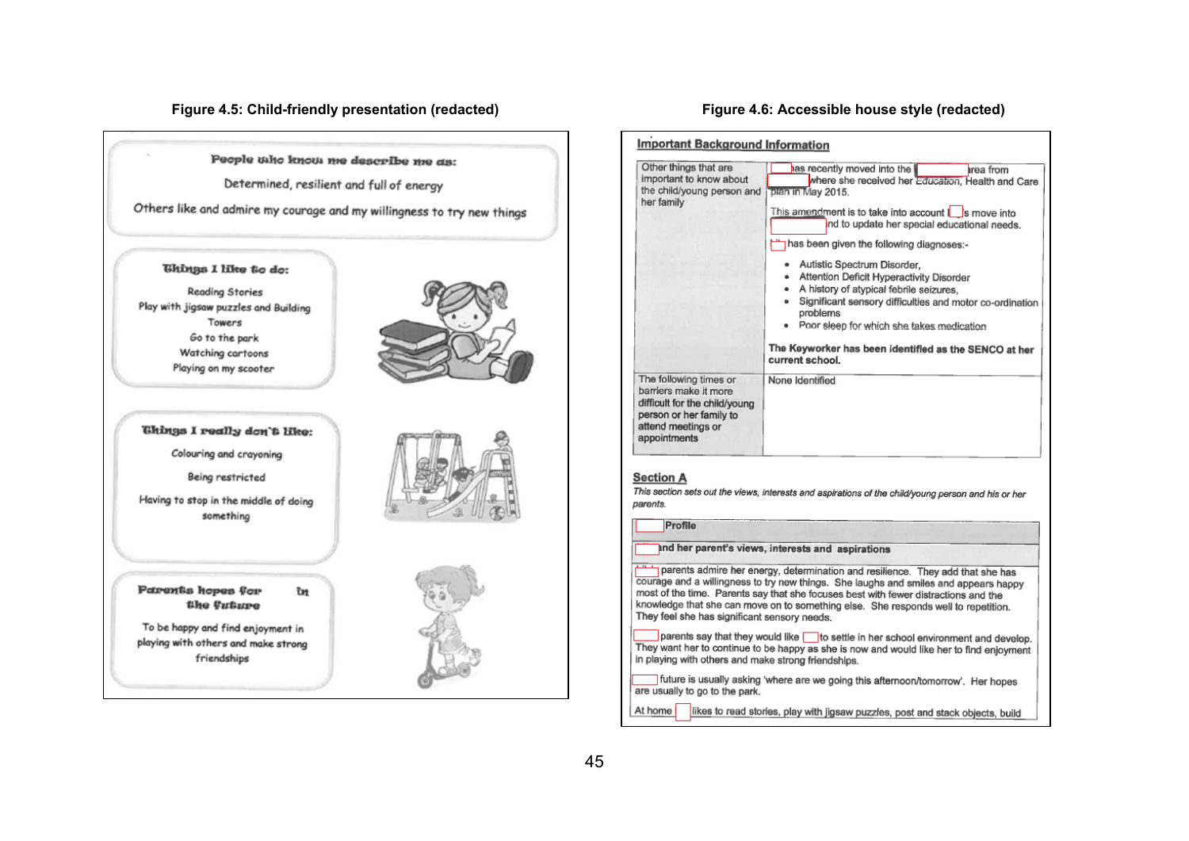**Figure 4.5: Child-friendly presentation (redacted)**

**People who know me describe me as:**

Determined, resilient and full of energy

Others like and admire my courage and my willingness to try new things

**Things I like to do:**

Reading Stories
Play with jigsaw puzzles and Building Towers
Go to the park
Watching cartoons
Playing on my scooter

**Things I really don't like:**

Colouring and crayoning

Being restricted

Having to stop in the middle of doing something

**Parents hopes for in the future**

To be happy and find enjoyment in playing with others and make strong friendships

**Figure 4.6: Accessible house style (redacted)**

**Important Background Information**

| | |
|---|---|
| Other things that are important to know about the child/young person and her family | [redacted] has recently moved into the [redacted] area from [redacted] where she received her Education, Health and Care plan in May 2015.<br><br>This amendment is to take into account [redacted]'s move into [redacted] and to update her special educational needs.<br><br>[redacted] has been given the following diagnoses:-<br>• Autistic Spectrum Disorder,<br>• Attention Deficit Hyperactivity Disorder<br>• A history of atypical febrile seizures,<br>• Significant sensory difficulties and motor co-ordination problems<br>• Poor sleep for which she takes medication<br><br>**The Keyworker has been identified as the SENCO at her current school.** |
| The following times or barriers make it more difficult for the child/young person or her family to attend meetings or appointments | None Identified |

**Section A**

*This section sets out the views, interests and aspirations of the child/young person and his or her parents.*

| |
|---|
| **[redacted] Profile** |
| **[redacted] and her parent's views, interests and aspirations** |
| [redacted] parents admire her energy, determination and resilience. They add that she has courage and a willingness to try new things. She laughs and smiles and appears happy most of the time. Parents say that she focuses best with fewer distractions and the knowledge that she can move on to something else. She responds well to repetition. They feel she has significant sensory needs.<br><br>[redacted] parents say that they would like [redacted] to settle in her school environment and develop. They want her to continue to be happy as she is now and would like her to find enjoyment in playing with others and make strong friendships.<br><br>[redacted] future is usually asking 'where are we going this afternoon/tomorrow'. Her hopes are usually to go to the park.<br><br>At home [redacted] likes to read stories, play with jigsaw puzzles, post and stack objects, build |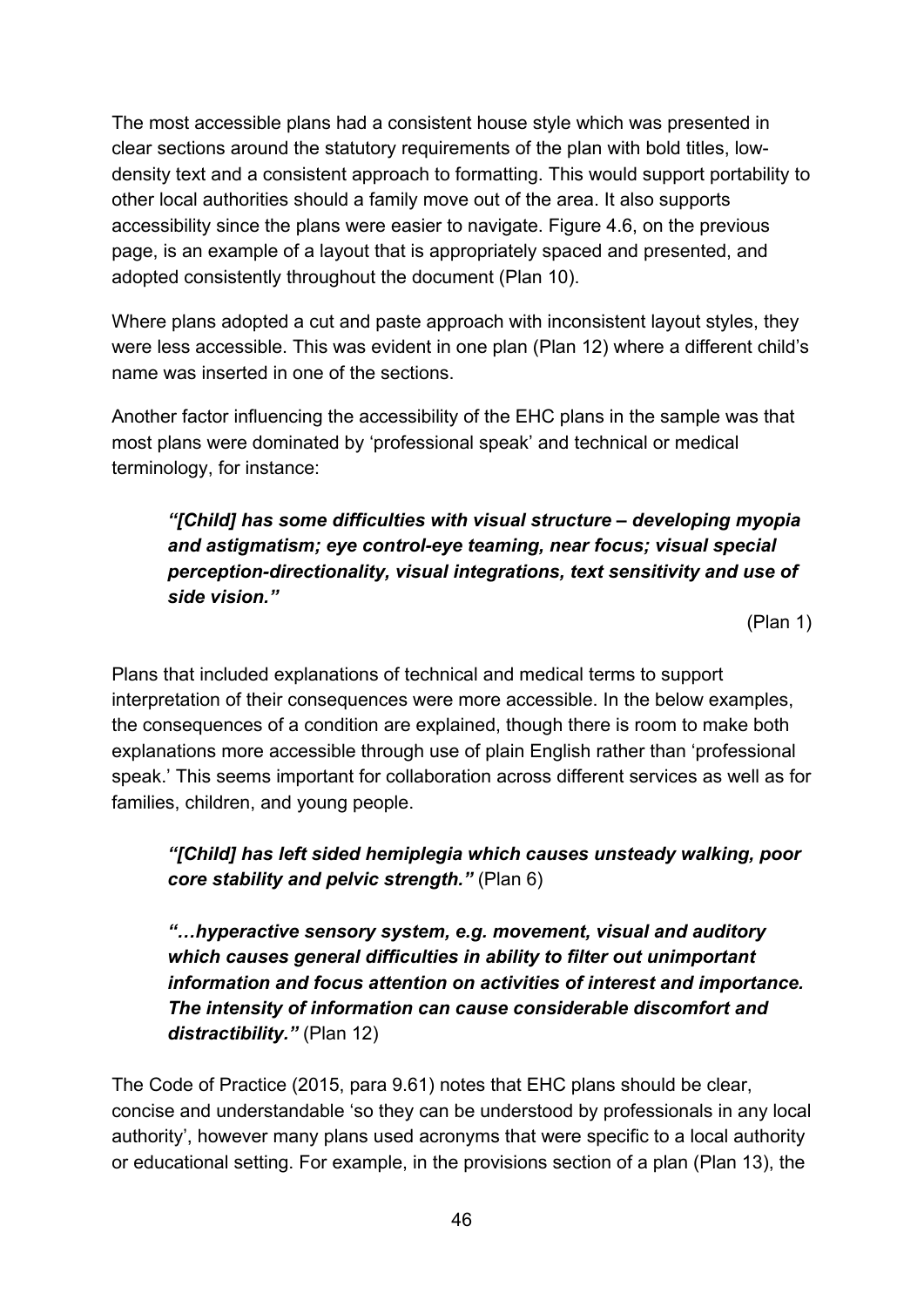The most accessible plans had a consistent house style which was presented in clear sections around the statutory requirements of the plan with bold titles, low-density text and a consistent approach to formatting. This would support portability to other local authorities should a family move out of the area. It also supports accessibility since the plans were easier to navigate. Figure 4.6, on the previous page, is an example of a layout that is appropriately spaced and presented, and adopted consistently throughout the document (Plan 10).

Where plans adopted a cut and paste approach with inconsistent layout styles, they were less accessible. This was evident in one plan (Plan 12) where a different child's name was inserted in one of the sections.

Another factor influencing the accessibility of the EHC plans in the sample was that most plans were dominated by 'professional speak' and technical or medical terminology, for instance:

> ***"[Child] has some difficulties with visual structure – developing myopia and astigmatism; eye control-eye teaming, near focus; visual special perception-directionality, visual integrations, text sensitivity and use of side vision."***
>
> (Plan 1)

Plans that included explanations of technical and medical terms to support interpretation of their consequences were more accessible. In the below examples, the consequences of a condition are explained, though there is room to make both explanations more accessible through use of plain English rather than 'professional speak.' This seems important for collaboration across different services as well as for families, children, and young people.

> ***"[Child] has left sided hemiplegia which causes unsteady walking, poor core stability and pelvic strength."*** (Plan 6)

> ***"…hyperactive sensory system, e.g. movement, visual and auditory which causes general difficulties in ability to filter out unimportant information and focus attention on activities of interest and importance. The intensity of information can cause considerable discomfort and distractibility."*** (Plan 12)

The Code of Practice (2015, para 9.61) notes that EHC plans should be clear, concise and understandable 'so they can be understood by professionals in any local authority', however many plans used acronyms that were specific to a local authority or educational setting. For example, in the provisions section of a plan (Plan 13), the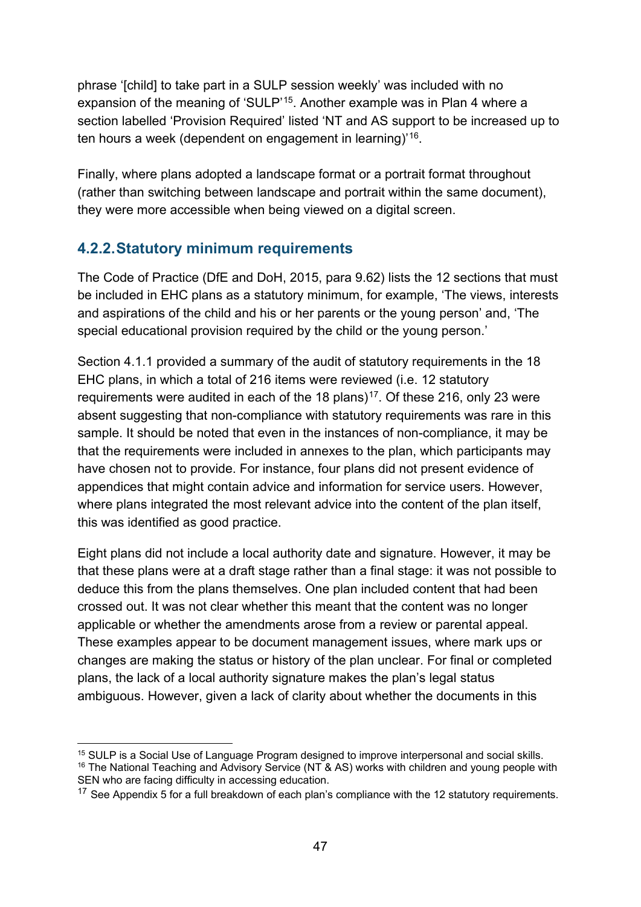phrase '[child] to take part in a SULP session weekly' was included with no expansion of the meaning of 'SULP'[15]. Another example was in Plan 4 where a section labelled 'Provision Required' listed 'NT and AS support to be increased up to ten hours a week (dependent on engagement in learning)'[16].

Finally, where plans adopted a landscape format or a portrait format throughout (rather than switching between landscape and portrait within the same document), they were more accessible when being viewed on a digital screen.

### 4.2.2. Statutory minimum requirements

The Code of Practice (DfE and DoH, 2015, para 9.62) lists the 12 sections that must be included in EHC plans as a statutory minimum, for example, 'The views, interests and aspirations of the child and his or her parents or the young person' and, 'The special educational provision required by the child or the young person.'

Section 4.1.1 provided a summary of the audit of statutory requirements in the 18 EHC plans, in which a total of 216 items were reviewed (i.e. 12 statutory requirements were audited in each of the 18 plans)[17]. Of these 216, only 23 were absent suggesting that non-compliance with statutory requirements was rare in this sample. It should be noted that even in the instances of non-compliance, it may be that the requirements were included in annexes to the plan, which participants may have chosen not to provide. For instance, four plans did not present evidence of appendices that might contain advice and information for service users. However, where plans integrated the most relevant advice into the content of the plan itself, this was identified as good practice.

Eight plans did not include a local authority date and signature. However, it may be that these plans were at a draft stage rather than a final stage: it was not possible to deduce this from the plans themselves. One plan included content that had been crossed out. It was not clear whether this meant that the content was no longer applicable or whether the amendments arose from a review or parental appeal. These examples appear to be document management issues, where mark ups or changes are making the status or history of the plan unclear. For final or completed plans, the lack of a local authority signature makes the plan's legal status ambiguous. However, given a lack of clarity about whether the documents in this

[15] SULP is a Social Use of Language Program designed to improve interpersonal and social skills.

[16] The National Teaching and Advisory Service (NT & AS) works with children and young people with SEN who are facing difficulty in accessing education.

[17] See Appendix 5 for a full breakdown of each plan's compliance with the 12 statutory requirements.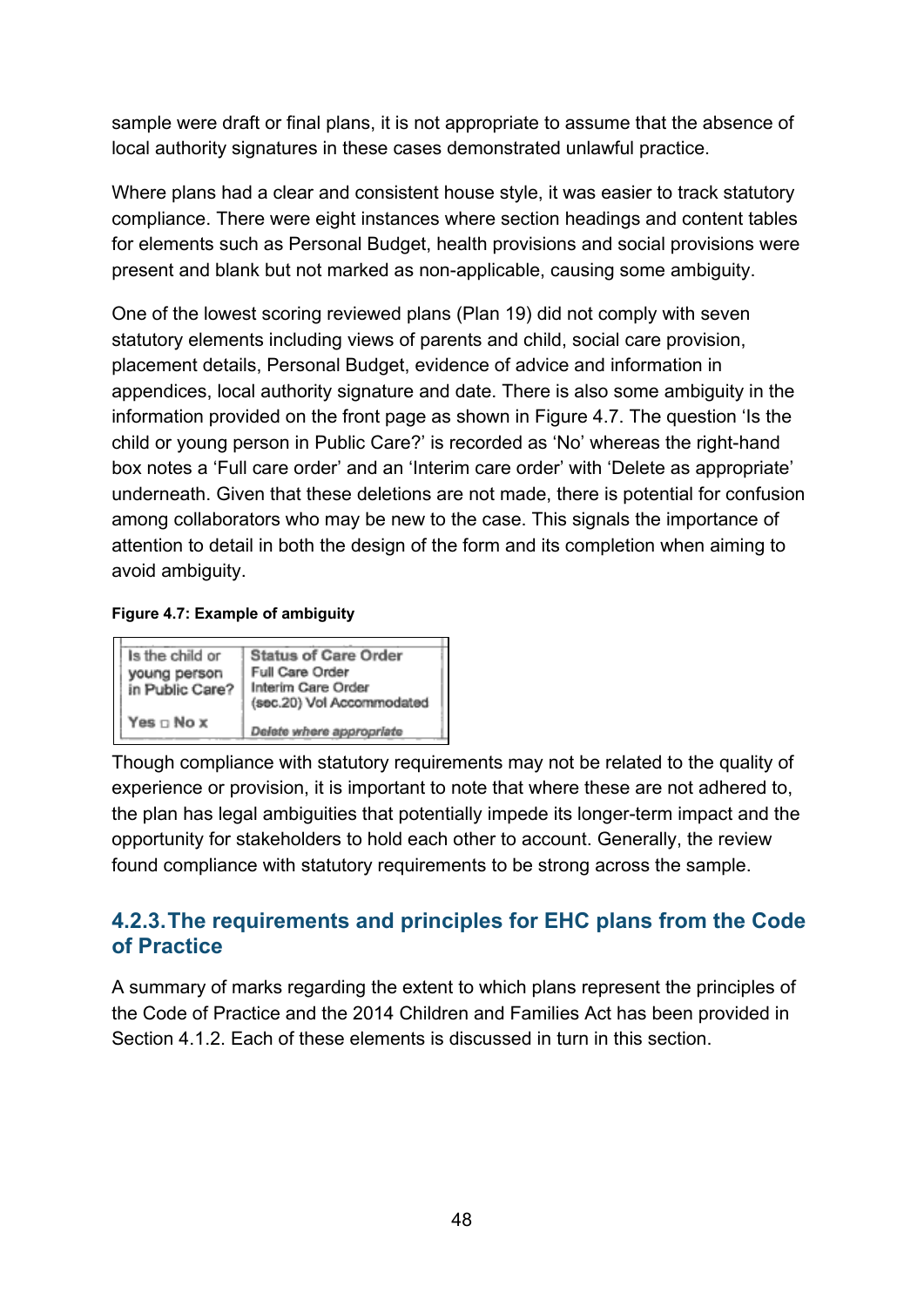sample were draft or final plans, it is not appropriate to assume that the absence of local authority signatures in these cases demonstrated unlawful practice.

Where plans had a clear and consistent house style, it was easier to track statutory compliance. There were eight instances where section headings and content tables for elements such as Personal Budget, health provisions and social provisions were present and blank but not marked as non-applicable, causing some ambiguity.

One of the lowest scoring reviewed plans (Plan 19) did not comply with seven statutory elements including views of parents and child, social care provision, placement details, Personal Budget, evidence of advice and information in appendices, local authority signature and date. There is also some ambiguity in the information provided on the front page as shown in Figure 4.7. The question 'Is the child or young person in Public Care?' is recorded as 'No' whereas the right-hand box notes a 'Full care order' and an 'Interim care order' with 'Delete as appropriate' underneath. Given that these deletions are not made, there is potential for confusion among collaborators who may be new to the case. This signals the importance of attention to detail in both the design of the form and its completion when aiming to avoid ambiguity.

**Figure 4.7: Example of ambiguity**

| Is the child or young person in Public Care? | **Status of Care Order** |
|---|---|
| | Full Care Order<br>Interim Care Order<br>(sec.20) Vol Accommodated |
| Yes □ No x | *Delete where appropriate* |

Though compliance with statutory requirements may not be related to the quality of experience or provision, it is important to note that where these are not adhered to, the plan has legal ambiguities that potentially impede its longer-term impact and the opportunity for stakeholders to hold each other to account. Generally, the review found compliance with statutory requirements to be strong across the sample.

### 4.2.3. The requirements and principles for EHC plans from the Code of Practice

A summary of marks regarding the extent to which plans represent the principles of the Code of Practice and the 2014 Children and Families Act has been provided in Section 4.1.2. Each of these elements is discussed in turn in this section.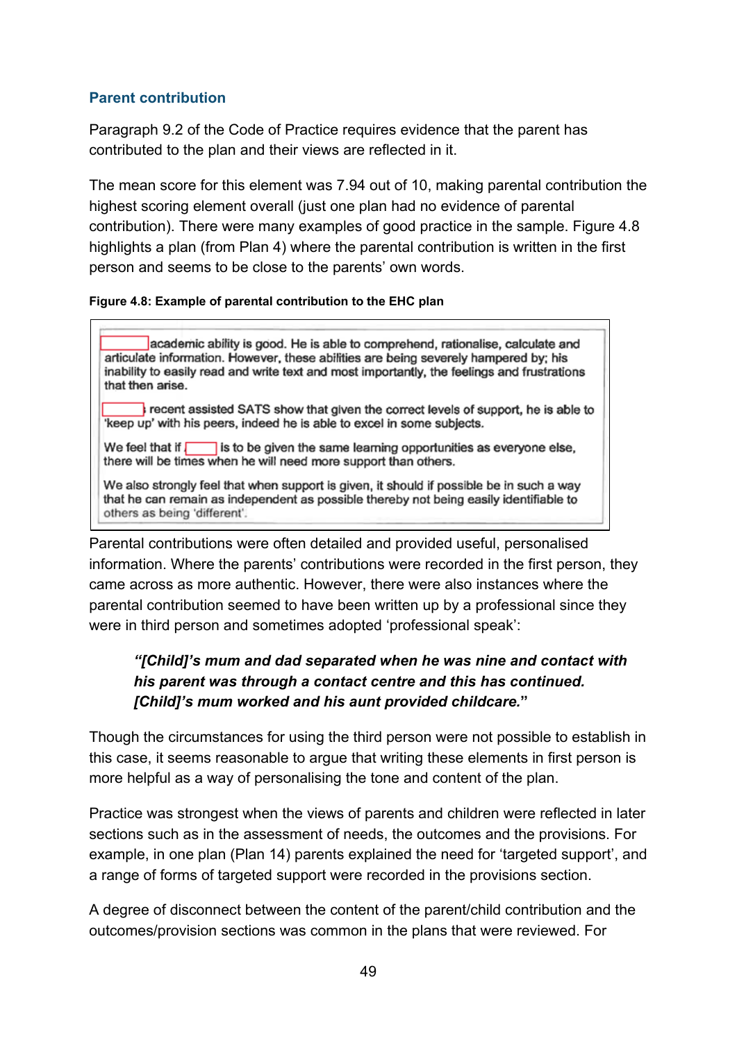### Parent contribution

Paragraph 9.2 of the Code of Practice requires evidence that the parent has contributed to the plan and their views are reflected in it.

The mean score for this element was 7.94 out of 10, making parental contribution the highest scoring element overall (just one plan had no evidence of parental contribution). There were many examples of good practice in the sample. Figure 4.8 highlights a plan (from Plan 4) where the parental contribution is written in the first person and seems to be close to the parents' own words.

**Figure 4.8: Example of parental contribution to the EHC plan**

> [ ] academic ability is good. He is able to comprehend, rationalise, calculate and articulate information. However, these abilities are being severely hampered by; his inability to easily read and write text and most importantly, the feelings and frustrations that then arise.
>
> [ ] recent assisted SATS show that given the correct levels of support, he is able to 'keep up' with his peers, indeed he is able to excel in some subjects.
>
> We feel that if [ ] is to be given the same learning opportunities as everyone else, there will be times when he will need more support than others.
>
> We also strongly feel that when support is given, it should if possible be in such a way that he can remain as independent as possible thereby not being easily identifiable to others as being 'different'.

Parental contributions were often detailed and provided useful, personalised information. Where the parents' contributions were recorded in the first person, they came across as more authentic. However, there were also instances where the parental contribution seemed to have been written up by a professional since they were in third person and sometimes adopted 'professional speak':

> ***"[Child]'s mum and dad separated when he was nine and contact with his parent was through a contact centre and this has continued. [Child]'s mum worked and his aunt provided childcare."***

Though the circumstances for using the third person were not possible to establish in this case, it seems reasonable to argue that writing these elements in first person is more helpful as a way of personalising the tone and content of the plan.

Practice was strongest when the views of parents and children were reflected in later sections such as in the assessment of needs, the outcomes and the provisions. For example, in one plan (Plan 14) parents explained the need for 'targeted support', and a range of forms of targeted support were recorded in the provisions section.

A degree of disconnect between the content of the parent/child contribution and the outcomes/provision sections was common in the plans that were reviewed. For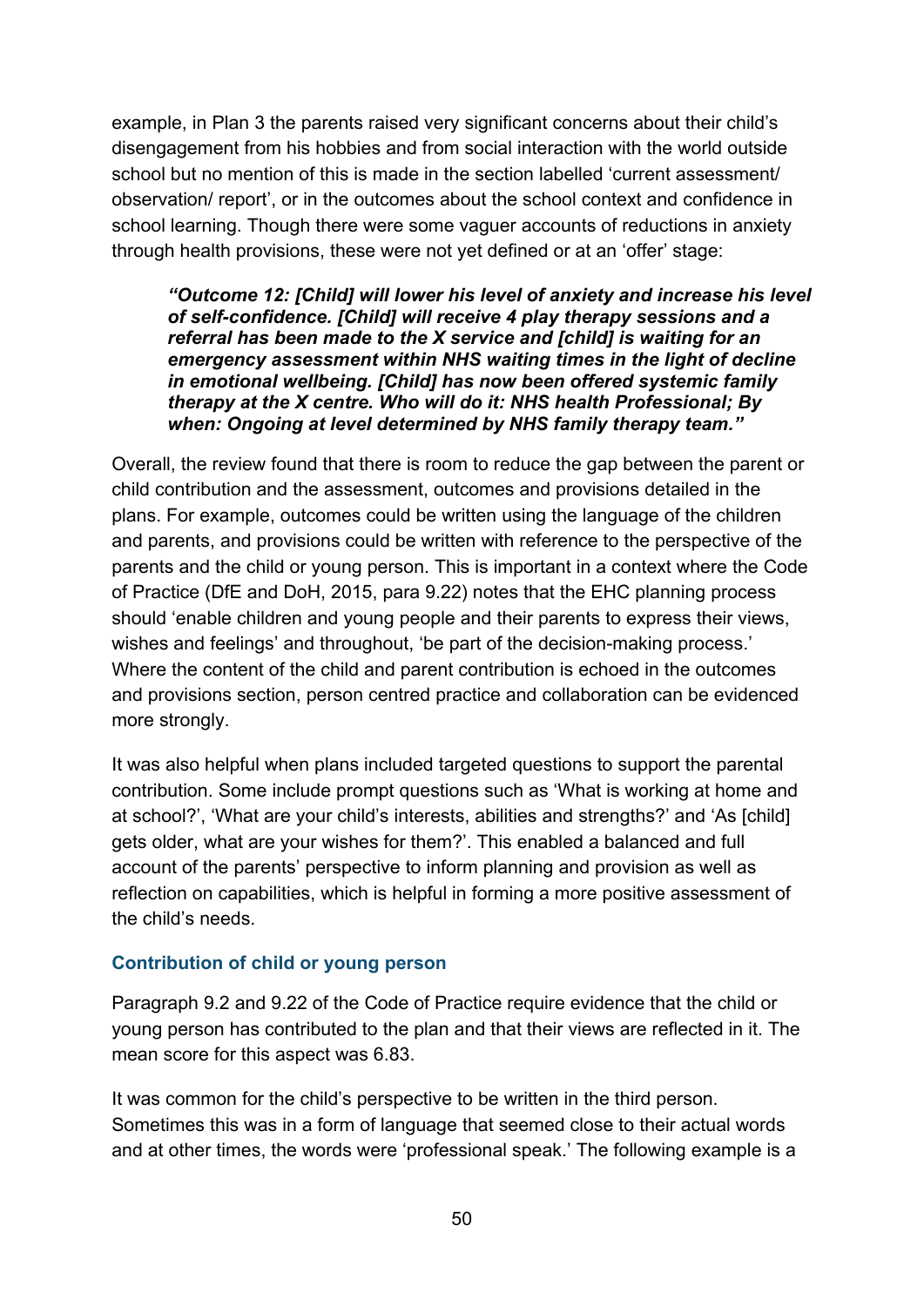example, in Plan 3 the parents raised very significant concerns about their child's disengagement from his hobbies and from social interaction with the world outside school but no mention of this is made in the section labelled 'current assessment/ observation/ report', or in the outcomes about the school context and confidence in school learning. Though there were some vaguer accounts of reductions in anxiety through health provisions, these were not yet defined or at an 'offer' stage:

> ***"Outcome 12: [Child] will lower his level of anxiety and increase his level of self-confidence. [Child] will receive 4 play therapy sessions and a referral has been made to the X service and [child] is waiting for an emergency assessment within NHS waiting times in the light of decline in emotional wellbeing. [Child] has now been offered systemic family therapy at the X centre. Who will do it: NHS health Professional; By when: Ongoing at level determined by NHS family therapy team."***

Overall, the review found that there is room to reduce the gap between the parent or child contribution and the assessment, outcomes and provisions detailed in the plans. For example, outcomes could be written using the language of the children and parents, and provisions could be written with reference to the perspective of the parents and the child or young person. This is important in a context where the Code of Practice (DfE and DoH, 2015, para 9.22) notes that the EHC planning process should 'enable children and young people and their parents to express their views, wishes and feelings' and throughout, 'be part of the decision-making process.' Where the content of the child and parent contribution is echoed in the outcomes and provisions section, person centred practice and collaboration can be evidenced more strongly.

It was also helpful when plans included targeted questions to support the parental contribution. Some include prompt questions such as 'What is working at home and at school?', 'What are your child's interests, abilities and strengths?' and 'As [child] gets older, what are your wishes for them?'. This enabled a balanced and full account of the parents' perspective to inform planning and provision as well as reflection on capabilities, which is helpful in forming a more positive assessment of the child's needs.

### Contribution of child or young person

Paragraph 9.2 and 9.22 of the Code of Practice require evidence that the child or young person has contributed to the plan and that their views are reflected in it. The mean score for this aspect was 6.83.

It was common for the child's perspective to be written in the third person. Sometimes this was in a form of language that seemed close to their actual words and at other times, the words were 'professional speak.' The following example is a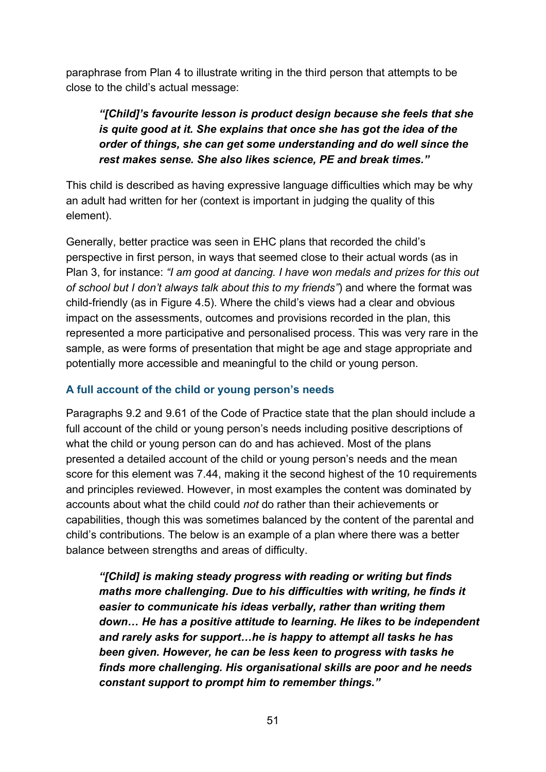paraphrase from Plan 4 to illustrate writing in the third person that attempts to be close to the child's actual message:

> ***"[Child]'s favourite lesson is product design because she feels that she is quite good at it. She explains that once she has got the idea of the order of things, she can get some understanding and do well since the rest makes sense. She also likes science, PE and break times."***

This child is described as having expressive language difficulties which may be why an adult had written for her (context is important in judging the quality of this element).

Generally, better practice was seen in EHC plans that recorded the child's perspective in first person, in ways that seemed close to their actual words (as in Plan 3, for instance: *"I am good at dancing. I have won medals and prizes for this out of school but I don't always talk about this to my friends"*) and where the format was child-friendly (as in Figure 4.5). Where the child's views had a clear and obvious impact on the assessments, outcomes and provisions recorded in the plan, this represented a more participative and personalised process. This was very rare in the sample, as were forms of presentation that might be age and stage appropriate and potentially more accessible and meaningful to the child or young person.

### A full account of the child or young person's needs

Paragraphs 9.2 and 9.61 of the Code of Practice state that the plan should include a full account of the child or young person's needs including positive descriptions of what the child or young person can do and has achieved. Most of the plans presented a detailed account of the child or young person's needs and the mean score for this element was 7.44, making it the second highest of the 10 requirements and principles reviewed. However, in most examples the content was dominated by accounts about what the child could *not* do rather than their achievements or capabilities, though this was sometimes balanced by the content of the parental and child's contributions. The below is an example of a plan where there was a better balance between strengths and areas of difficulty.

> ***"[Child] is making steady progress with reading or writing but finds maths more challenging. Due to his difficulties with writing, he finds it easier to communicate his ideas verbally, rather than writing them down… He has a positive attitude to learning. He likes to be independent and rarely asks for support…he is happy to attempt all tasks he has been given. However, he can be less keen to progress with tasks he finds more challenging. His organisational skills are poor and he needs constant support to prompt him to remember things."***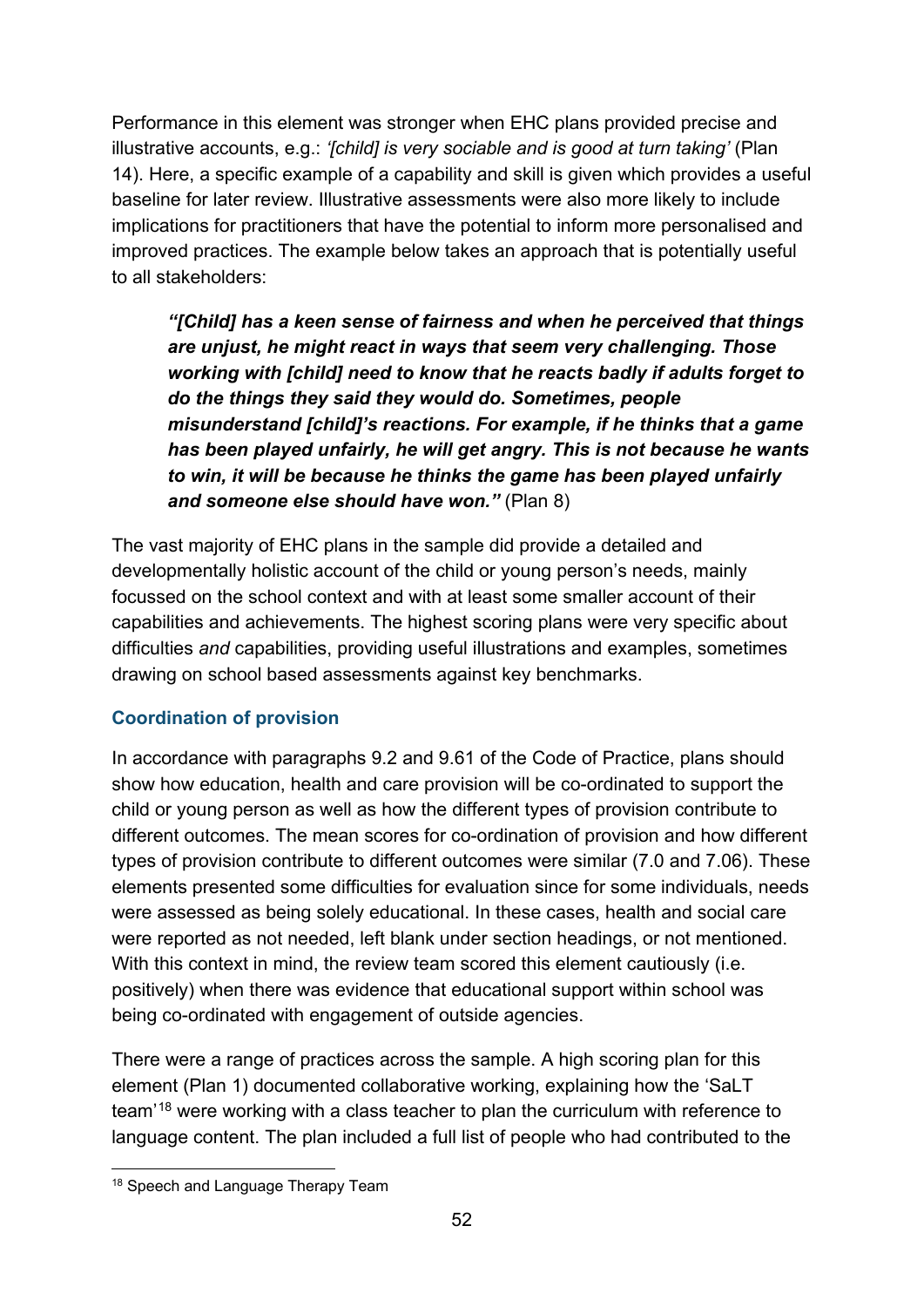Performance in this element was stronger when EHC plans provided precise and illustrative accounts, e.g.: *'[child] is very sociable and is good at turn taking'* (Plan 14). Here, a specific example of a capability and skill is given which provides a useful baseline for later review. Illustrative assessments were also more likely to include implications for practitioners that have the potential to inform more personalised and improved practices. The example below takes an approach that is potentially useful to all stakeholders:

> ***"[Child] has a keen sense of fairness and when he perceived that things are unjust, he might react in ways that seem very challenging. Those working with [child] need to know that he reacts badly if adults forget to do the things they said they would do. Sometimes, people misunderstand [child]'s reactions. For example, if he thinks that a game has been played unfairly, he will get angry. This is not because he wants to win, it will be because he thinks the game has been played unfairly and someone else should have won."*** (Plan 8)

The vast majority of EHC plans in the sample did provide a detailed and developmentally holistic account of the child or young person's needs, mainly focussed on the school context and with at least some smaller account of their capabilities and achievements. The highest scoring plans were very specific about difficulties *and* capabilities, providing useful illustrations and examples, sometimes drawing on school based assessments against key benchmarks.

### Coordination of provision

In accordance with paragraphs 9.2 and 9.61 of the Code of Practice, plans should show how education, health and care provision will be co-ordinated to support the child or young person as well as how the different types of provision contribute to different outcomes. The mean scores for co-ordination of provision and how different types of provision contribute to different outcomes were similar (7.0 and 7.06). These elements presented some difficulties for evaluation since for some individuals, needs were assessed as being solely educational. In these cases, health and social care were reported as not needed, left blank under section headings, or not mentioned. With this context in mind, the review team scored this element cautiously (i.e. positively) when there was evidence that educational support within school was being co-ordinated with engagement of outside agencies.

There were a range of practices across the sample. A high scoring plan for this element (Plan 1) documented collaborative working, explaining how the 'SaLT team'[18] were working with a class teacher to plan the curriculum with reference to language content. The plan included a full list of people who had contributed to the

[18] Speech and Language Therapy Team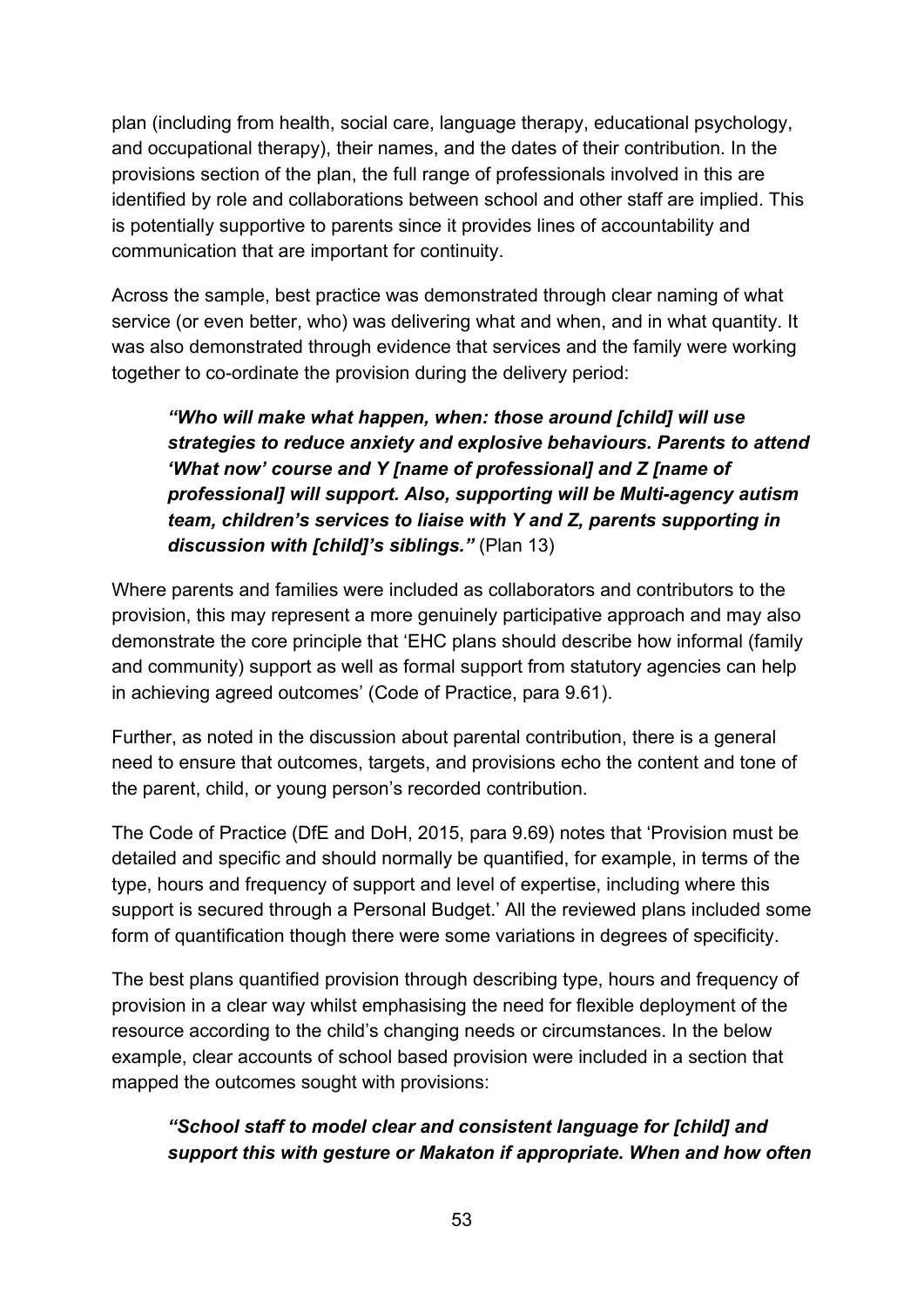plan (including from health, social care, language therapy, educational psychology, and occupational therapy), their names, and the dates of their contribution. In the provisions section of the plan, the full range of professionals involved in this are identified by role and collaborations between school and other staff are implied. This is potentially supportive to parents since it provides lines of accountability and communication that are important for continuity.

Across the sample, best practice was demonstrated through clear naming of what service (or even better, who) was delivering what and when, and in what quantity. It was also demonstrated through evidence that services and the family were working together to co-ordinate the provision during the delivery period:

> ***"Who will make what happen, when: those around [child] will use strategies to reduce anxiety and explosive behaviours. Parents to attend 'What now' course and Y [name of professional] and Z [name of professional] will support. Also, supporting will be Multi-agency autism team, children's services to liaise with Y and Z, parents supporting in discussion with [child]'s siblings."*** (Plan 13)

Where parents and families were included as collaborators and contributors to the provision, this may represent a more genuinely participative approach and may also demonstrate the core principle that 'EHC plans should describe how informal (family and community) support as well as formal support from statutory agencies can help in achieving agreed outcomes' (Code of Practice, para 9.61).

Further, as noted in the discussion about parental contribution, there is a general need to ensure that outcomes, targets, and provisions echo the content and tone of the parent, child, or young person's recorded contribution.

The Code of Practice (DfE and DoH, 2015, para 9.69) notes that 'Provision must be detailed and specific and should normally be quantified, for example, in terms of the type, hours and frequency of support and level of expertise, including where this support is secured through a Personal Budget.' All the reviewed plans included some form of quantification though there were some variations in degrees of specificity.

The best plans quantified provision through describing type, hours and frequency of provision in a clear way whilst emphasising the need for flexible deployment of the resource according to the child's changing needs or circumstances. In the below example, clear accounts of school based provision were included in a section that mapped the outcomes sought with provisions:

> ***"School staff to model clear and consistent language for [child] and support this with gesture or Makaton if appropriate. When and how often***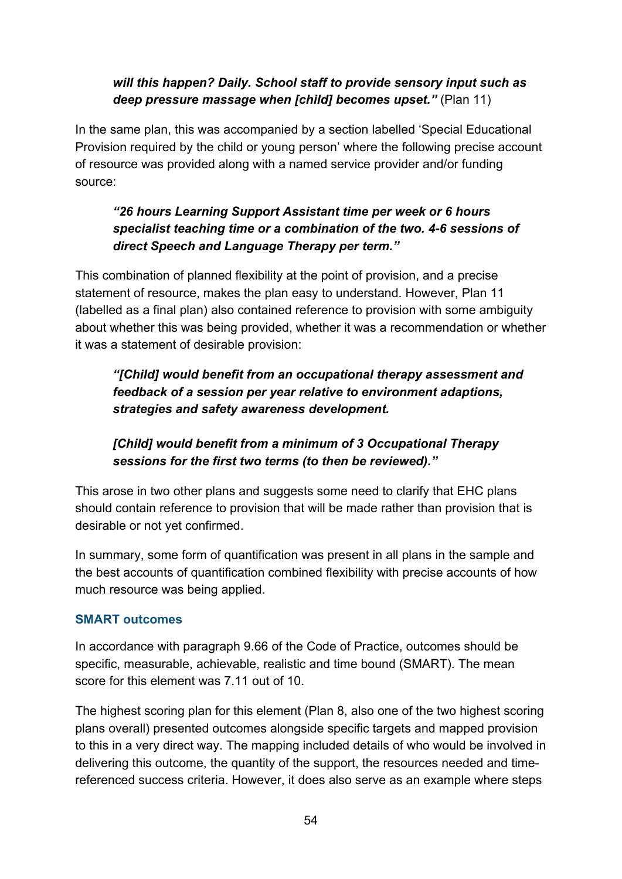***will this happen? Daily. School staff to provide sensory input such as deep pressure massage when [child] becomes upset."*** (Plan 11)

In the same plan, this was accompanied by a section labelled 'Special Educational Provision required by the child or young person' where the following precise account of resource was provided along with a named service provider and/or funding source:

> ***"26 hours Learning Support Assistant time per week or 6 hours specialist teaching time or a combination of the two. 4-6 sessions of direct Speech and Language Therapy per term."***

This combination of planned flexibility at the point of provision, and a precise statement of resource, makes the plan easy to understand. However, Plan 11 (labelled as a final plan) also contained reference to provision with some ambiguity about whether this was being provided, whether it was a recommendation or whether it was a statement of desirable provision:

> ***"[Child] would benefit from an occupational therapy assessment and feedback of a session per year relative to environment adaptions, strategies and safety awareness development.***
>
> ***[Child] would benefit from a minimum of 3 Occupational Therapy sessions for the first two terms (to then be reviewed)."***

This arose in two other plans and suggests some need to clarify that EHC plans should contain reference to provision that will be made rather than provision that is desirable or not yet confirmed.

In summary, some form of quantification was present in all plans in the sample and the best accounts of quantification combined flexibility with precise accounts of how much resource was being applied.

### SMART outcomes

In accordance with paragraph 9.66 of the Code of Practice, outcomes should be specific, measurable, achievable, realistic and time bound (SMART). The mean score for this element was 7.11 out of 10.

The highest scoring plan for this element (Plan 8, also one of the two highest scoring plans overall) presented outcomes alongside specific targets and mapped provision to this in a very direct way. The mapping included details of who would be involved in delivering this outcome, the quantity of the support, the resources needed and time-referenced success criteria. However, it does also serve as an example where steps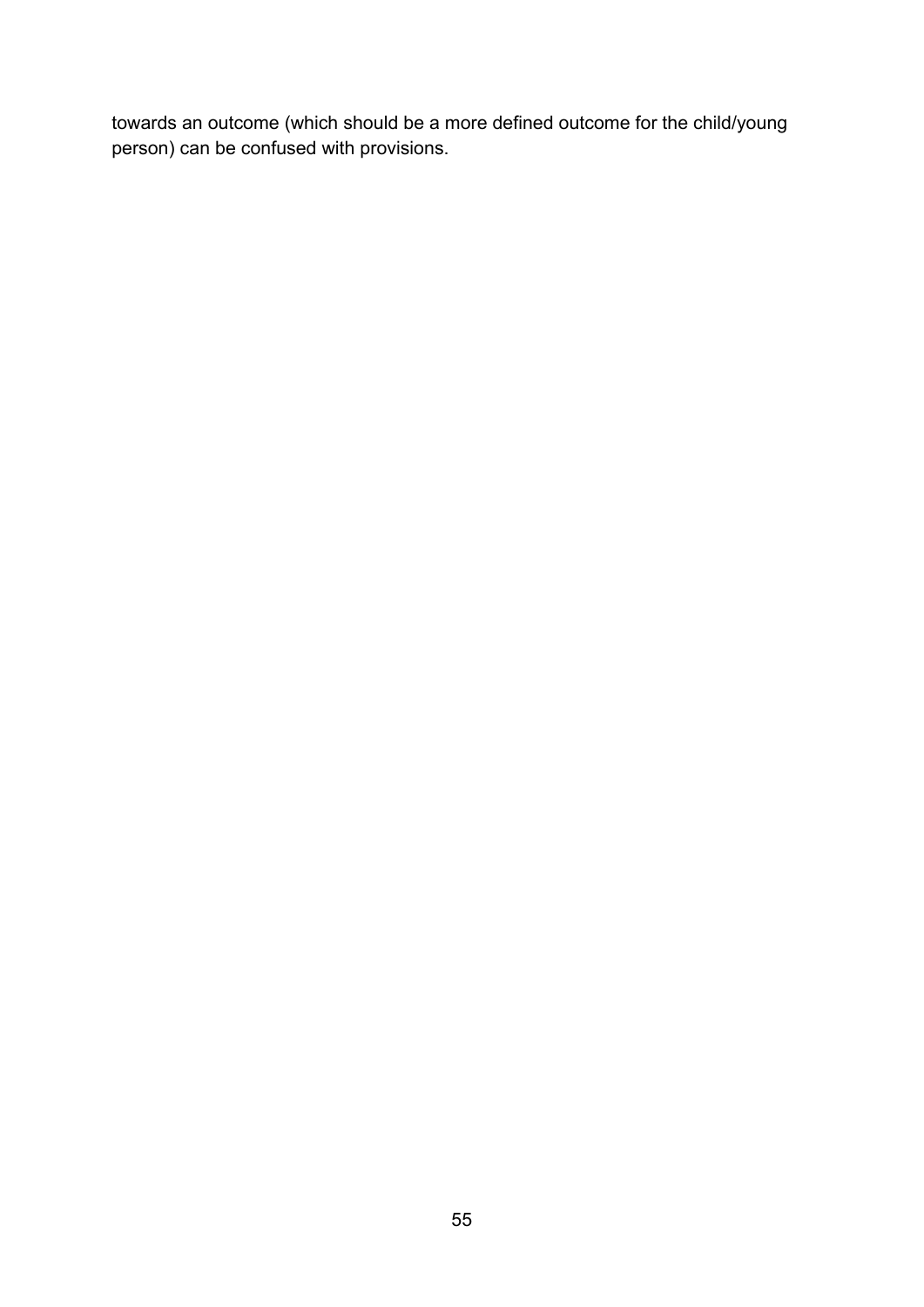towards an outcome (which should be a more defined outcome for the child/young person) can be confused with provisions.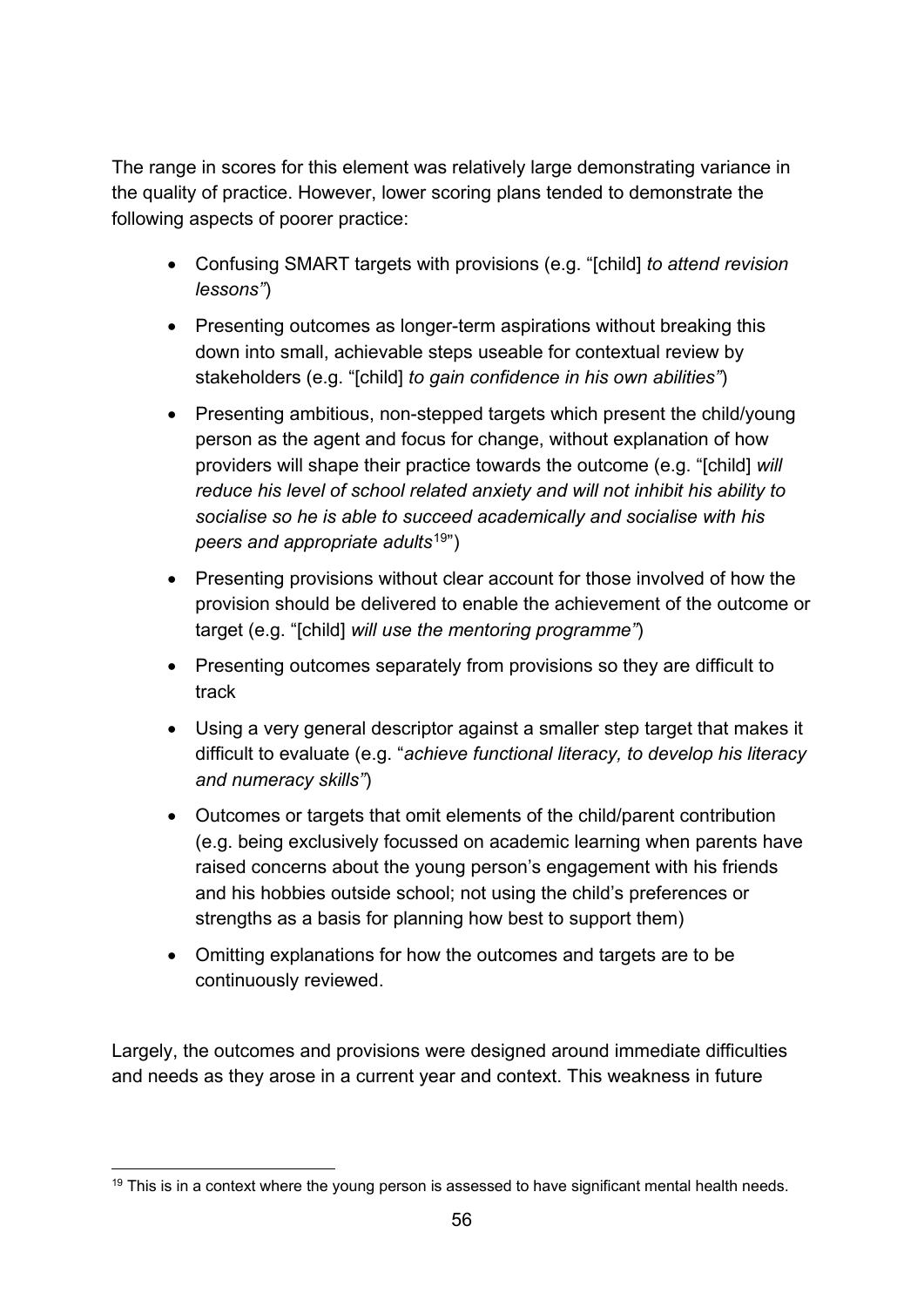The range in scores for this element was relatively large demonstrating variance in the quality of practice. However, lower scoring plans tended to demonstrate the following aspects of poorer practice:

- Confusing SMART targets with provisions (e.g. "[child] *to attend revision lessons"*)
- Presenting outcomes as longer-term aspirations without breaking this down into small, achievable steps useable for contextual review by stakeholders (e.g. "[child] *to gain confidence in his own abilities"*)
- Presenting ambitious, non-stepped targets which present the child/young person as the agent and focus for change, without explanation of how providers will shape their practice towards the outcome (e.g. "[child] *will reduce his level of school related anxiety and will not inhibit his ability to socialise so he is able to succeed academically and socialise with his peers and appropriate adults*[19]")
- Presenting provisions without clear account for those involved of how the provision should be delivered to enable the achievement of the outcome or target (e.g. "[child] *will use the mentoring programme"*)
- Presenting outcomes separately from provisions so they are difficult to track
- Using a very general descriptor against a smaller step target that makes it difficult to evaluate (e.g. "*achieve functional literacy, to develop his literacy and numeracy skills"*)
- Outcomes or targets that omit elements of the child/parent contribution (e.g. being exclusively focussed on academic learning when parents have raised concerns about the young person's engagement with his friends and his hobbies outside school; not using the child's preferences or strengths as a basis for planning how best to support them)
- Omitting explanations for how the outcomes and targets are to be continuously reviewed.

Largely, the outcomes and provisions were designed around immediate difficulties and needs as they arose in a current year and context. This weakness in future

[19] This is in a context where the young person is assessed to have significant mental health needs.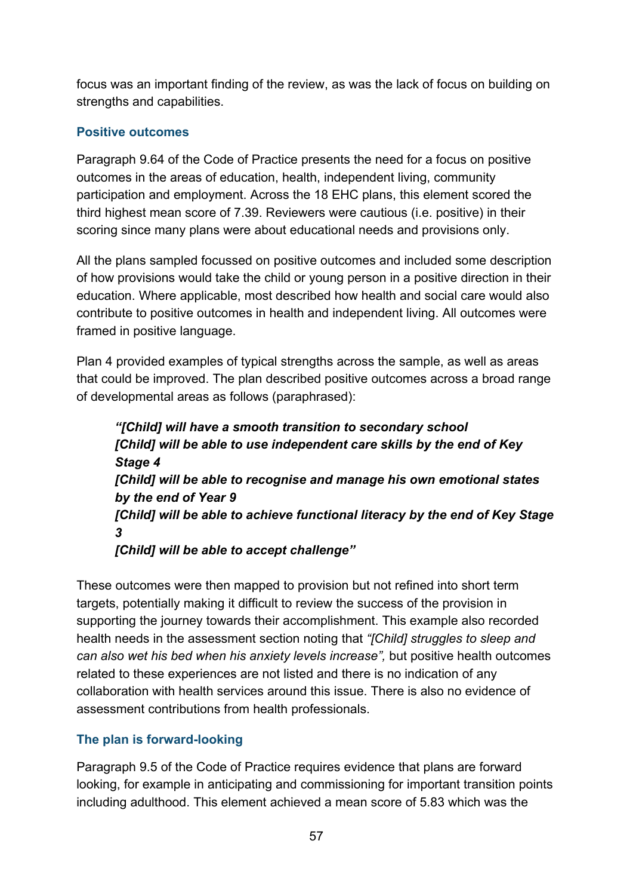focus was an important finding of the review, as was the lack of focus on building on strengths and capabilities.

### Positive outcomes

Paragraph 9.64 of the Code of Practice presents the need for a focus on positive outcomes in the areas of education, health, independent living, community participation and employment. Across the 18 EHC plans, this element scored the third highest mean score of 7.39. Reviewers were cautious (i.e. positive) in their scoring since many plans were about educational needs and provisions only.

All the plans sampled focussed on positive outcomes and included some description of how provisions would take the child or young person in a positive direction in their education. Where applicable, most described how health and social care would also contribute to positive outcomes in health and independent living. All outcomes were framed in positive language.

Plan 4 provided examples of typical strengths across the sample, as well as areas that could be improved. The plan described positive outcomes across a broad range of developmental areas as follows (paraphrased):

> ***"[Child] will have a smooth transition to secondary school***
> ***[Child] will be able to use independent care skills by the end of Key Stage 4***
> ***[Child] will be able to recognise and manage his own emotional states by the end of Year 9***
> ***[Child] will be able to achieve functional literacy by the end of Key Stage 3***
> ***[Child] will be able to accept challenge"***

These outcomes were then mapped to provision but not refined into short term targets, potentially making it difficult to review the success of the provision in supporting the journey towards their accomplishment. This example also recorded health needs in the assessment section noting that *"[Child] struggles to sleep and can also wet his bed when his anxiety levels increase",* but positive health outcomes related to these experiences are not listed and there is no indication of any collaboration with health services around this issue. There is also no evidence of assessment contributions from health professionals.

### The plan is forward-looking

Paragraph 9.5 of the Code of Practice requires evidence that plans are forward looking, for example in anticipating and commissioning for important transition points including adulthood. This element achieved a mean score of 5.83 which was the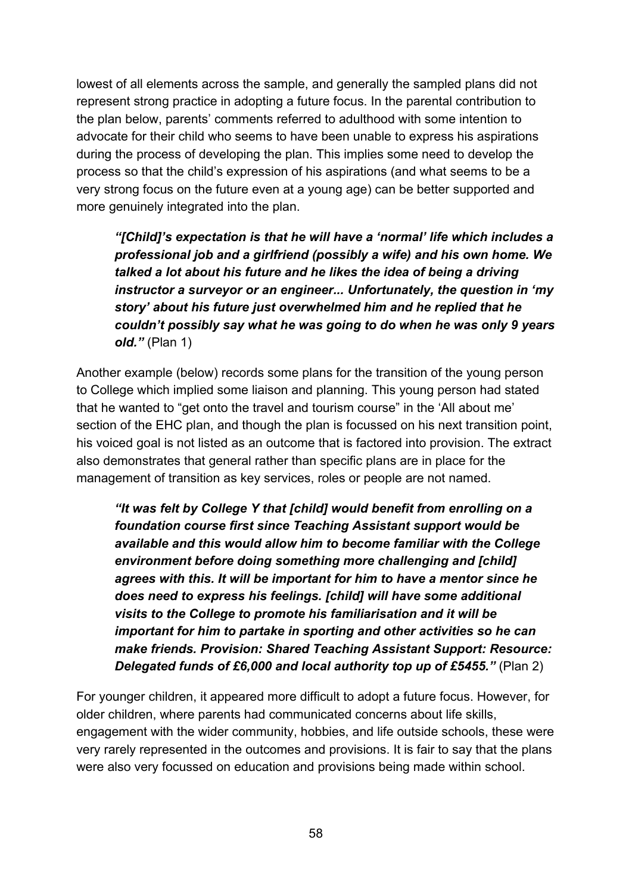lowest of all elements across the sample, and generally the sampled plans did not represent strong practice in adopting a future focus. In the parental contribution to the plan below, parents' comments referred to adulthood with some intention to advocate for their child who seems to have been unable to express his aspirations during the process of developing the plan. This implies some need to develop the process so that the child's expression of his aspirations (and what seems to be a very strong focus on the future even at a young age) can be better supported and more genuinely integrated into the plan.

> ***"[Child]'s expectation is that he will have a 'normal' life which includes a professional job and a girlfriend (possibly a wife) and his own home. We talked a lot about his future and he likes the idea of being a driving instructor a surveyor or an engineer... Unfortunately, the question in 'my story' about his future just overwhelmed him and he replied that he couldn't possibly say what he was going to do when he was only 9 years old."*** (Plan 1)

Another example (below) records some plans for the transition of the young person to College which implied some liaison and planning. This young person had stated that he wanted to "get onto the travel and tourism course" in the 'All about me' section of the EHC plan, and though the plan is focussed on his next transition point, his voiced goal is not listed as an outcome that is factored into provision. The extract also demonstrates that general rather than specific plans are in place for the management of transition as key services, roles or people are not named.

> ***"It was felt by College Y that [child] would benefit from enrolling on a foundation course first since Teaching Assistant support would be available and this would allow him to become familiar with the College environment before doing something more challenging and [child] agrees with this. It will be important for him to have a mentor since he does need to express his feelings. [child] will have some additional visits to the College to promote his familiarisation and it will be important for him to partake in sporting and other activities so he can make friends. Provision: Shared Teaching Assistant Support: Resource: Delegated funds of £6,000 and local authority top up of £5455."*** (Plan 2)

For younger children, it appeared more difficult to adopt a future focus. However, for older children, where parents had communicated concerns about life skills, engagement with the wider community, hobbies, and life outside schools, these were very rarely represented in the outcomes and provisions. It is fair to say that the plans were also very focussed on education and provisions being made within school.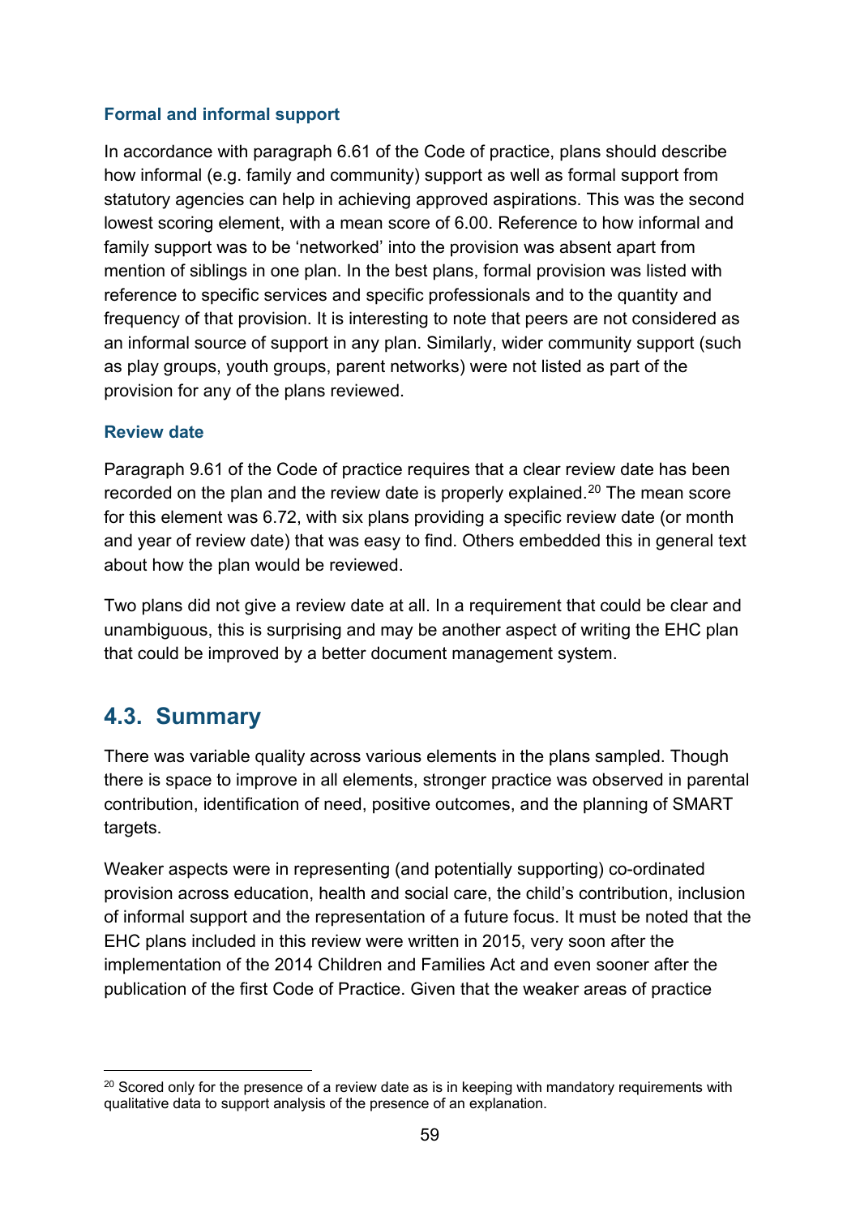### Formal and informal support

In accordance with paragraph 6.61 of the Code of practice, plans should describe how informal (e.g. family and community) support as well as formal support from statutory agencies can help in achieving approved aspirations. This was the second lowest scoring element, with a mean score of 6.00. Reference to how informal and family support was to be 'networked' into the provision was absent apart from mention of siblings in one plan. In the best plans, formal provision was listed with reference to specific services and specific professionals and to the quantity and frequency of that provision. It is interesting to note that peers are not considered as an informal source of support in any plan. Similarly, wider community support (such as play groups, youth groups, parent networks) were not listed as part of the provision for any of the plans reviewed.

### Review date

Paragraph 9.61 of the Code of practice requires that a clear review date has been recorded on the plan and the review date is properly explained.[20] The mean score for this element was 6.72, with six plans providing a specific review date (or month and year of review date) that was easy to find. Others embedded this in general text about how the plan would be reviewed.

Two plans did not give a review date at all. In a requirement that could be clear and unambiguous, this is surprising and may be another aspect of writing the EHC plan that could be improved by a better document management system.

## 4.3. Summary

There was variable quality across various elements in the plans sampled. Though there is space to improve in all elements, stronger practice was observed in parental contribution, identification of need, positive outcomes, and the planning of SMART targets.

Weaker aspects were in representing (and potentially supporting) co-ordinated provision across education, health and social care, the child's contribution, inclusion of informal support and the representation of a future focus. It must be noted that the EHC plans included in this review were written in 2015, very soon after the implementation of the 2014 Children and Families Act and even sooner after the publication of the first Code of Practice. Given that the weaker areas of practice

[20] Scored only for the presence of a review date as is in keeping with mandatory requirements with qualitative data to support analysis of the presence of an explanation.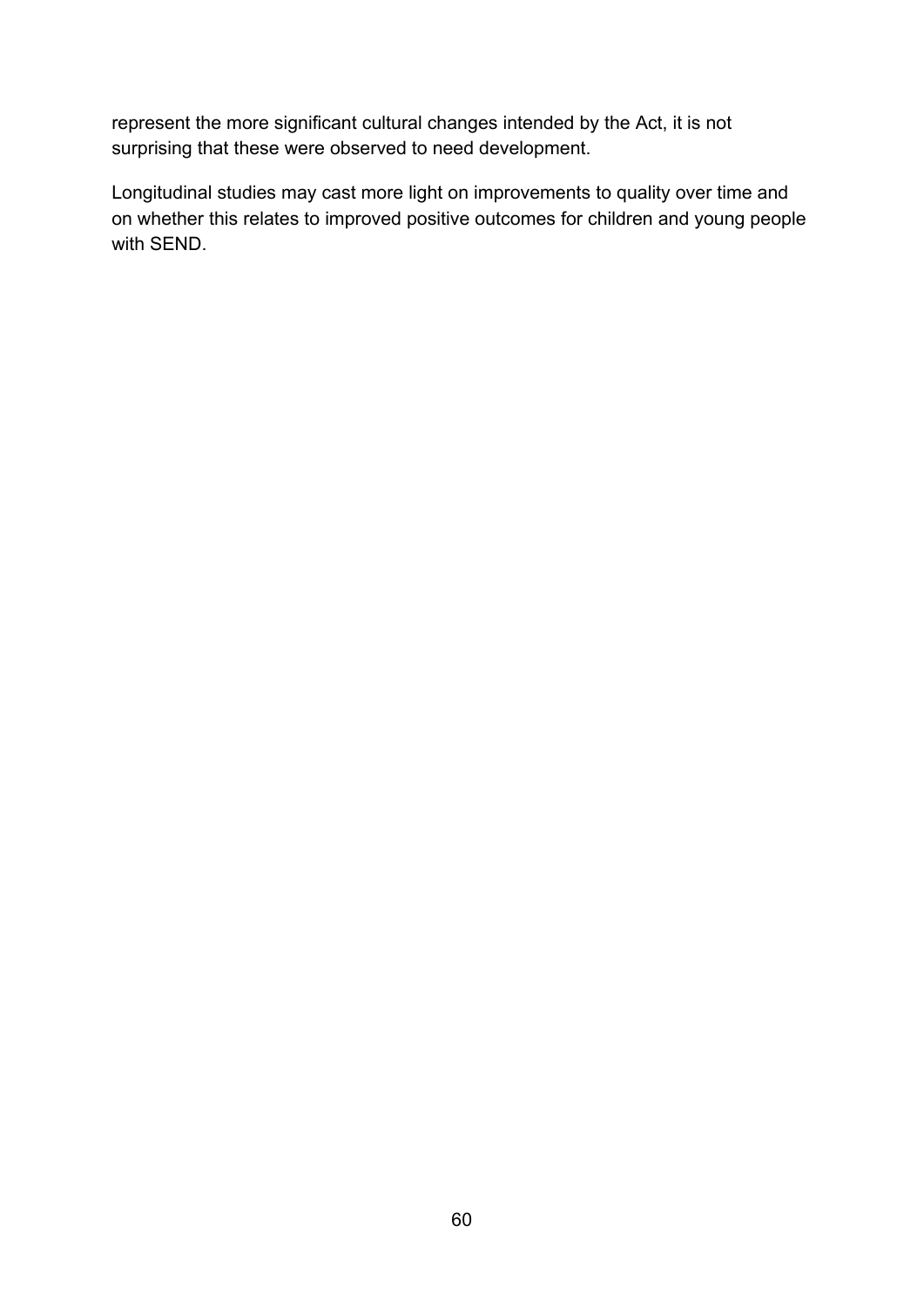represent the more significant cultural changes intended by the Act, it is not surprising that these were observed to need development.

Longitudinal studies may cast more light on improvements to quality over time and on whether this relates to improved positive outcomes for children and young people with SEND.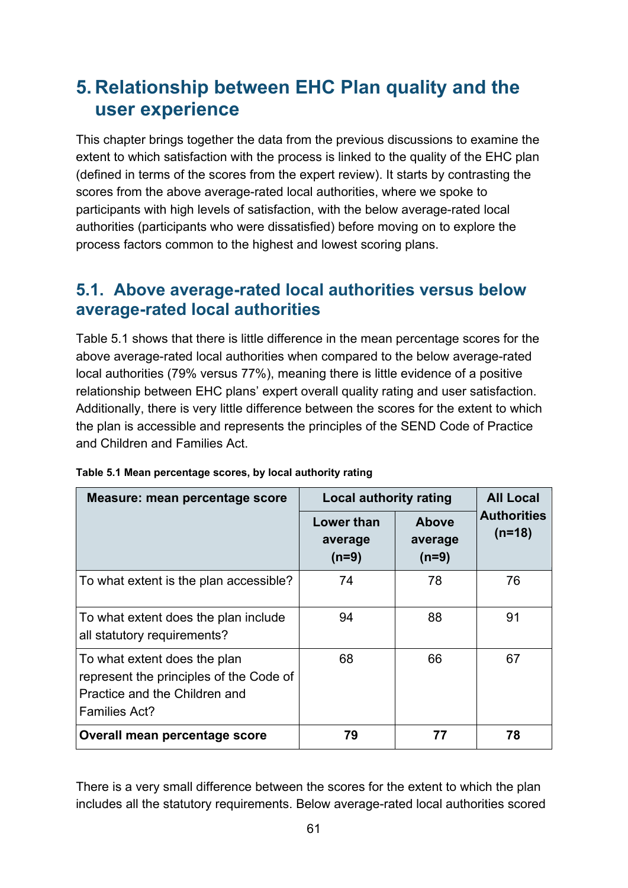# 5. Relationship between EHC Plan quality and the user experience

This chapter brings together the data from the previous discussions to examine the extent to which satisfaction with the process is linked to the quality of the EHC plan (defined in terms of the scores from the expert review). It starts by contrasting the scores from the above average-rated local authorities, where we spoke to participants with high levels of satisfaction, with the below average-rated local authorities (participants who were dissatisfied) before moving on to explore the process factors common to the highest and lowest scoring plans.

## 5.1. Above average-rated local authorities versus below average-rated local authorities

Table 5.1 shows that there is little difference in the mean percentage scores for the above average-rated local authorities when compared to the below average-rated local authorities (79% versus 77%), meaning there is little evidence of a positive relationship between EHC plans' expert overall quality rating and user satisfaction. Additionally, there is very little difference between the scores for the extent to which the plan is accessible and represents the principles of the SEND Code of Practice and Children and Families Act.

**Table 5.1 Mean percentage scores, by local authority rating**

| Measure: mean percentage score | Local authority rating | | All Local Authorities (n=18) |
|---|---|---|---|
| | Lower than average (n=9) | Above average (n=9) | |
| To what extent is the plan accessible? | 74 | 78 | 76 |
| To what extent does the plan include all statutory requirements? | 94 | 88 | 91 |
| To what extent does the plan represent the principles of the Code of Practice and the Children and Families Act? | 68 | 66 | 67 |
| **Overall mean percentage score** | **79** | **77** | **78** |

There is a very small difference between the scores for the extent to which the plan includes all the statutory requirements. Below average-rated local authorities scored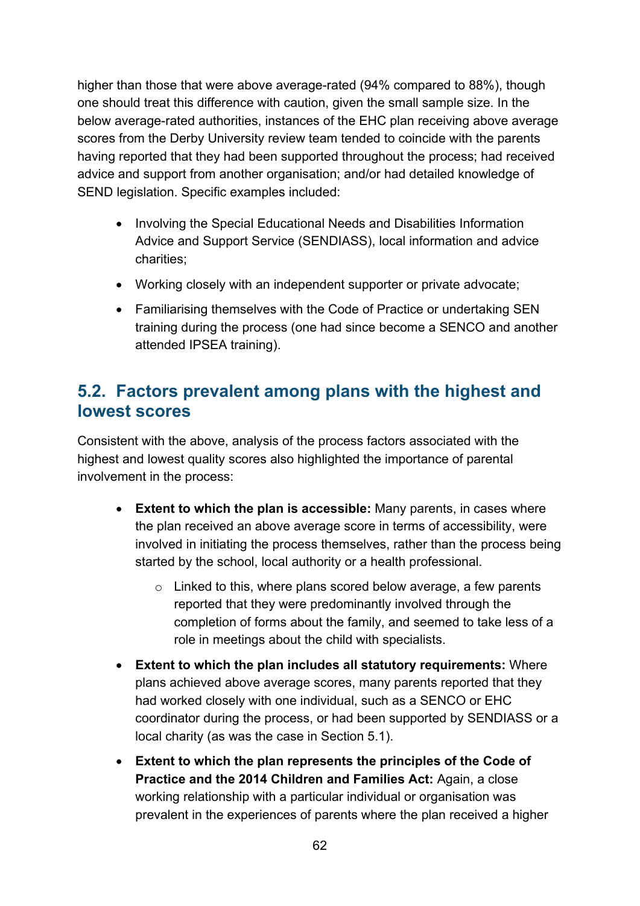higher than those that were above average-rated (94% compared to 88%), though one should treat this difference with caution, given the small sample size. In the below average-rated authorities, instances of the EHC plan receiving above average scores from the Derby University review team tended to coincide with the parents having reported that they had been supported throughout the process; had received advice and support from another organisation; and/or had detailed knowledge of SEND legislation. Specific examples included:

- Involving the Special Educational Needs and Disabilities Information Advice and Support Service (SENDIASS), local information and advice charities;
- Working closely with an independent supporter or private advocate;
- Familiarising themselves with the Code of Practice or undertaking SEN training during the process (one had since become a SENCO and another attended IPSEA training).

## 5.2. Factors prevalent among plans with the highest and lowest scores

Consistent with the above, analysis of the process factors associated with the highest and lowest quality scores also highlighted the importance of parental involvement in the process:

- **Extent to which the plan is accessible:** Many parents, in cases where the plan received an above average score in terms of accessibility, were involved in initiating the process themselves, rather than the process being started by the school, local authority or a health professional.
    - Linked to this, where plans scored below average, a few parents reported that they were predominantly involved through the completion of forms about the family, and seemed to take less of a role in meetings about the child with specialists.
- **Extent to which the plan includes all statutory requirements:** Where plans achieved above average scores, many parents reported that they had worked closely with one individual, such as a SENCO or EHC coordinator during the process, or had been supported by SENDIASS or a local charity (as was the case in Section 5.1).
- **Extent to which the plan represents the principles of the Code of Practice and the 2014 Children and Families Act:** Again, a close working relationship with a particular individual or organisation was prevalent in the experiences of parents where the plan received a higher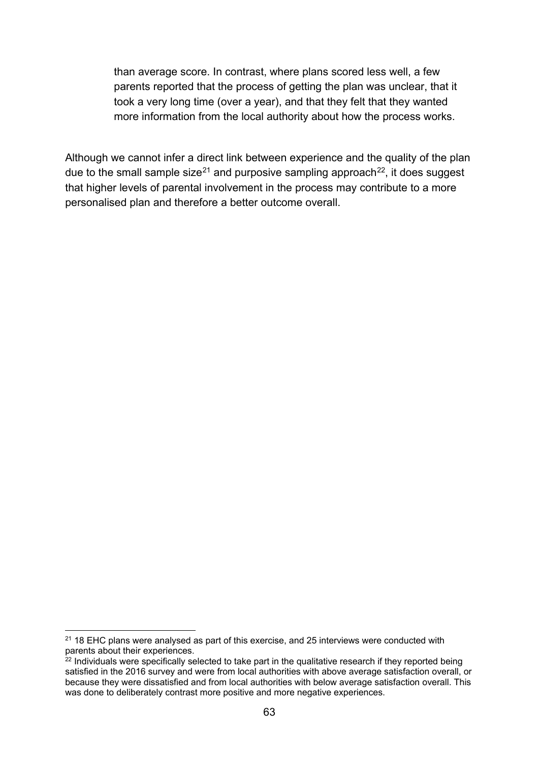than average score. In contrast, where plans scored less well, a few parents reported that the process of getting the plan was unclear, that it took a very long time (over a year), and that they felt that they wanted more information from the local authority about how the process works.

Although we cannot infer a direct link between experience and the quality of the plan due to the small sample size[21] and purposive sampling approach[22], it does suggest that higher levels of parental involvement in the process may contribute to a more personalised plan and therefore a better outcome overall.

---

[21] 18 EHC plans were analysed as part of this exercise, and 25 interviews were conducted with parents about their experiences.

[22] Individuals were specifically selected to take part in the qualitative research if they reported being satisfied in the 2016 survey and were from local authorities with above average satisfaction overall, or because they were dissatisfied and from local authorities with below average satisfaction overall. This was done to deliberately contrast more positive and more negative experiences.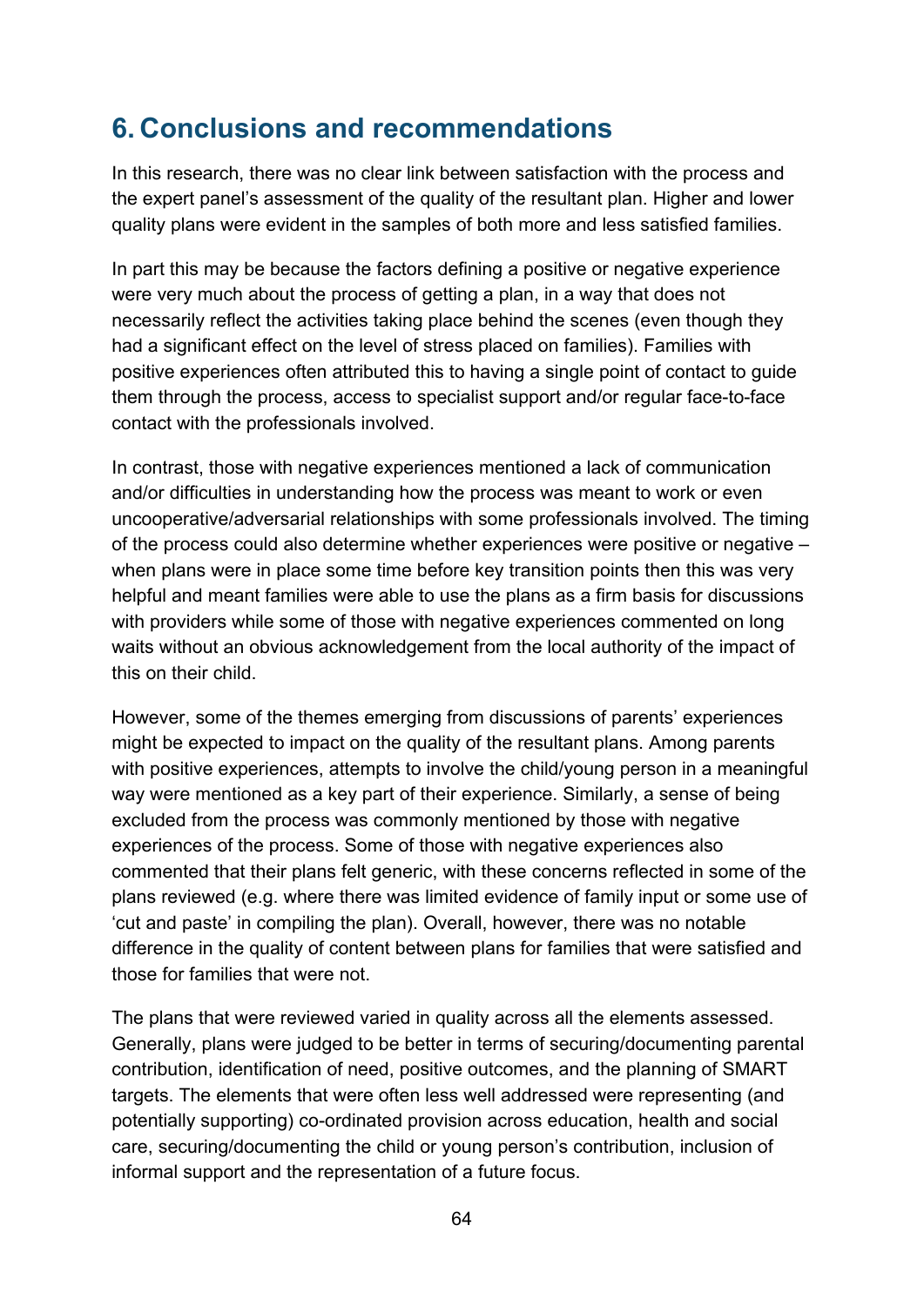# 6. Conclusions and recommendations

In this research, there was no clear link between satisfaction with the process and the expert panel's assessment of the quality of the resultant plan. Higher and lower quality plans were evident in the samples of both more and less satisfied families.

In part this may be because the factors defining a positive or negative experience were very much about the process of getting a plan, in a way that does not necessarily reflect the activities taking place behind the scenes (even though they had a significant effect on the level of stress placed on families). Families with positive experiences often attributed this to having a single point of contact to guide them through the process, access to specialist support and/or regular face-to-face contact with the professionals involved.

In contrast, those with negative experiences mentioned a lack of communication and/or difficulties in understanding how the process was meant to work or even uncooperative/adversarial relationships with some professionals involved. The timing of the process could also determine whether experiences were positive or negative – when plans were in place some time before key transition points then this was very helpful and meant families were able to use the plans as a firm basis for discussions with providers while some of those with negative experiences commented on long waits without an obvious acknowledgement from the local authority of the impact of this on their child.

However, some of the themes emerging from discussions of parents' experiences might be expected to impact on the quality of the resultant plans. Among parents with positive experiences, attempts to involve the child/young person in a meaningful way were mentioned as a key part of their experience. Similarly, a sense of being excluded from the process was commonly mentioned by those with negative experiences of the process. Some of those with negative experiences also commented that their plans felt generic, with these concerns reflected in some of the plans reviewed (e.g. where there was limited evidence of family input or some use of 'cut and paste' in compiling the plan). Overall, however, there was no notable difference in the quality of content between plans for families that were satisfied and those for families that were not.

The plans that were reviewed varied in quality across all the elements assessed. Generally, plans were judged to be better in terms of securing/documenting parental contribution, identification of need, positive outcomes, and the planning of SMART targets. The elements that were often less well addressed were representing (and potentially supporting) co-ordinated provision across education, health and social care, securing/documenting the child or young person's contribution, inclusion of informal support and the representation of a future focus.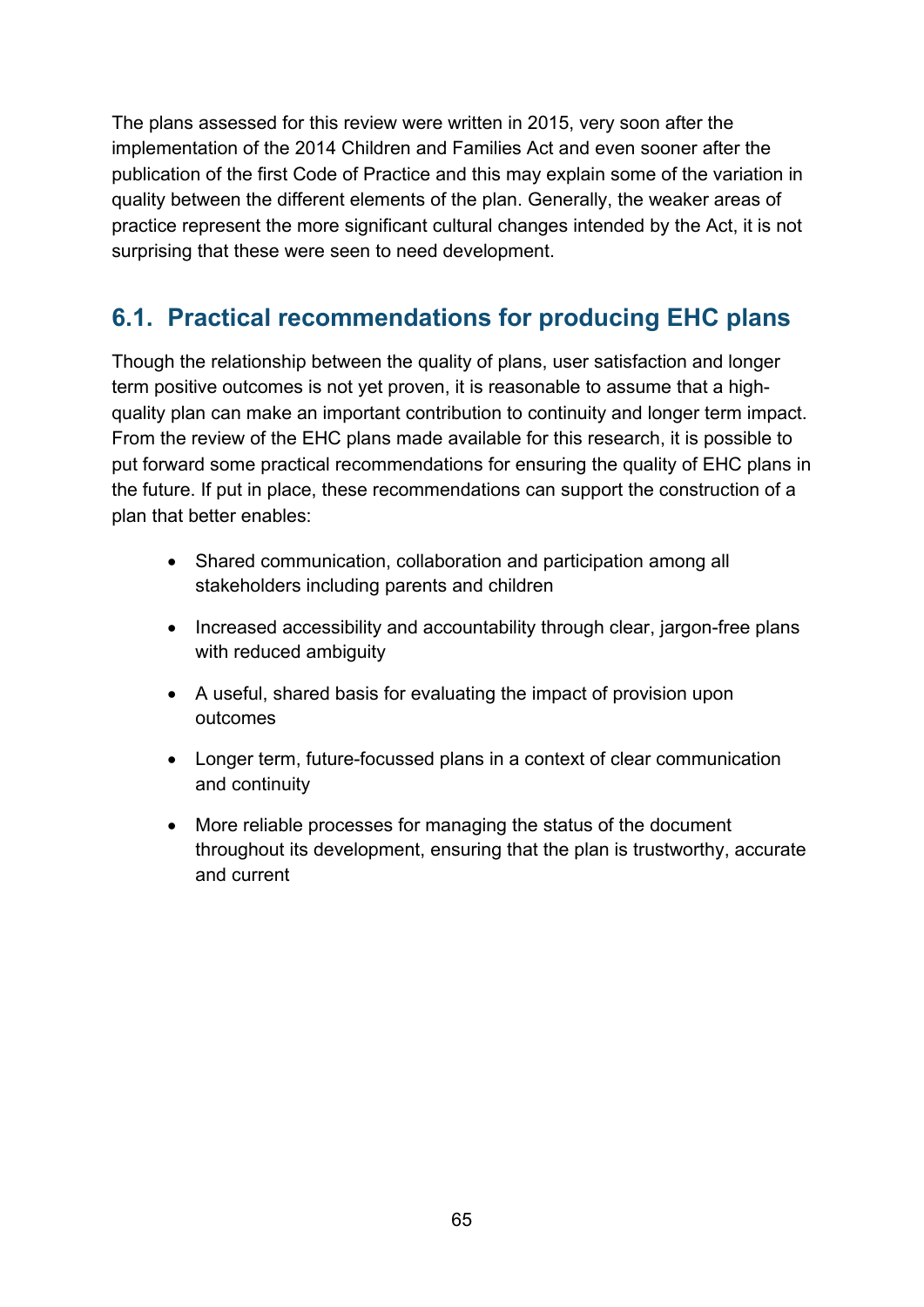The plans assessed for this review were written in 2015, very soon after the implementation of the 2014 Children and Families Act and even sooner after the publication of the first Code of Practice and this may explain some of the variation in quality between the different elements of the plan. Generally, the weaker areas of practice represent the more significant cultural changes intended by the Act, it is not surprising that these were seen to need development.

## 6.1. Practical recommendations for producing EHC plans

Though the relationship between the quality of plans, user satisfaction and longer term positive outcomes is not yet proven, it is reasonable to assume that a high-quality plan can make an important contribution to continuity and longer term impact. From the review of the EHC plans made available for this research, it is possible to put forward some practical recommendations for ensuring the quality of EHC plans in the future. If put in place, these recommendations can support the construction of a plan that better enables:

- Shared communication, collaboration and participation among all stakeholders including parents and children
- Increased accessibility and accountability through clear, jargon-free plans with reduced ambiguity
- A useful, shared basis for evaluating the impact of provision upon outcomes
- Longer term, future-focussed plans in a context of clear communication and continuity
- More reliable processes for managing the status of the document throughout its development, ensuring that the plan is trustworthy, accurate and current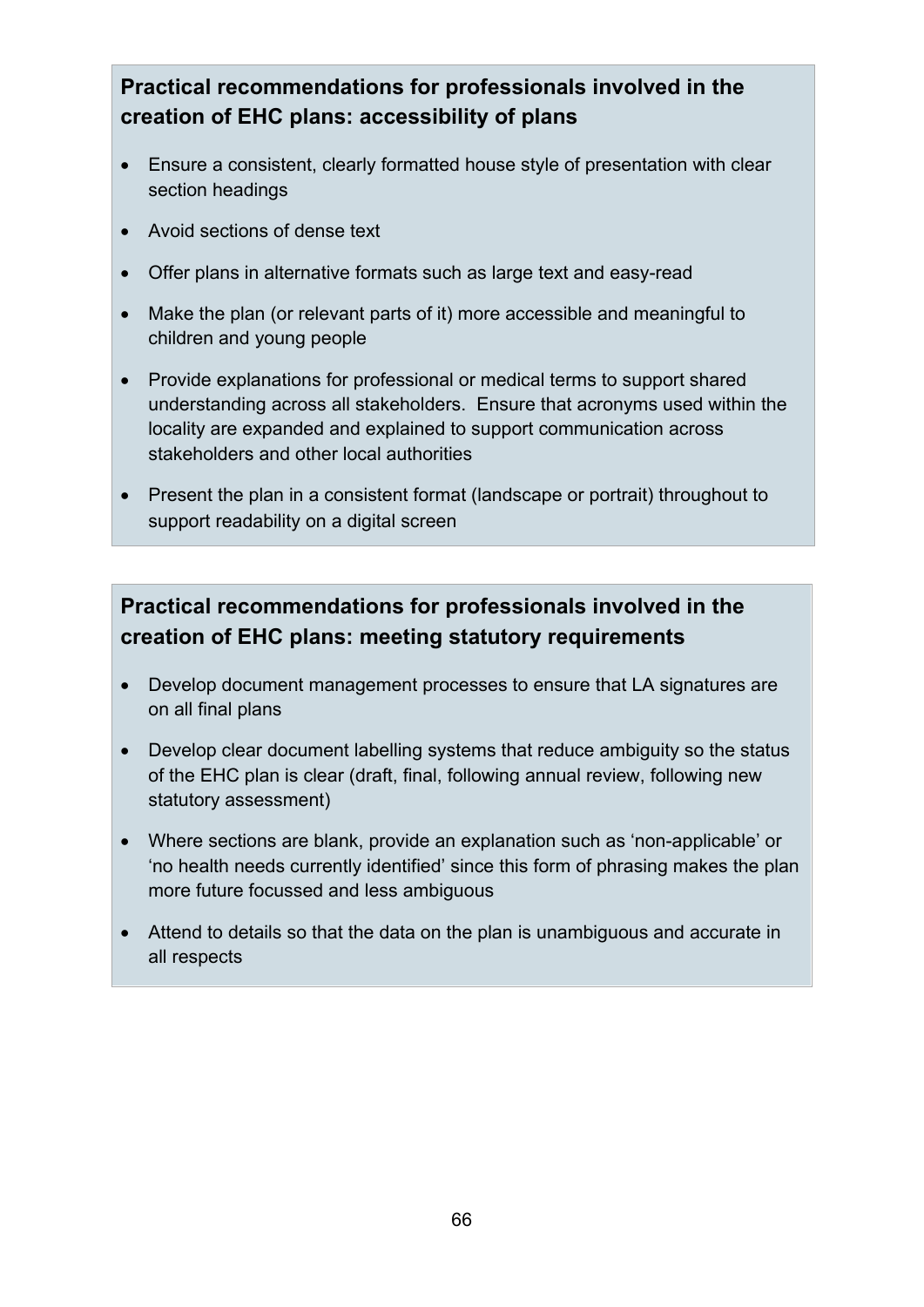**Practical recommendations for professionals involved in the creation of EHC plans: accessibility of plans**

- Ensure a consistent, clearly formatted house style of presentation with clear section headings
- Avoid sections of dense text
- Offer plans in alternative formats such as large text and easy-read
- Make the plan (or relevant parts of it) more accessible and meaningful to children and young people
- Provide explanations for professional or medical terms to support shared understanding across all stakeholders. Ensure that acronyms used within the locality are expanded and explained to support communication across stakeholders and other local authorities
- Present the plan in a consistent format (landscape or portrait) throughout to support readability on a digital screen

**Practical recommendations for professionals involved in the creation of EHC plans: meeting statutory requirements**

- Develop document management processes to ensure that LA signatures are on all final plans
- Develop clear document labelling systems that reduce ambiguity so the status of the EHC plan is clear (draft, final, following annual review, following new statutory assessment)
- Where sections are blank, provide an explanation such as 'non-applicable' or 'no health needs currently identified' since this form of phrasing makes the plan more future focussed and less ambiguous
- Attend to details so that the data on the plan is unambiguous and accurate in all respects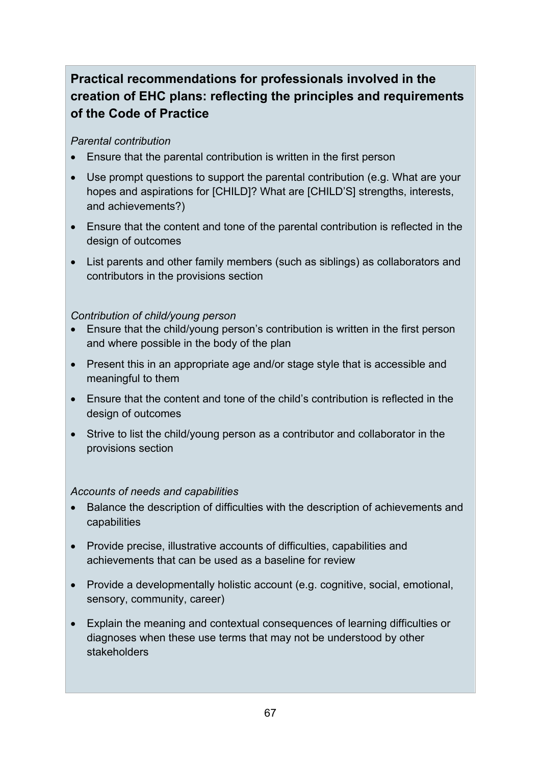**Practical recommendations for professionals involved in the creation of EHC plans: reflecting the principles and requirements of the Code of Practice**

*Parental contribution*

- Ensure that the parental contribution is written in the first person
- Use prompt questions to support the parental contribution (e.g. What are your hopes and aspirations for [CHILD]? What are [CHILD'S] strengths, interests, and achievements?)
- Ensure that the content and tone of the parental contribution is reflected in the design of outcomes
- List parents and other family members (such as siblings) as collaborators and contributors in the provisions section

*Contribution of child/young person*

- Ensure that the child/young person's contribution is written in the first person and where possible in the body of the plan
- Present this in an appropriate age and/or stage style that is accessible and meaningful to them
- Ensure that the content and tone of the child's contribution is reflected in the design of outcomes
- Strive to list the child/young person as a contributor and collaborator in the provisions section

*Accounts of needs and capabilities*

- Balance the description of difficulties with the description of achievements and capabilities
- Provide precise, illustrative accounts of difficulties, capabilities and achievements that can be used as a baseline for review
- Provide a developmentally holistic account (e.g. cognitive, social, emotional, sensory, community, career)
- Explain the meaning and contextual consequences of learning difficulties or diagnoses when these use terms that may not be understood by other stakeholders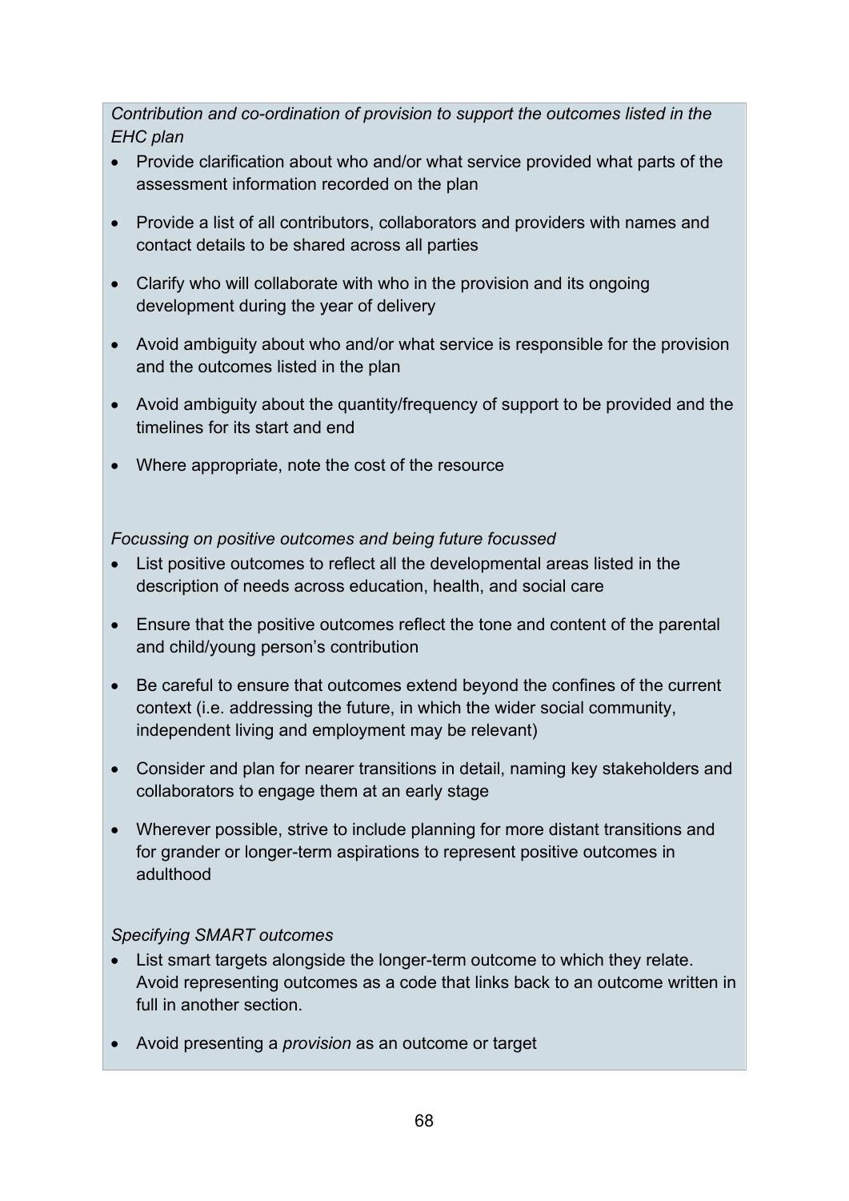*Contribution and co-ordination of provision to support the outcomes listed in the EHC plan*

- Provide clarification about who and/or what service provided what parts of the assessment information recorded on the plan
- Provide a list of all contributors, collaborators and providers with names and contact details to be shared across all parties
- Clarify who will collaborate with who in the provision and its ongoing development during the year of delivery
- Avoid ambiguity about who and/or what service is responsible for the provision and the outcomes listed in the plan
- Avoid ambiguity about the quantity/frequency of support to be provided and the timelines for its start and end
- Where appropriate, note the cost of the resource

*Focussing on positive outcomes and being future focussed*

- List positive outcomes to reflect all the developmental areas listed in the description of needs across education, health, and social care
- Ensure that the positive outcomes reflect the tone and content of the parental and child/young person's contribution
- Be careful to ensure that outcomes extend beyond the confines of the current context (i.e. addressing the future, in which the wider social community, independent living and employment may be relevant)
- Consider and plan for nearer transitions in detail, naming key stakeholders and collaborators to engage them at an early stage
- Wherever possible, strive to include planning for more distant transitions and for grander or longer-term aspirations to represent positive outcomes in adulthood

*Specifying SMART outcomes*

- List smart targets alongside the longer-term outcome to which they relate. Avoid representing outcomes as a code that links back to an outcome written in full in another section.
- Avoid presenting a *provision* as an outcome or target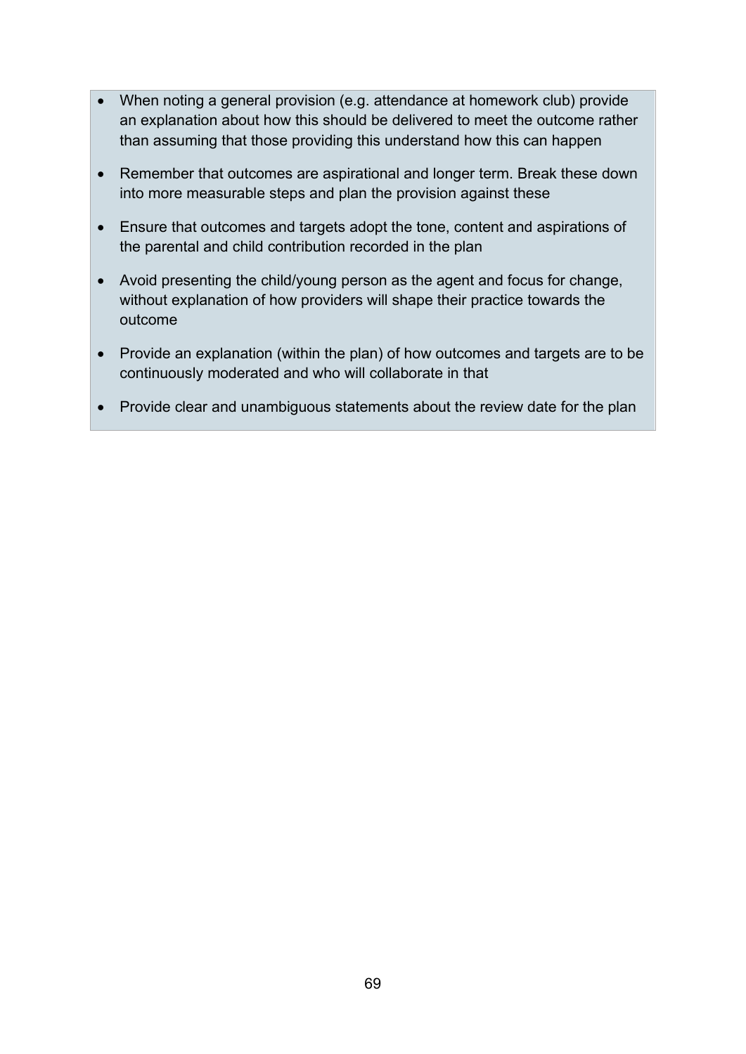- When noting a general provision (e.g. attendance at homework club) provide an explanation about how this should be delivered to meet the outcome rather than assuming that those providing this understand how this can happen
- Remember that outcomes are aspirational and longer term. Break these down into more measurable steps and plan the provision against these
- Ensure that outcomes and targets adopt the tone, content and aspirations of the parental and child contribution recorded in the plan
- Avoid presenting the child/young person as the agent and focus for change, without explanation of how providers will shape their practice towards the outcome
- Provide an explanation (within the plan) of how outcomes and targets are to be continuously moderated and who will collaborate in that
- Provide clear and unambiguous statements about the review date for the plan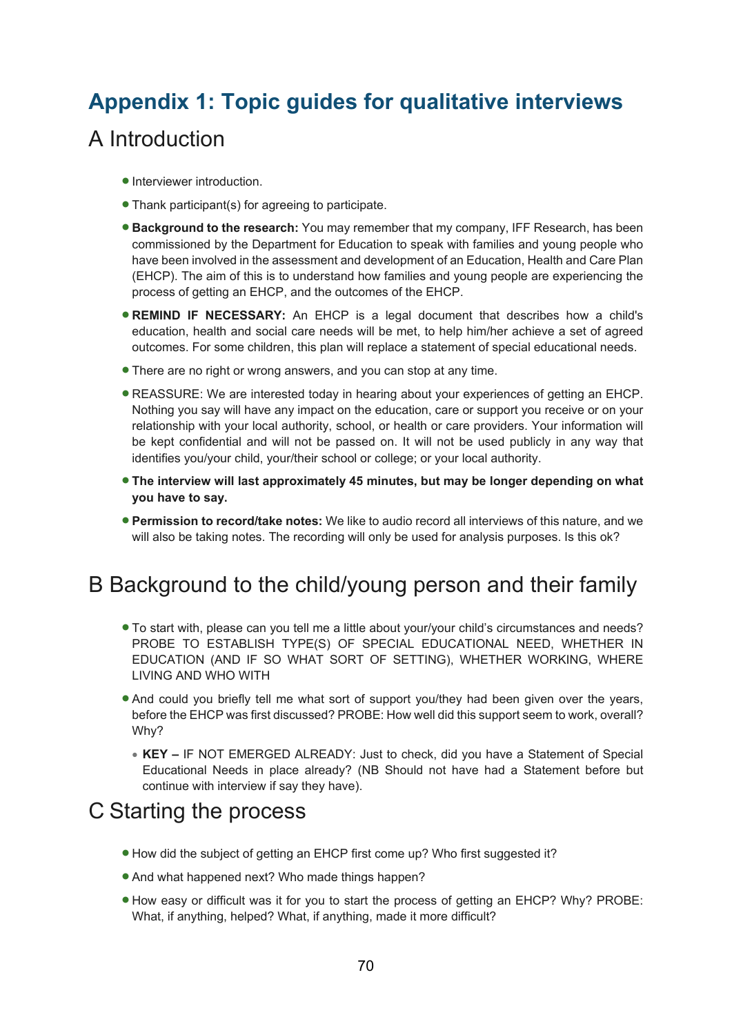# Appendix 1: Topic guides for qualitative interviews

## A Introduction

- Interviewer introduction.
- Thank participant(s) for agreeing to participate.
- **Background to the research:** You may remember that my company, IFF Research, has been commissioned by the Department for Education to speak with families and young people who have been involved in the assessment and development of an Education, Health and Care Plan (EHCP). The aim of this is to understand how families and young people are experiencing the process of getting an EHCP, and the outcomes of the EHCP.
- **REMIND IF NECESSARY:** An EHCP is a legal document that describes how a child's education, health and social care needs will be met, to help him/her achieve a set of agreed outcomes. For some children, this plan will replace a statement of special educational needs.
- There are no right or wrong answers, and you can stop at any time.
- REASSURE: We are interested today in hearing about your experiences of getting an EHCP. Nothing you say will have any impact on the education, care or support you receive or on your relationship with your local authority, school, or health or care providers. Your information will be kept confidential and will not be passed on. It will not be used publicly in any way that identifies you/your child, your/their school or college; or your local authority.
- **The interview will last approximately 45 minutes, but may be longer depending on what you have to say.**
- **Permission to record/take notes:** We like to audio record all interviews of this nature, and we will also be taking notes. The recording will only be used for analysis purposes. Is this ok?

## B Background to the child/young person and their family

- To start with, please can you tell me a little about your/your child's circumstances and needs? PROBE TO ESTABLISH TYPE(S) OF SPECIAL EDUCATIONAL NEED, WHETHER IN EDUCATION (AND IF SO WHAT SORT OF SETTING), WHETHER WORKING, WHERE LIVING AND WHO WITH
- And could you briefly tell me what sort of support you/they had been given over the years, before the EHCP was first discussed? PROBE: How well did this support seem to work, overall? Why?
  - **KEY –** IF NOT EMERGED ALREADY: Just to check, did you have a Statement of Special Educational Needs in place already? (NB Should not have had a Statement before but continue with interview if say they have).

## C Starting the process

- How did the subject of getting an EHCP first come up? Who first suggested it?
- And what happened next? Who made things happen?
- How easy or difficult was it for you to start the process of getting an EHCP? Why? PROBE: What, if anything, helped? What, if anything, made it more difficult?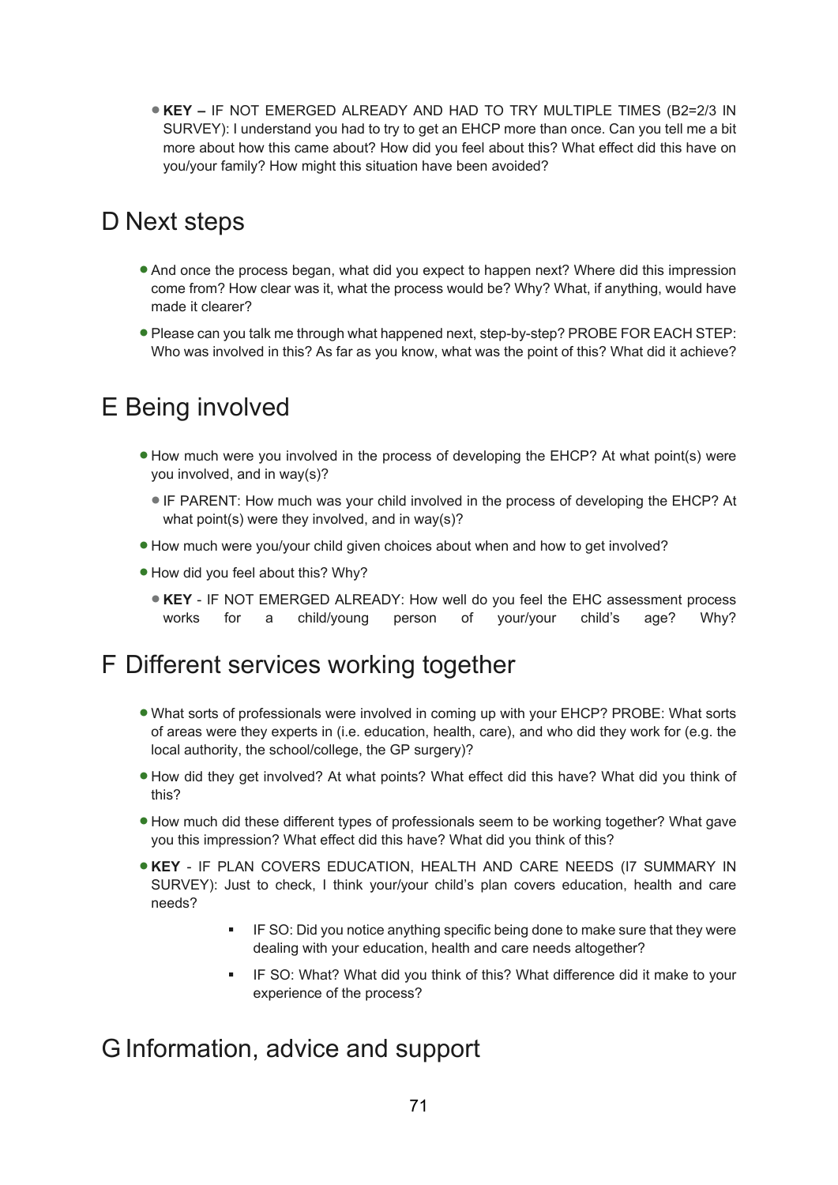- **KEY –** IF NOT EMERGED ALREADY AND HAD TO TRY MULTIPLE TIMES (B2=2/3 IN SURVEY): I understand you had to try to get an EHCP more than once. Can you tell me a bit more about how this came about? How did you feel about this? What effect did this have on you/your family? How might this situation have been avoided?

## D Next steps

- And once the process began, what did you expect to happen next? Where did this impression come from? How clear was it, what the process would be? Why? What, if anything, would have made it clearer?
- Please can you talk me through what happened next, step-by-step? PROBE FOR EACH STEP: Who was involved in this? As far as you know, what was the point of this? What did it achieve?

## E Being involved

- How much were you involved in the process of developing the EHCP? At what point(s) were you involved, and in way(s)?
  - IF PARENT: How much was your child involved in the process of developing the EHCP? At what point(s) were they involved, and in way(s)?
- How much were you/your child given choices about when and how to get involved?
- How did you feel about this? Why?
  - **KEY** - IF NOT EMERGED ALREADY: How well do you feel the EHC assessment process works for a child/young person of your/your child's age? Why?

## F Different services working together

- What sorts of professionals were involved in coming up with your EHCP? PROBE: What sorts of areas were they experts in (i.e. education, health, care), and who did they work for (e.g. the local authority, the school/college, the GP surgery)?
- How did they get involved? At what points? What effect did this have? What did you think of this?
- How much did these different types of professionals seem to be working together? What gave you this impression? What effect did this have? What did you think of this?
- **KEY** - IF PLAN COVERS EDUCATION, HEALTH AND CARE NEEDS (I7 SUMMARY IN SURVEY): Just to check, I think your/your child's plan covers education, health and care needs?
  - IF SO: Did you notice anything specific being done to make sure that they were dealing with your education, health and care needs altogether?
  - IF SO: What? What did you think of this? What difference did it make to your experience of the process?

## G Information, advice and support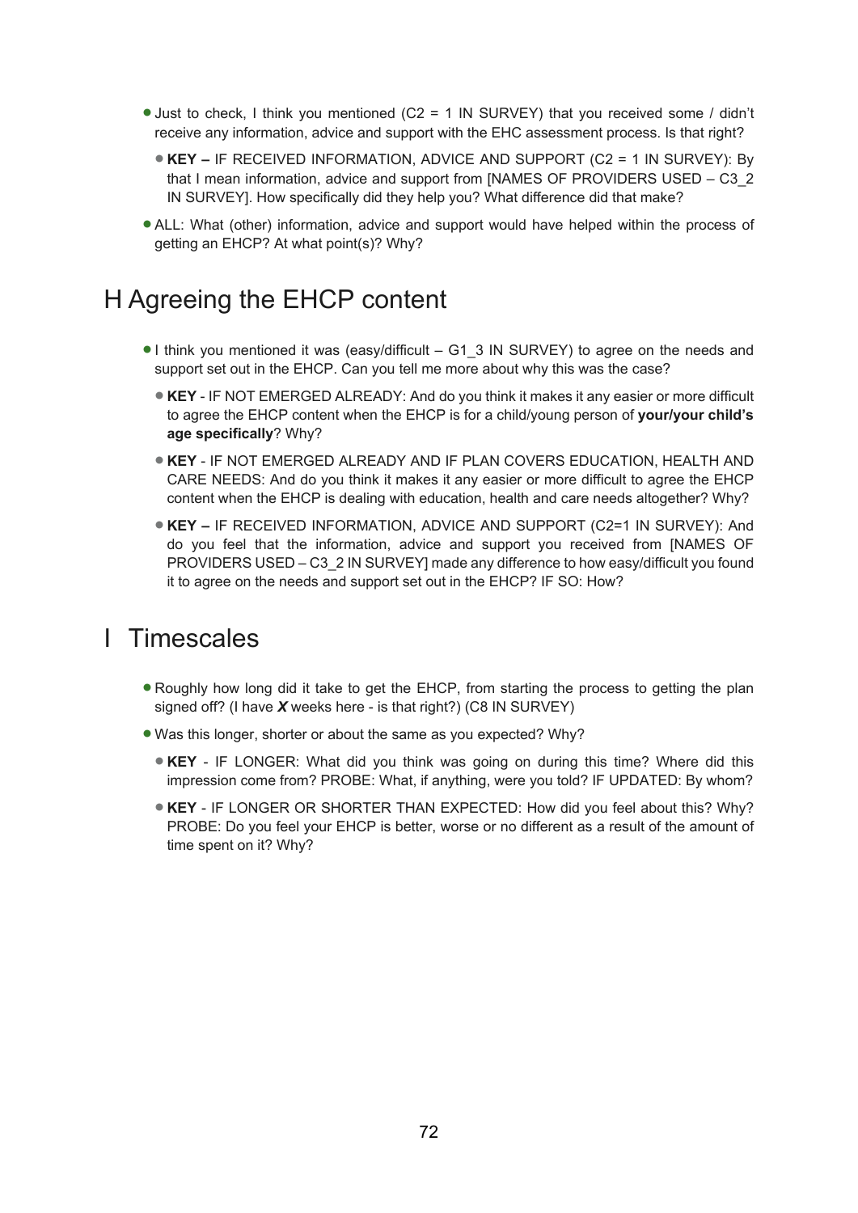- Just to check, I think you mentioned (C2 = 1 IN SURVEY) that you received some / didn't receive any information, advice and support with the EHC assessment process. Is that right?
  - **KEY –** IF RECEIVED INFORMATION, ADVICE AND SUPPORT (C2 = 1 IN SURVEY): By that I mean information, advice and support from [NAMES OF PROVIDERS USED – C3_2 IN SURVEY]. How specifically did they help you? What difference did that make?
- ALL: What (other) information, advice and support would have helped within the process of getting an EHCP? At what point(s)? Why?

# H Agreeing the EHCP content

- I think you mentioned it was (easy/difficult – G1_3 IN SURVEY) to agree on the needs and support set out in the EHCP. Can you tell me more about why this was the case?
  - **KEY** - IF NOT EMERGED ALREADY: And do you think it makes it any easier or more difficult to agree the EHCP content when the EHCP is for a child/young person of **your/your child's age specifically**? Why?
  - **KEY** - IF NOT EMERGED ALREADY AND IF PLAN COVERS EDUCATION, HEALTH AND CARE NEEDS: And do you think it makes it any easier or more difficult to agree the EHCP content when the EHCP is dealing with education, health and care needs altogether? Why?
  - **KEY –** IF RECEIVED INFORMATION, ADVICE AND SUPPORT (C2=1 IN SURVEY): And do you feel that the information, advice and support you received from [NAMES OF PROVIDERS USED – C3_2 IN SURVEY] made any difference to how easy/difficult you found it to agree on the needs and support set out in the EHCP? IF SO: How?

# I Timescales

- Roughly how long did it take to get the EHCP, from starting the process to getting the plan signed off? (I have ***X*** weeks here - is that right?) (C8 IN SURVEY)
- Was this longer, shorter or about the same as you expected? Why?
  - **KEY** - IF LONGER: What did you think was going on during this time? Where did this impression come from? PROBE: What, if anything, were you told? IF UPDATED: By whom?
  - **KEY** - IF LONGER OR SHORTER THAN EXPECTED: How did you feel about this? Why? PROBE: Do you feel your EHCP is better, worse or no different as a result of the amount of time spent on it? Why?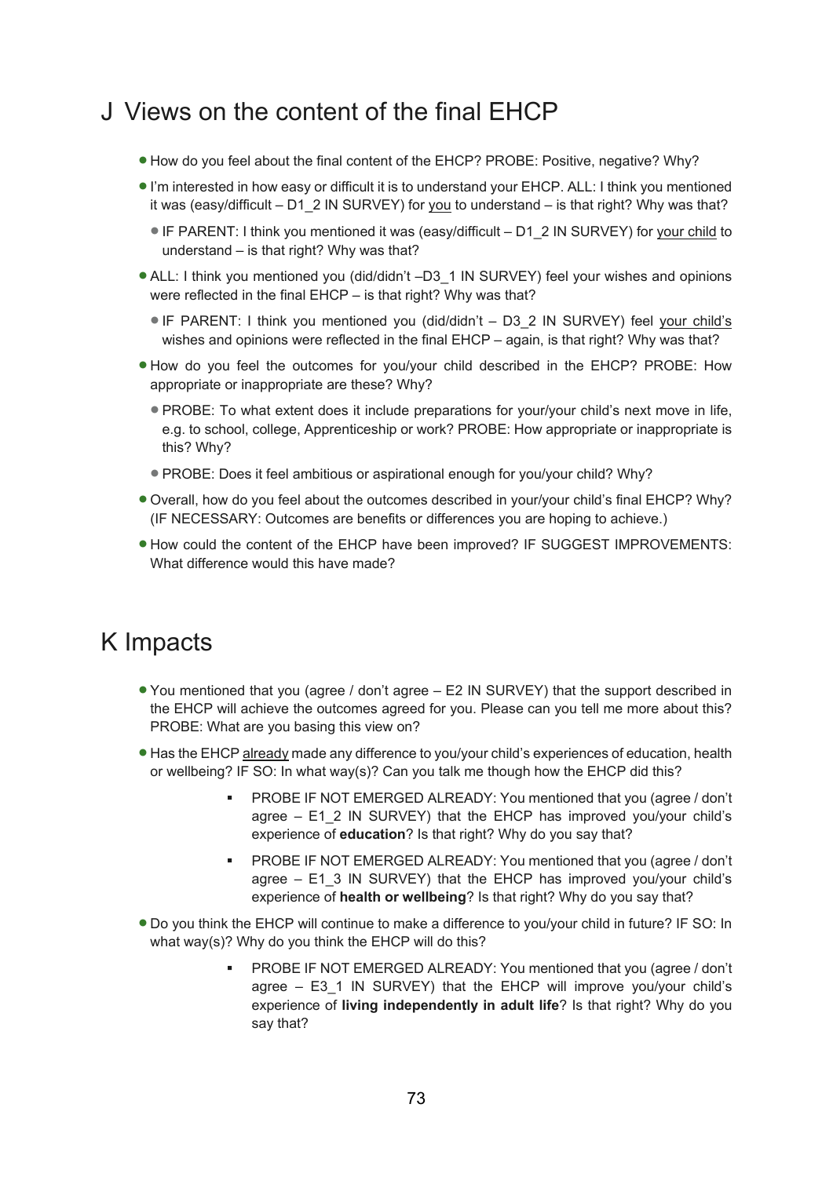## J Views on the content of the final EHCP

- How do you feel about the final content of the EHCP? PROBE: Positive, negative? Why?
- I'm interested in how easy or difficult it is to understand your EHCP. ALL: I think you mentioned it was (easy/difficult – D1_2 IN SURVEY) for you to understand – is that right? Why was that?
  - IF PARENT: I think you mentioned it was (easy/difficult – D1_2 IN SURVEY) for your child to understand – is that right? Why was that?
- ALL: I think you mentioned you (did/didn't –D3_1 IN SURVEY) feel your wishes and opinions were reflected in the final EHCP – is that right? Why was that?
  - IF PARENT: I think you mentioned you (did/didn't – D3_2 IN SURVEY) feel your child's wishes and opinions were reflected in the final EHCP – again, is that right? Why was that?
- How do you feel the outcomes for you/your child described in the EHCP? PROBE: How appropriate or inappropriate are these? Why?
  - PROBE: To what extent does it include preparations for your/your child's next move in life, e.g. to school, college, Apprenticeship or work? PROBE: How appropriate or inappropriate is this? Why?
  - PROBE: Does it feel ambitious or aspirational enough for you/your child? Why?
- Overall, how do you feel about the outcomes described in your/your child's final EHCP? Why? (IF NECESSARY: Outcomes are benefits or differences you are hoping to achieve.)
- How could the content of the EHCP have been improved? IF SUGGEST IMPROVEMENTS: What difference would this have made?

## K Impacts

- You mentioned that you (agree / don't agree – E2 IN SURVEY) that the support described in the EHCP will achieve the outcomes agreed for you. Please can you tell me more about this? PROBE: What are you basing this view on?
- Has the EHCP already made any difference to you/your child's experiences of education, health or wellbeing? IF SO: In what way(s)? Can you talk me though how the EHCP did this?
  - PROBE IF NOT EMERGED ALREADY: You mentioned that you (agree / don't agree – E1_2 IN SURVEY) that the EHCP has improved you/your child's experience of **education**? Is that right? Why do you say that?
  - PROBE IF NOT EMERGED ALREADY: You mentioned that you (agree / don't agree – E1_3 IN SURVEY) that the EHCP has improved you/your child's experience of **health or wellbeing**? Is that right? Why do you say that?
- Do you think the EHCP will continue to make a difference to you/your child in future? IF SO: In what way(s)? Why do you think the EHCP will do this?
  - PROBE IF NOT EMERGED ALREADY: You mentioned that you (agree / don't agree – E3_1 IN SURVEY) that the EHCP will improve you/your child's experience of **living independently in adult life**? Is that right? Why do you say that?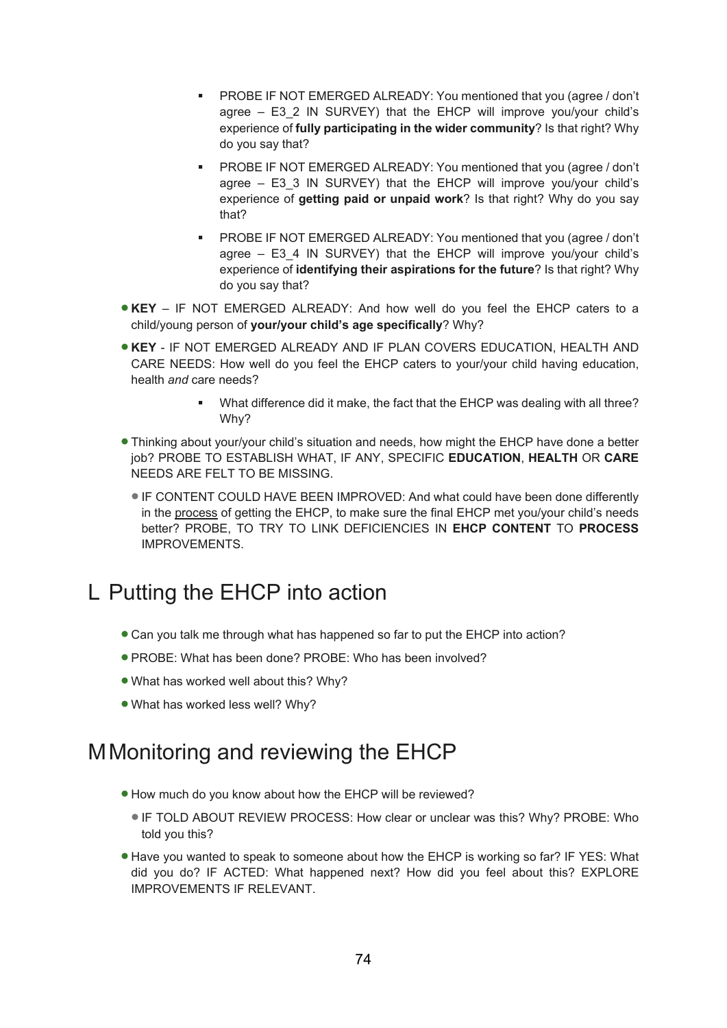- PROBE IF NOT EMERGED ALREADY: You mentioned that you (agree / don't agree – E3_2 IN SURVEY) that the EHCP will improve you/your child's experience of **fully participating in the wider community**? Is that right? Why do you say that?
    - PROBE IF NOT EMERGED ALREADY: You mentioned that you (agree / don't agree – E3_3 IN SURVEY) that the EHCP will improve you/your child's experience of **getting paid or unpaid work**? Is that right? Why do you say that?
    - PROBE IF NOT EMERGED ALREADY: You mentioned that you (agree / don't agree – E3_4 IN SURVEY) that the EHCP will improve you/your child's experience of **identifying their aspirations for the future**? Is that right? Why do you say that?

- **KEY** – IF NOT EMERGED ALREADY: And how well do you feel the EHCP caters to a child/young person of **your/your child's age specifically**? Why?
- **KEY** - IF NOT EMERGED ALREADY AND IF PLAN COVERS EDUCATION, HEALTH AND CARE NEEDS: How well do you feel the EHCP caters to your/your child having education, health *and* care needs?
    - What difference did it make, the fact that the EHCP was dealing with all three? Why?
- Thinking about your/your child's situation and needs, how might the EHCP have done a better job? PROBE TO ESTABLISH WHAT, IF ANY, SPECIFIC **EDUCATION**, **HEALTH** OR **CARE** NEEDS ARE FELT TO BE MISSING.
    - IF CONTENT COULD HAVE BEEN IMPROVED: And what could have been done differently in the process of getting the EHCP, to make sure the final EHCP met you/your child's needs better? PROBE, TO TRY TO LINK DEFICIENCIES IN **EHCP CONTENT** TO **PROCESS** IMPROVEMENTS.

# L Putting the EHCP into action

- Can you talk me through what has happened so far to put the EHCP into action?
- PROBE: What has been done? PROBE: Who has been involved?
- What has worked well about this? Why?
- What has worked less well? Why?

# M Monitoring and reviewing the EHCP

- How much do you know about how the EHCP will be reviewed?
    - IF TOLD ABOUT REVIEW PROCESS: How clear or unclear was this? Why? PROBE: Who told you this?
- Have you wanted to speak to someone about how the EHCP is working so far? IF YES: What did you do? IF ACTED: What happened next? How did you feel about this? EXPLORE IMPROVEMENTS IF RELEVANT.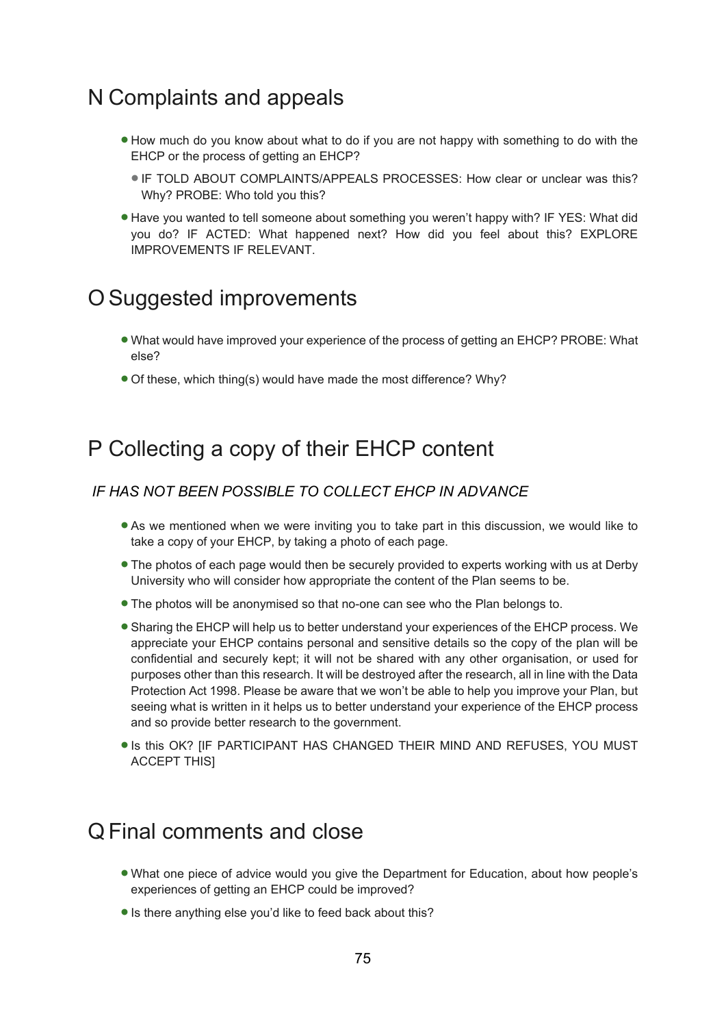## N Complaints and appeals

- How much do you know about what to do if you are not happy with something to do with the EHCP or the process of getting an EHCP?
  - IF TOLD ABOUT COMPLAINTS/APPEALS PROCESSES: How clear or unclear was this? Why? PROBE: Who told you this?
- Have you wanted to tell someone about something you weren't happy with? IF YES: What did you do? IF ACTED: What happened next? How did you feel about this? EXPLORE IMPROVEMENTS IF RELEVANT.

## O Suggested improvements

- What would have improved your experience of the process of getting an EHCP? PROBE: What else?
- Of these, which thing(s) would have made the most difference? Why?

## P Collecting a copy of their EHCP content

*IF HAS NOT BEEN POSSIBLE TO COLLECT EHCP IN ADVANCE*

- As we mentioned when we were inviting you to take part in this discussion, we would like to take a copy of your EHCP, by taking a photo of each page.
- The photos of each page would then be securely provided to experts working with us at Derby University who will consider how appropriate the content of the Plan seems to be.
- The photos will be anonymised so that no-one can see who the Plan belongs to.
- Sharing the EHCP will help us to better understand your experiences of the EHCP process. We appreciate your EHCP contains personal and sensitive details so the copy of the plan will be confidential and securely kept; it will not be shared with any other organisation, or used for purposes other than this research. It will be destroyed after the research, all in line with the Data Protection Act 1998. Please be aware that we won't be able to help you improve your Plan, but seeing what is written in it helps us to better understand your experience of the EHCP process and so provide better research to the government.
- Is this OK? [IF PARTICIPANT HAS CHANGED THEIR MIND AND REFUSES, YOU MUST ACCEPT THIS]

## Q Final comments and close

- What one piece of advice would you give the Department for Education, about how people's experiences of getting an EHCP could be improved?
- Is there anything else you'd like to feed back about this?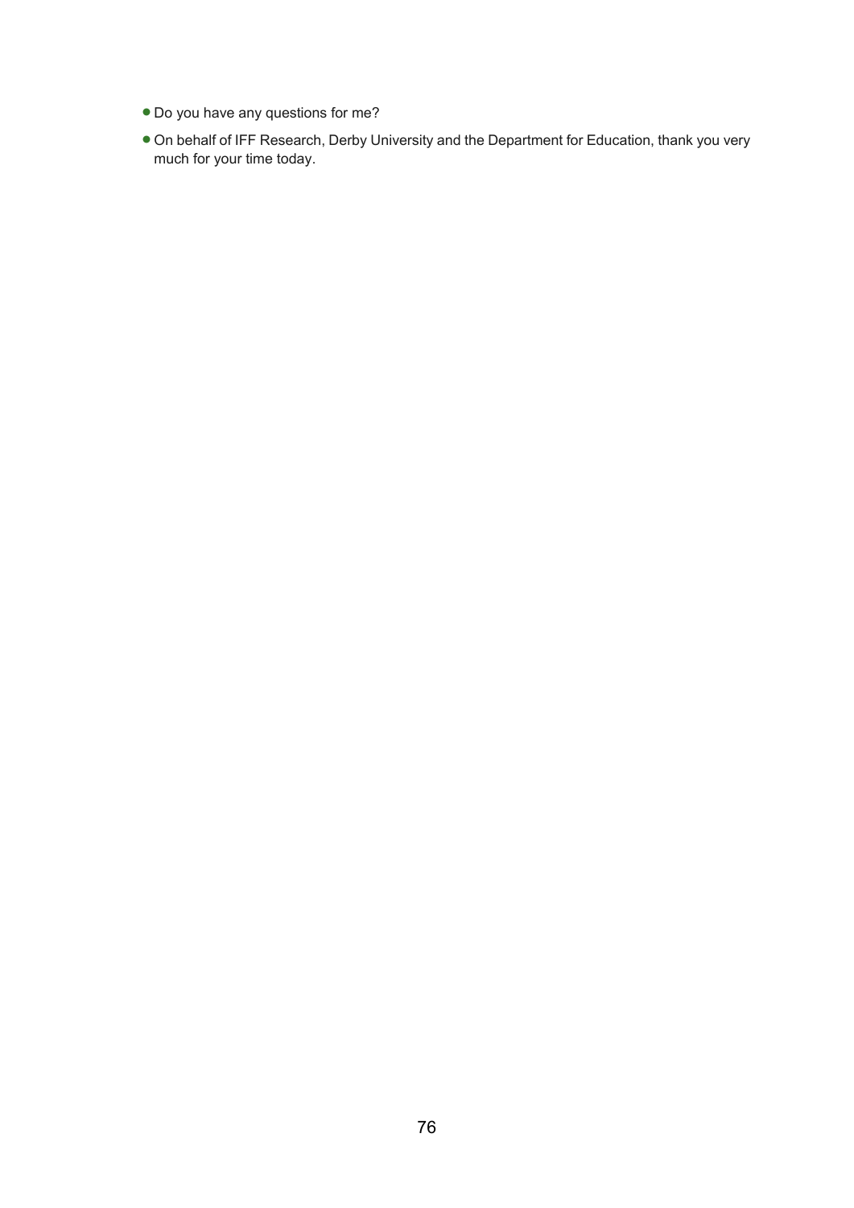- Do you have any questions for me?
- On behalf of IFF Research, Derby University and the Department for Education, thank you very much for your time today.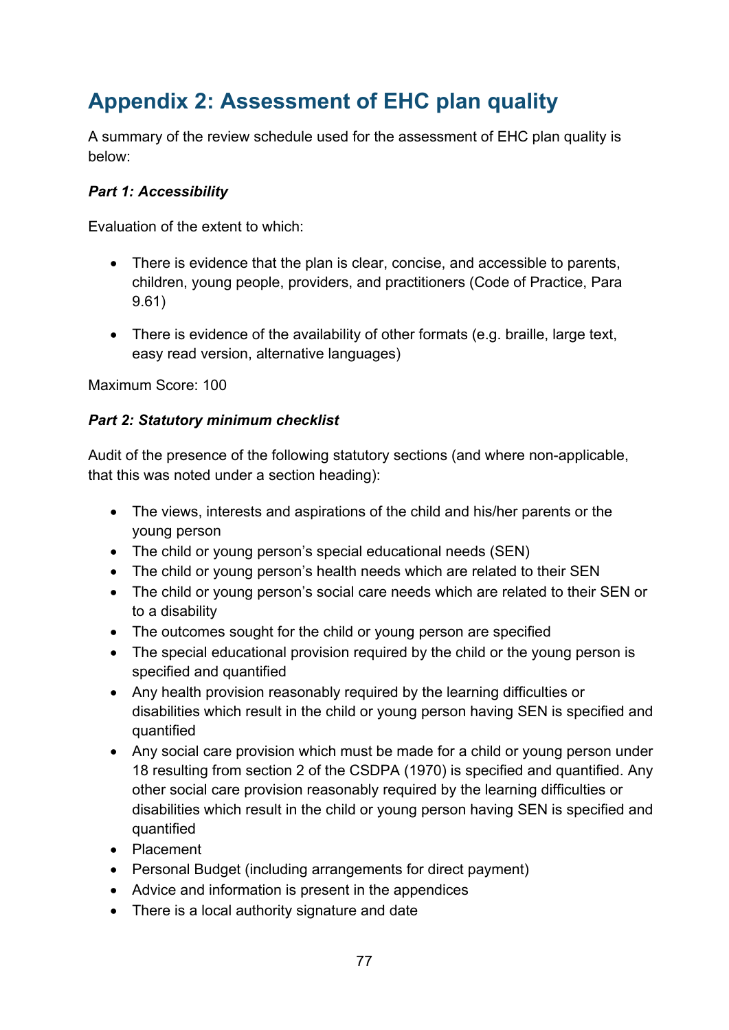# Appendix 2: Assessment of EHC plan quality

A summary of the review schedule used for the assessment of EHC plan quality is below:

***Part 1: Accessibility***

Evaluation of the extent to which:

- There is evidence that the plan is clear, concise, and accessible to parents, children, young people, providers, and practitioners (Code of Practice, Para 9.61)

- There is evidence of the availability of other formats (e.g. braille, large text, easy read version, alternative languages)

Maximum Score: 100

***Part 2: Statutory minimum checklist***

Audit of the presence of the following statutory sections (and where non-applicable, that this was noted under a section heading):

- The views, interests and aspirations of the child and his/her parents or the young person
- The child or young person's special educational needs (SEN)
- The child or young person's health needs which are related to their SEN
- The child or young person's social care needs which are related to their SEN or to a disability
- The outcomes sought for the child or young person are specified
- The special educational provision required by the child or the young person is specified and quantified
- Any health provision reasonably required by the learning difficulties or disabilities which result in the child or young person having SEN is specified and quantified
- Any social care provision which must be made for a child or young person under 18 resulting from section 2 of the CSDPA (1970) is specified and quantified. Any other social care provision reasonably required by the learning difficulties or disabilities which result in the child or young person having SEN is specified and quantified
- Placement
- Personal Budget (including arrangements for direct payment)
- Advice and information is present in the appendices
- There is a local authority signature and date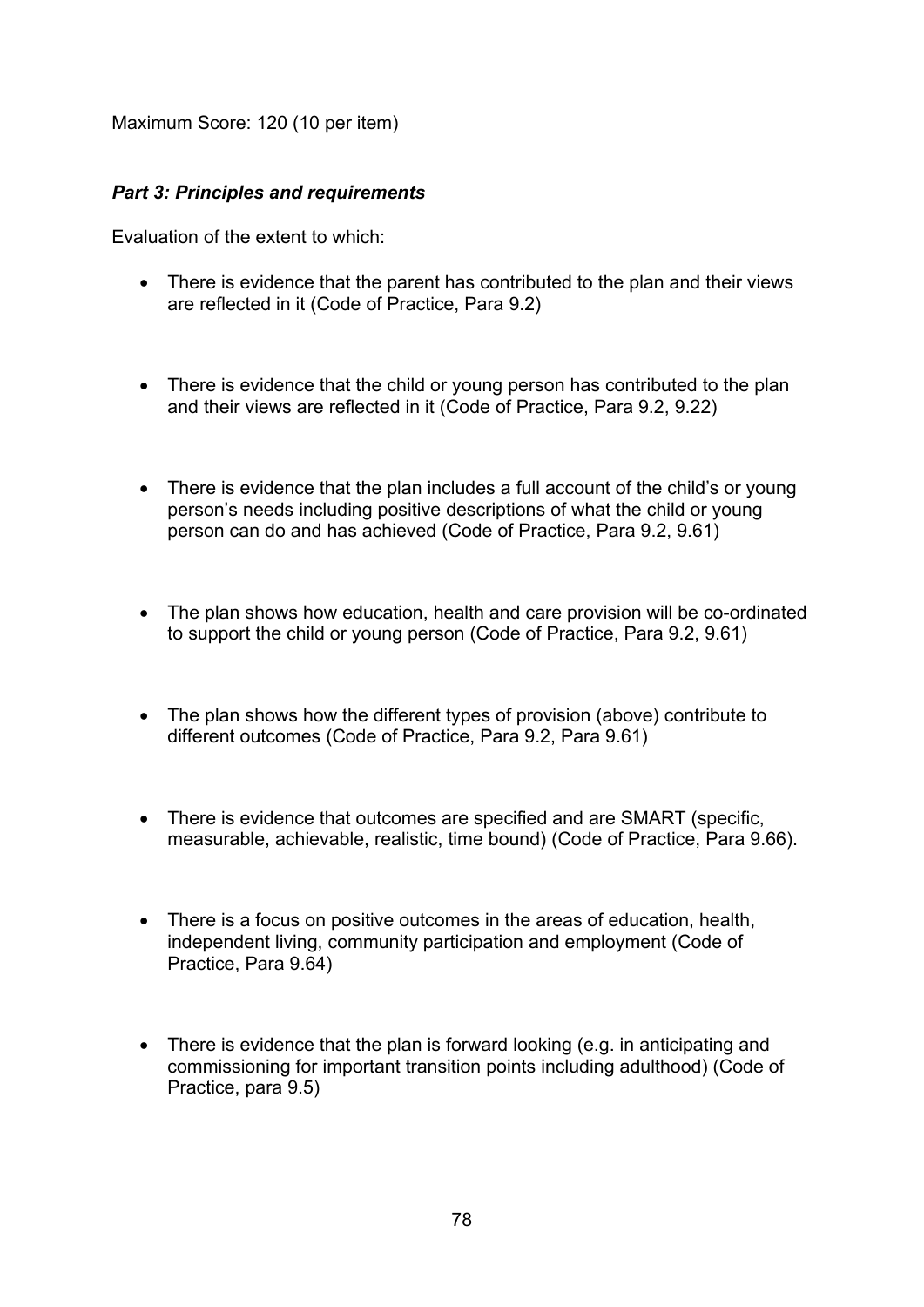Maximum Score: 120 (10 per item)

***Part 3: Principles and requirements***

Evaluation of the extent to which:

- There is evidence that the parent has contributed to the plan and their views are reflected in it (Code of Practice, Para 9.2)
- There is evidence that the child or young person has contributed to the plan and their views are reflected in it (Code of Practice, Para 9.2, 9.22)
- There is evidence that the plan includes a full account of the child's or young person's needs including positive descriptions of what the child or young person can do and has achieved (Code of Practice, Para 9.2, 9.61)
- The plan shows how education, health and care provision will be co-ordinated to support the child or young person (Code of Practice, Para 9.2, 9.61)
- The plan shows how the different types of provision (above) contribute to different outcomes (Code of Practice, Para 9.2, Para 9.61)
- There is evidence that outcomes are specified and are SMART (specific, measurable, achievable, realistic, time bound) (Code of Practice, Para 9.66).
- There is a focus on positive outcomes in the areas of education, health, independent living, community participation and employment (Code of Practice, Para 9.64)
- There is evidence that the plan is forward looking (e.g. in anticipating and commissioning for important transition points including adulthood) (Code of Practice, para 9.5)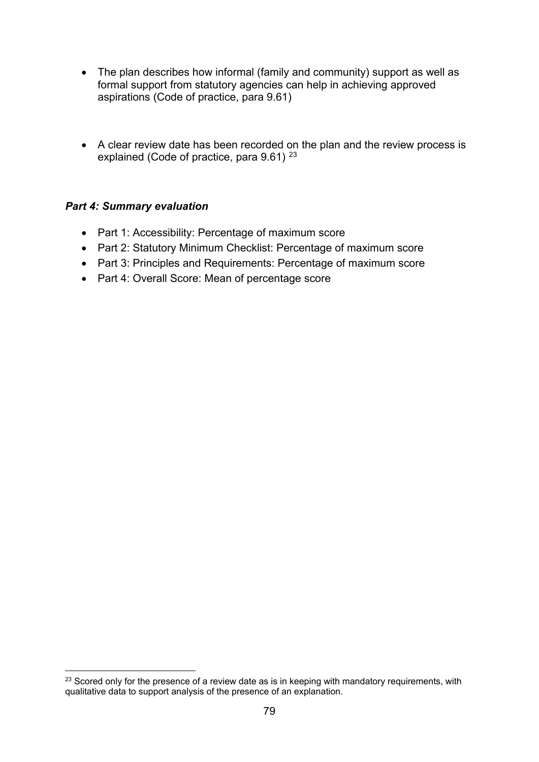- The plan describes how informal (family and community) support as well as formal support from statutory agencies can help in achieving approved aspirations (Code of practice, para 9.61)

- A clear review date has been recorded on the plan and the review process is explained (Code of practice, para 9.61) [23]

***Part 4: Summary evaluation***

- Part 1: Accessibility: Percentage of maximum score
- Part 2: Statutory Minimum Checklist: Percentage of maximum score
- Part 3: Principles and Requirements: Percentage of maximum score
- Part 4: Overall Score: Mean of percentage score

[23] Scored only for the presence of a review date as is in keeping with mandatory requirements, with qualitative data to support analysis of the presence of an explanation.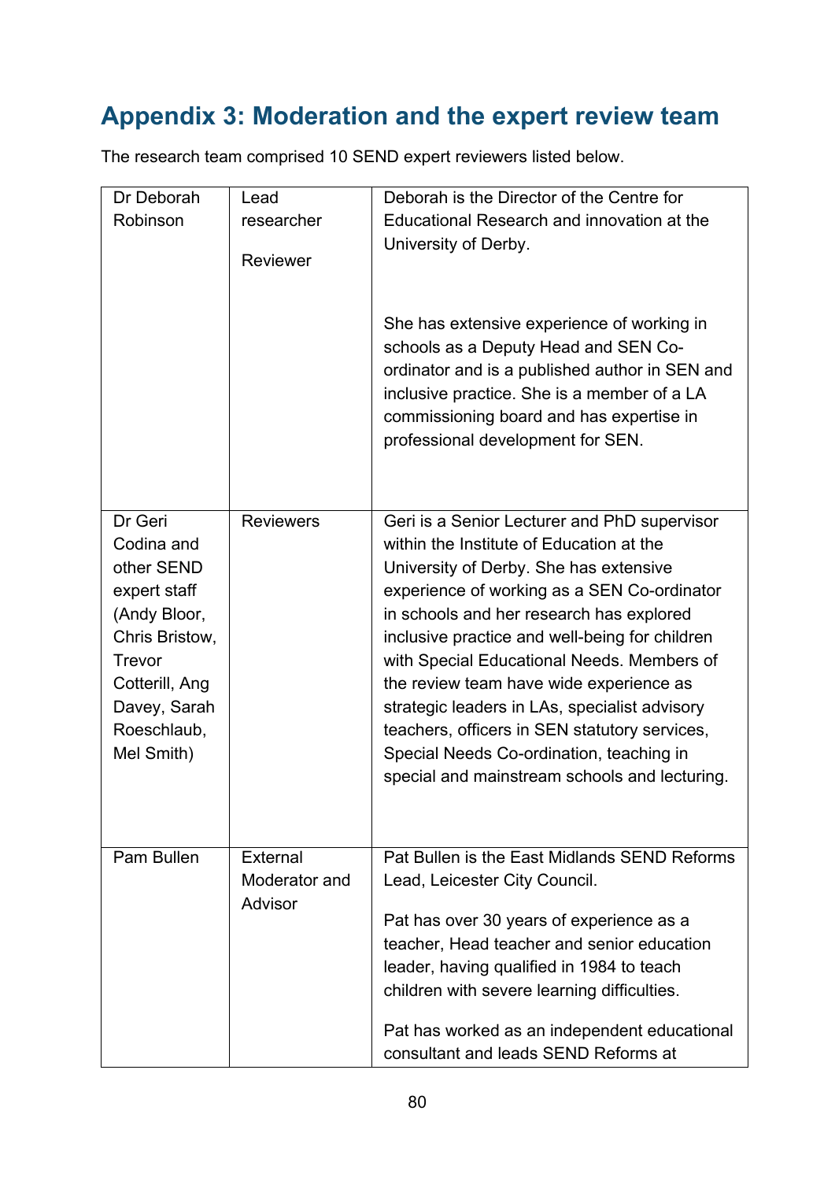# Appendix 3: Moderation and the expert review team

The research team comprised 10 SEND expert reviewers listed below.

| | | |
|---|---|---|
| Dr Deborah Robinson | Lead researcher<br><br>Reviewer | Deborah is the Director of the Centre for Educational Research and innovation at the University of Derby.<br><br>She has extensive experience of working in schools as a Deputy Head and SEN Co-ordinator and is a published author in SEN and inclusive practice. She is a member of a LA commissioning board and has expertise in professional development for SEN. |
| Dr Geri Codina and other SEND expert staff (Andy Bloor, Chris Bristow, Trevor Cotterill, Ang Davey, Sarah Roeschlaub, Mel Smith) | Reviewers | Geri is a Senior Lecturer and PhD supervisor within the Institute of Education at the University of Derby. She has extensive experience of working as a SEN Co-ordinator in schools and her research has explored inclusive practice and well-being for children with Special Educational Needs. Members of the review team have wide experience as strategic leaders in LAs, specialist advisory teachers, officers in SEN statutory services, Special Needs Co-ordination, teaching in special and mainstream schools and lecturing. |
| Pam Bullen | External Moderator and Advisor | Pat Bullen is the East Midlands SEND Reforms Lead, Leicester City Council.<br><br>Pat has over 30 years of experience as a teacher, Head teacher and senior education leader, having qualified in 1984 to teach children with severe learning difficulties.<br><br>Pat has worked as an independent educational consultant and leads SEND Reforms at |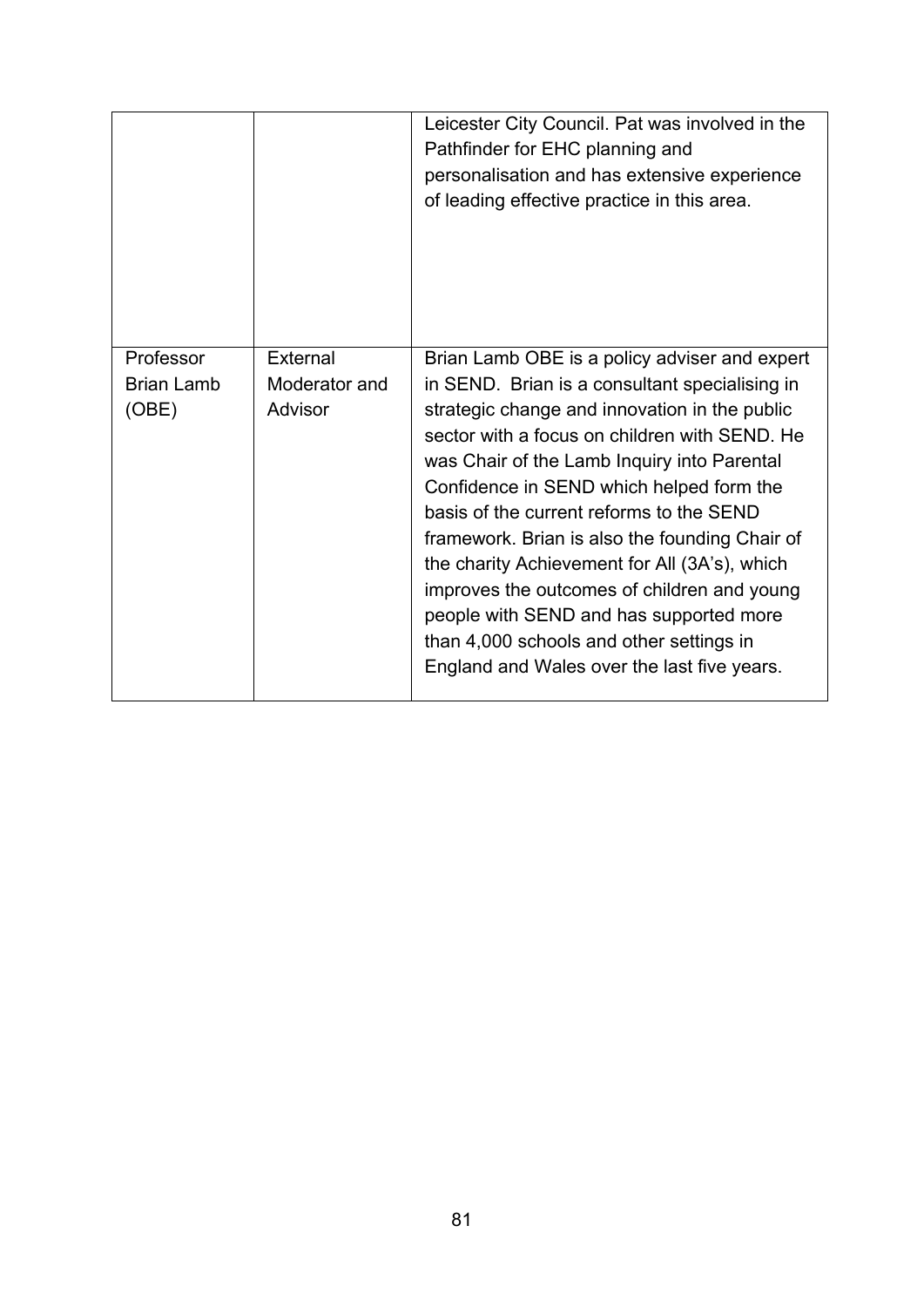| | | |
|---|---|---|
| | | Leicester City Council. Pat was involved in the Pathfinder for EHC planning and personalisation and has extensive experience of leading effective practice in this area. |
| Professor Brian Lamb (OBE) | External Moderator and Advisor | Brian Lamb OBE is a policy adviser and expert in SEND. Brian is a consultant specialising in strategic change and innovation in the public sector with a focus on children with SEND. He was Chair of the Lamb Inquiry into Parental Confidence in SEND which helped form the basis of the current reforms to the SEND framework. Brian is also the founding Chair of the charity Achievement for All (3A's), which improves the outcomes of children and young people with SEND and has supported more than 4,000 schools and other settings in England and Wales over the last five years. |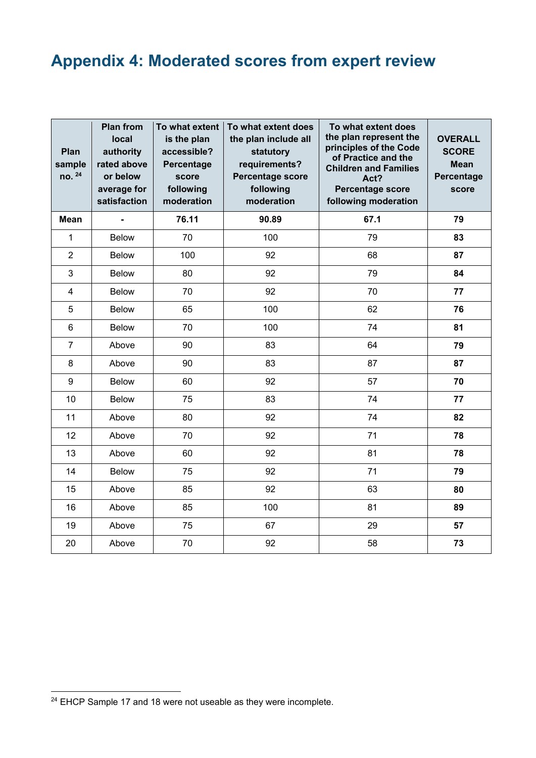# Appendix 4: Moderated scores from expert review

| Plan sample no. [24] | Plan from local authority rated above or below average for satisfaction | To what extent is the plan accessible? Percentage score following moderation | To what extent does the plan include all statutory requirements? Percentage score following moderation | To what extent does the plan represent the principles of the Code of Practice and the Children and Families Act? Percentage score following moderation | OVERALL SCORE Mean Percentage score |
|---|---|---|---|---|---|
| **Mean** | **-** | **76.11** | **90.89** | **67.1** | **79** |
| 1 | Below | 70 | 100 | 79 | **83** |
| 2 | Below | 100 | 92 | 68 | **87** |
| 3 | Below | 80 | 92 | 79 | **84** |
| 4 | Below | 70 | 92 | 70 | **77** |
| 5 | Below | 65 | 100 | 62 | **76** |
| 6 | Below | 70 | 100 | 74 | **81** |
| 7 | Above | 90 | 83 | 64 | **79** |
| 8 | Above | 90 | 83 | 87 | **87** |
| 9 | Below | 60 | 92 | 57 | **70** |
| 10 | Below | 75 | 83 | 74 | **77** |
| 11 | Above | 80 | 92 | 74 | **82** |
| 12 | Above | 70 | 92 | 71 | **78** |
| 13 | Above | 60 | 92 | 81 | **78** |
| 14 | Below | 75 | 92 | 71 | **79** |
| 15 | Above | 85 | 92 | 63 | **80** |
| 16 | Above | 85 | 100 | 81 | **89** |
| 19 | Above | 75 | 67 | 29 | **57** |
| 20 | Above | 70 | 92 | 58 | **73** |

[24] EHCP Sample 17 and 18 were not useable as they were incomplete.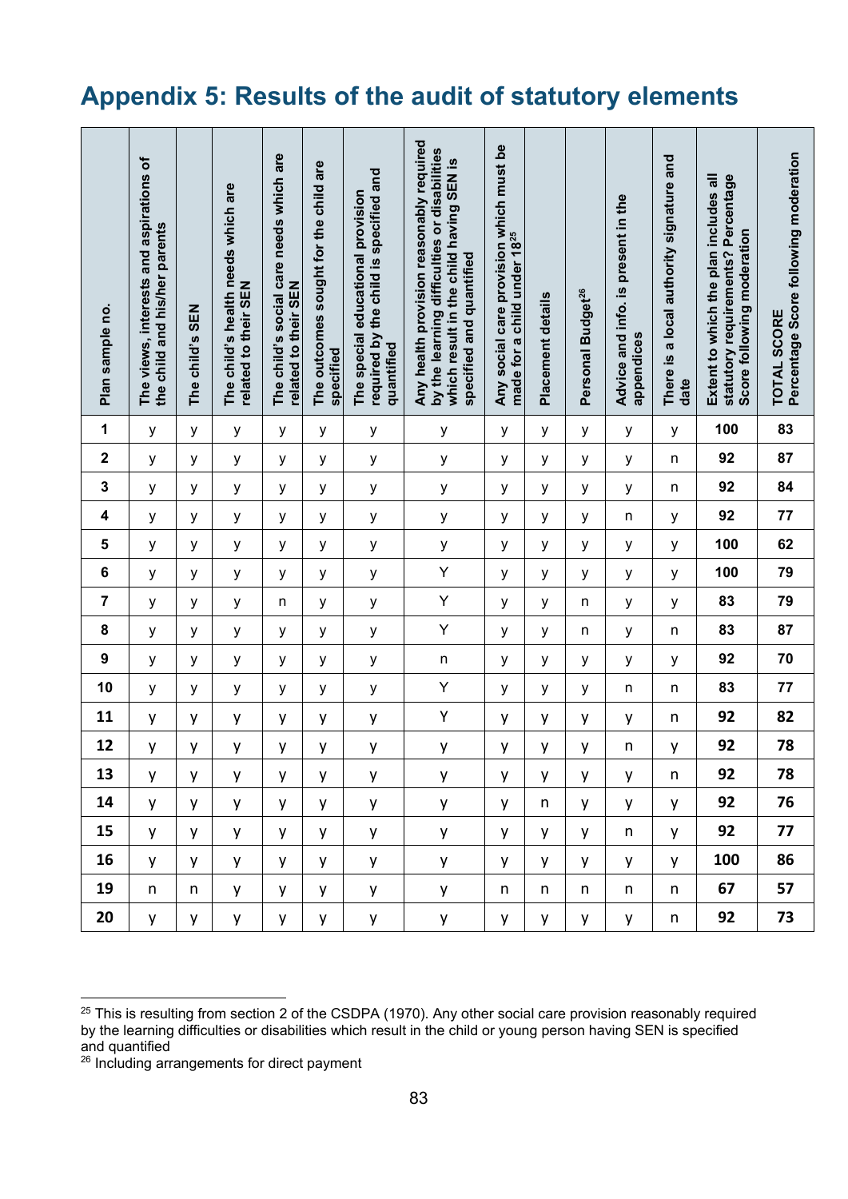# Appendix 5: Results of the audit of statutory elements

| Plan sample no. | The views, interests and aspirations of the child and his/her parents | The child's SEN | The child's health needs which are related to their SEN | The child's social care needs which are related to their SEN | The outcomes sought for the child are specified | The special educational provision required by the child is specified and quantified | Any health provision reasonably required by the learning difficulties or disabilities which result in the child having SEN is specified and quantified | Any social care provision which must be made for a child under 18[25] | Placement details | Personal Budget[26] | Advice and info. is present in the appendices | There is a local authority signature and date | Extent to which the plan includes all statutory requirements? Percentage Score following moderation | TOTAL SCORE Percentage Score following moderation |
|---|---|---|---|---|---|---|---|---|---|---|---|---|---|---|
| 1 | y | y | y | y | y | y | y | y | y | y | y | y | 100 | 83 |
| 2 | y | y | y | y | y | y | y | y | y | y | y | n | 92 | 87 |
| 3 | y | y | y | y | y | y | y | y | y | y | y | n | 92 | 84 |
| 4 | y | y | y | y | y | y | y | y | y | y | n | y | 92 | 77 |
| 5 | y | y | y | y | y | y | y | y | y | y | y | y | 100 | 62 |
| 6 | y | y | y | y | y | y | Y | y | y | y | y | y | 100 | 79 |
| 7 | y | y | y | n | y | y | Y | y | y | n | y | y | 83 | 79 |
| 8 | y | y | y | y | y | y | Y | y | y | n | y | n | 83 | 87 |
| 9 | y | y | y | y | y | y | n | y | y | y | y | y | 92 | 70 |
| 10 | y | y | y | y | y | y | Y | y | y | y | n | n | 83 | 77 |
| 11 | y | y | y | y | y | y | Y | y | y | y | y | n | 92 | 82 |
| 12 | y | y | y | y | y | y | y | y | y | y | n | y | 92 | 78 |
| 13 | y | y | y | y | y | y | y | y | y | y | y | n | 92 | 78 |
| 14 | y | y | y | y | y | y | y | y | n | y | y | y | 92 | 76 |
| 15 | y | y | y | y | y | y | y | y | y | y | n | y | 92 | 77 |
| 16 | y | y | y | y | y | y | y | y | y | y | y | y | 100 | 86 |
| 19 | n | n | y | y | y | y | y | n | n | n | n | n | 67 | 57 |
| 20 | y | y | y | y | y | y | y | y | y | y | y | n | 92 | 73 |

[25] This is resulting from section 2 of the CSDPA (1970). Any other social care provision reasonably required by the learning difficulties or disabilities which result in the child or young person having SEN is specified and quantified

[26] Including arrangements for direct payment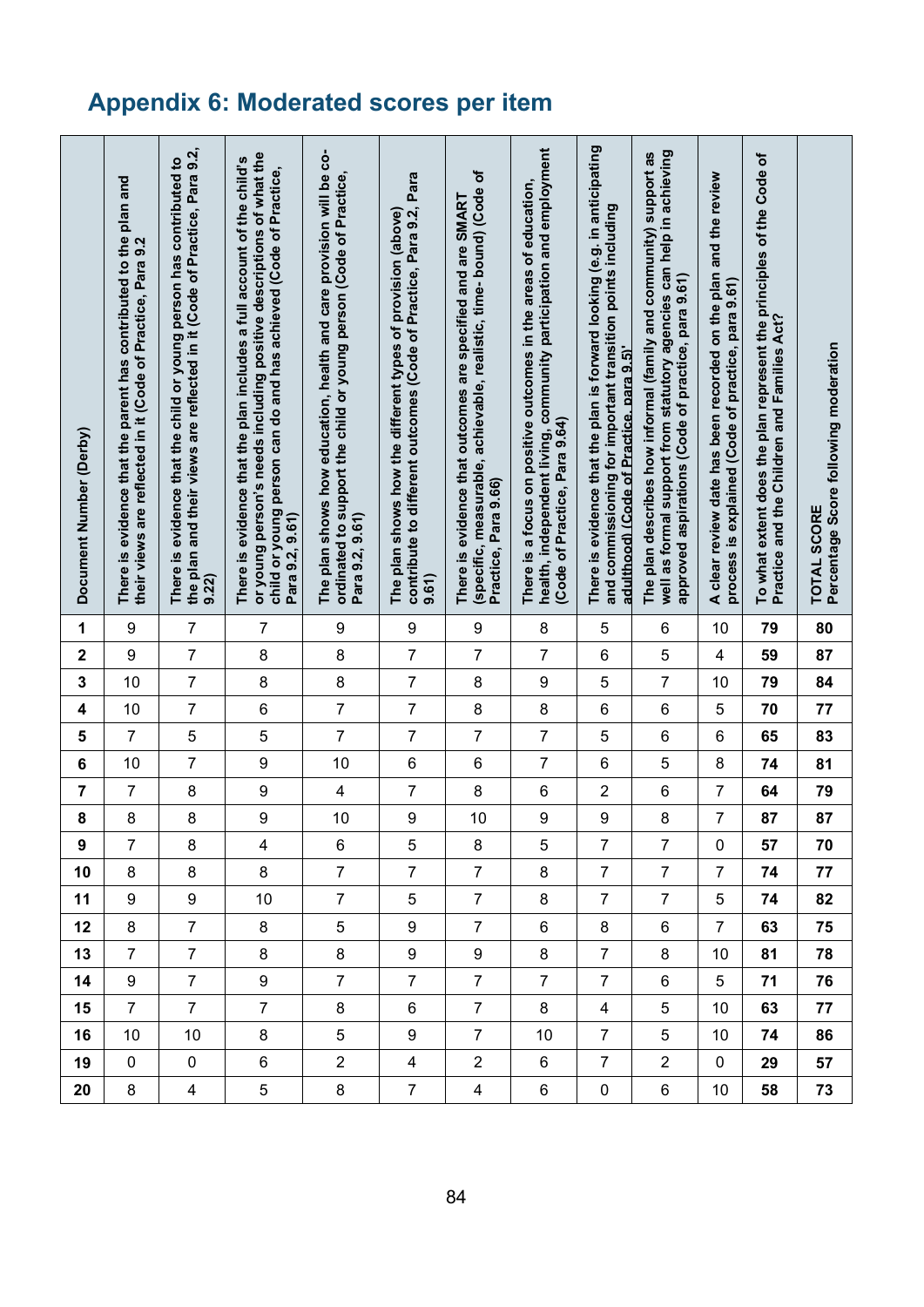# Appendix 6: Moderated scores per item

| Document Number (Derby) | There is evidence that the parent has contributed to the plan and their views are reflected in it (Code of Practice, Para 9.2 | There is evidence that the child or young person has contributed to the plan and their views are reflected in it (Code of Practice, Para 9.2, 9.22) | There is evidence that the plan includes a full account of the child's or young person's needs including positive descriptions of what the child or young person can do and has achieved (Code of Practice, Para 9.2, 9.61) | The plan shows how education, health and care provision will be co-ordinated to support the child or young person (Code of Practice, Para 9.2, 9.61) | The plan shows how the different types of provision (above) contribute to different outcomes (Code of Practice, Para 9.2, Para 9.61) | There is evidence that outcomes are specified and are SMART (specific, measurable, achievable, realistic, time- bound) (Code of Practice, Para 9.66) | There is a focus on positive outcomes in the areas of education, health, independent living, community participation and employment (Code of Practice, Para 9.64) | There is evidence that the plan is forward looking (e.g. in anticipating and commissioning for important transition points including adulthood) (Code of Practice, para 9.5)' | The plan describes how informal (family and community) support as well as formal support from statutory agencies can help in achieving approved aspirations (Code of practice, para 9.61) | A clear review date has been recorded on the plan and the review process is explained (Code of practice, para 9.61) | To what extent does the plan represent the principles of the Code of Practice and the Children and Families Act? | TOTAL SCORE Percentage Score following moderation |
|---|---|---|---|---|---|---|---|---|---|---|---|---|
| **1** | 9 | 7 | 7 | 9 | 9 | 9 | 8 | 5 | 6 | 10 | **79** | **80** |
| **2** | 9 | 7 | 8 | 8 | 7 | 7 | 7 | 6 | 5 | 4 | **59** | **87** |
| **3** | 10 | 7 | 8 | 8 | 7 | 8 | 9 | 5 | 7 | 10 | **79** | **84** |
| **4** | 10 | 7 | 6 | 7 | 7 | 8 | 8 | 6 | 6 | 5 | **70** | **77** |
| **5** | 7 | 5 | 5 | 7 | 7 | 7 | 7 | 5 | 6 | 6 | **65** | **83** |
| **6** | 10 | 7 | 9 | 10 | 6 | 6 | 7 | 6 | 5 | 8 | **74** | **81** |
| **7** | 7 | 8 | 9 | 4 | 7 | 8 | 6 | 2 | 6 | 7 | **64** | **79** |
| **8** | 8 | 8 | 9 | 10 | 9 | 10 | 9 | 9 | 8 | 7 | **87** | **87** |
| **9** | 7 | 8 | 4 | 6 | 5 | 8 | 5 | 7 | 7 | 0 | **57** | **70** |
| **10** | 8 | 8 | 8 | 7 | 7 | 7 | 8 | 7 | 7 | 7 | **74** | **77** |
| **11** | 9 | 9 | 10 | 7 | 5 | 7 | 8 | 7 | 7 | 5 | **74** | **82** |
| **12** | 8 | 7 | 8 | 5 | 9 | 7 | 6 | 8 | 6 | 7 | **63** | **75** |
| **13** | 7 | 7 | 8 | 8 | 9 | 9 | 8 | 7 | 8 | 10 | **81** | **78** |
| **14** | 9 | 7 | 9 | 7 | 7 | 7 | 7 | 7 | 6 | 5 | **71** | **76** |
| **15** | 7 | 7 | 7 | 8 | 6 | 7 | 8 | 4 | 5 | 10 | **63** | **77** |
| **16** | 10 | 10 | 8 | 5 | 9 | 7 | 10 | 7 | 5 | 10 | **74** | **86** |
| **19** | 0 | 0 | 6 | 2 | 4 | 2 | 6 | 7 | 2 | 0 | **29** | **57** |
| **20** | 8 | 4 | 5 | 8 | 7 | 4 | 6 | 0 | 6 | 10 | **58** | **73** |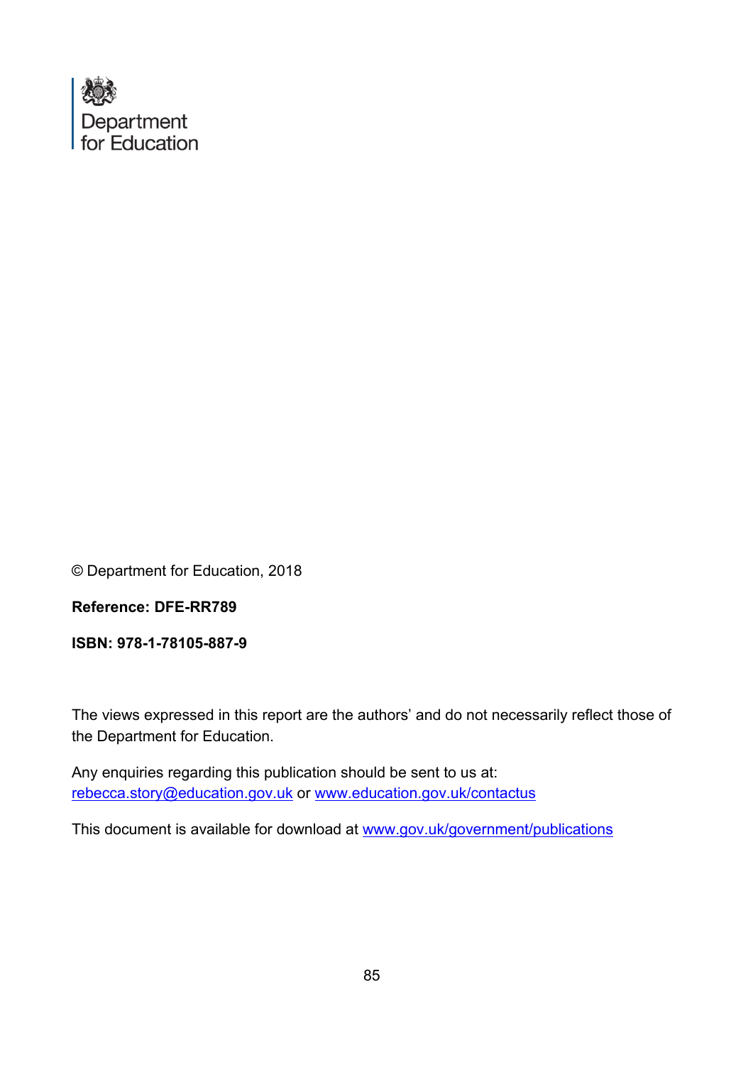Department for Education

© Department for Education, 2018

**Reference: DFE-RR789**

**ISBN: 978-1-78105-887-9**

The views expressed in this report are the authors' and do not necessarily reflect those of the Department for Education.

Any enquiries regarding this publication should be sent to us at: rebecca.story@education.gov.uk or www.education.gov.uk/contactus

This document is available for download at www.gov.uk/government/publications